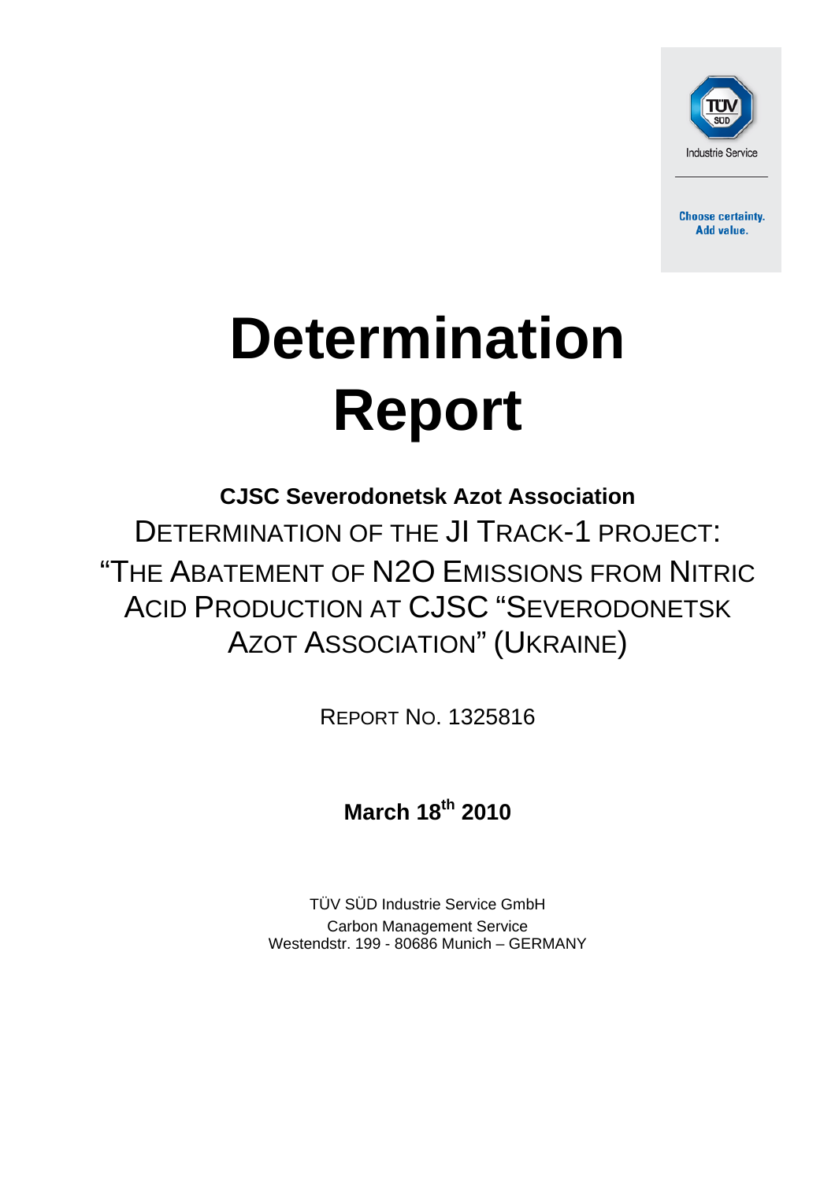TÜV SÜD

Industrie Service

Choose certainty.
Add value.

# Determination Report

**CJSC Severodonetsk Azot Association**

DETERMINATION OF THE JI TRACK-1 PROJECT:
"THE ABATEMENT OF N2O EMISSIONS FROM NITRIC ACID PRODUCTION AT CJSC "SEVERODONETSK AZOT ASSOCIATION" (UKRAINE)

REPORT NO. 1325816

**March 18th 2010**

TÜV SÜD Industrie Service GmbH
Carbon Management Service
Westendstr. 199 - 80686 Munich – GERMANY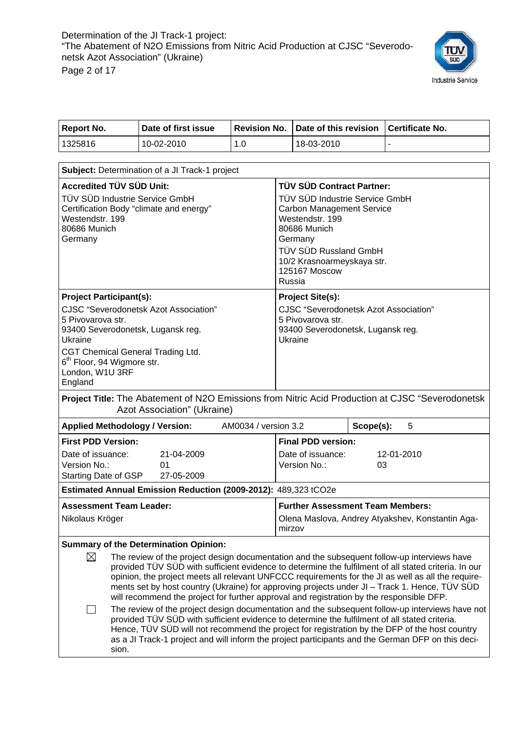| Report No. | Date of first issue | Revision No. | Date of this revision | Certificate No. |
|---|---|---|---|---|
| 1325816 | 10-02-2010 | 1.0 | 18-03-2010 | - |

**Subject:** Determination of a JI Track-1 project

| **Accredited TÜV SÜD Unit:** | **TÜV SÜD Contract Partner:** |
|---|---|
| TÜV SÜD Industrie Service GmbH<br>Certification Body "climate and energy"<br>Westendstr. 199<br>80686 Munich<br>Germany | TÜV SÜD Industrie Service GmbH<br>Carbon Management Service<br>Westendstr. 199<br>80686 Munich<br>Germany<br>TÜV SÜD Russland GmbH<br>10/2 Krasnoarmeyskaya str.<br>125167 Moscow<br>Russia |

| **Project Participant(s):** | **Project Site(s):** |
|---|---|
| CJSC "Severodonetsk Azot Association"<br>5 Pivovarova str.<br>93400 Severodonetsk, Lugansk reg.<br>Ukraine<br>CGT Chemical General Trading Ltd.<br>6th Floor, 94 Wigmore str.<br>London, W1U 3RF<br>England | CJSC "Severodonetsk Azot Association"<br>5 Pivovarova str.<br>93400 Severodonetsk, Lugansk reg.<br>Ukraine |

**Project Title:** The Abatement of N2O Emissions from Nitric Acid Production at CJSC "Severodonetsk Azot Association" (Ukraine)

| **Applied Methodology / Version:** | AM0034 / version 3.2 | **Scope(s):** | 5 |
|---|---|---|---|

| **First PDD Version:** | | **Final PDD version:** | |
|---|---|---|---|
| Date of issuance: | 21-04-2009 | Date of issuance: | 12-01-2010 |
| Version No.: | 01 | Version No.: | 03 |
| Starting Date of GSP | 27-05-2009 | | |

**Estimated Annual Emission Reduction (2009-2012):** 489,323 tCO2e

| **Assessment Team Leader:** | **Further Assessment Team Members:** |
|---|---|
| Nikolaus Kröger | Olena Maslova, Andrey Atyakshev, Konstantin Agamirzov |

**Summary of the Determination Opinion:**

- ☒ The review of the project design documentation and the subsequent follow-up interviews have provided TÜV SÜD with sufficient evidence to determine the fulfilment of all stated criteria. In our opinion, the project meets all relevant UNFCCC requirements for the JI as well as all the requirements set by host country (Ukraine) for approving projects under JI – Track 1. Hence, TÜV SÜD will recommend the project for further approval and registration by the responsible DFP.
- ☐ The review of the project design documentation and the subsequent follow-up interviews have not provided TÜV SÜD with sufficient evidence to determine the fulfilment of all stated criteria. Hence, TÜV SÜD will not recommend the project for registration by the DFP of the host country as a JI Track-1 project and will inform the project participants and the German DFP on this decision.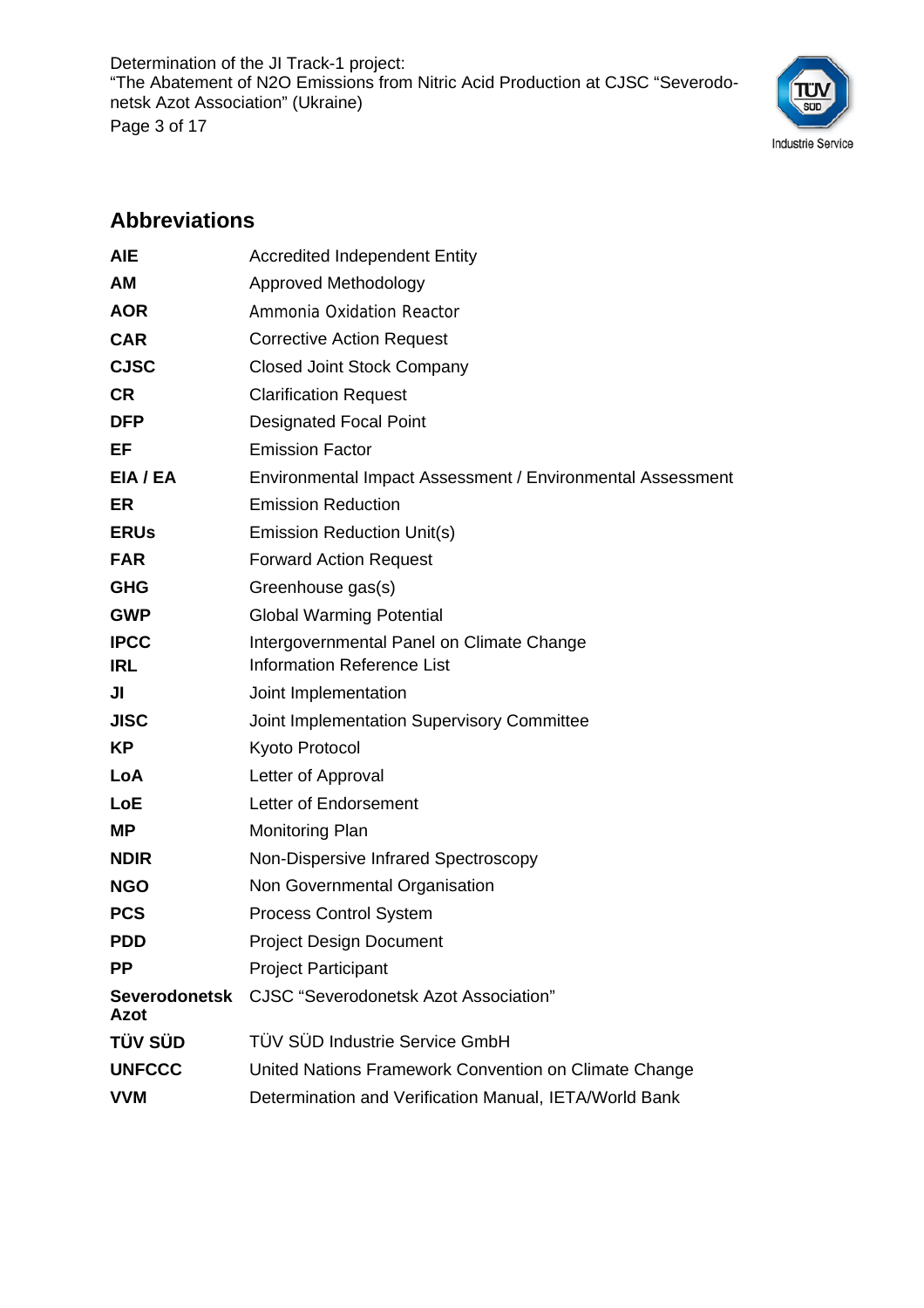## Abbreviations

| | |
|---|---|
| **AIE** | Accredited Independent Entity |
| **AM** | Approved Methodology |
| **AOR** | Ammonia Oxidation Reactor |
| **CAR** | Corrective Action Request |
| **CJSC** | Closed Joint Stock Company |
| **CR** | Clarification Request |
| **DFP** | Designated Focal Point |
| **EF** | Emission Factor |
| **EIA / EA** | Environmental Impact Assessment / Environmental Assessment |
| **ER** | Emission Reduction |
| **ERUs** | Emission Reduction Unit(s) |
| **FAR** | Forward Action Request |
| **GHG** | Greenhouse gas(s) |
| **GWP** | Global Warming Potential |
| **IPCC** | Intergovernmental Panel on Climate Change |
| **IRL** | Information Reference List |
| **JI** | Joint Implementation |
| **JISC** | Joint Implementation Supervisory Committee |
| **KP** | Kyoto Protocol |
| **LoA** | Letter of Approval |
| **LoE** | Letter of Endorsement |
| **MP** | Monitoring Plan |
| **NDIR** | Non-Dispersive Infrared Spectroscopy |
| **NGO** | Non Governmental Organisation |
| **PCS** | Process Control System |
| **PDD** | Project Design Document |
| **PP** | Project Participant |
| **Severodonetsk Azot** | CJSC “Severodonetsk Azot Association” |
| **TÜV SÜD** | TÜV SÜD Industrie Service GmbH |
| **UNFCCC** | United Nations Framework Convention on Climate Change |
| **VVM** | Determination and Verification Manual, IETA/World Bank |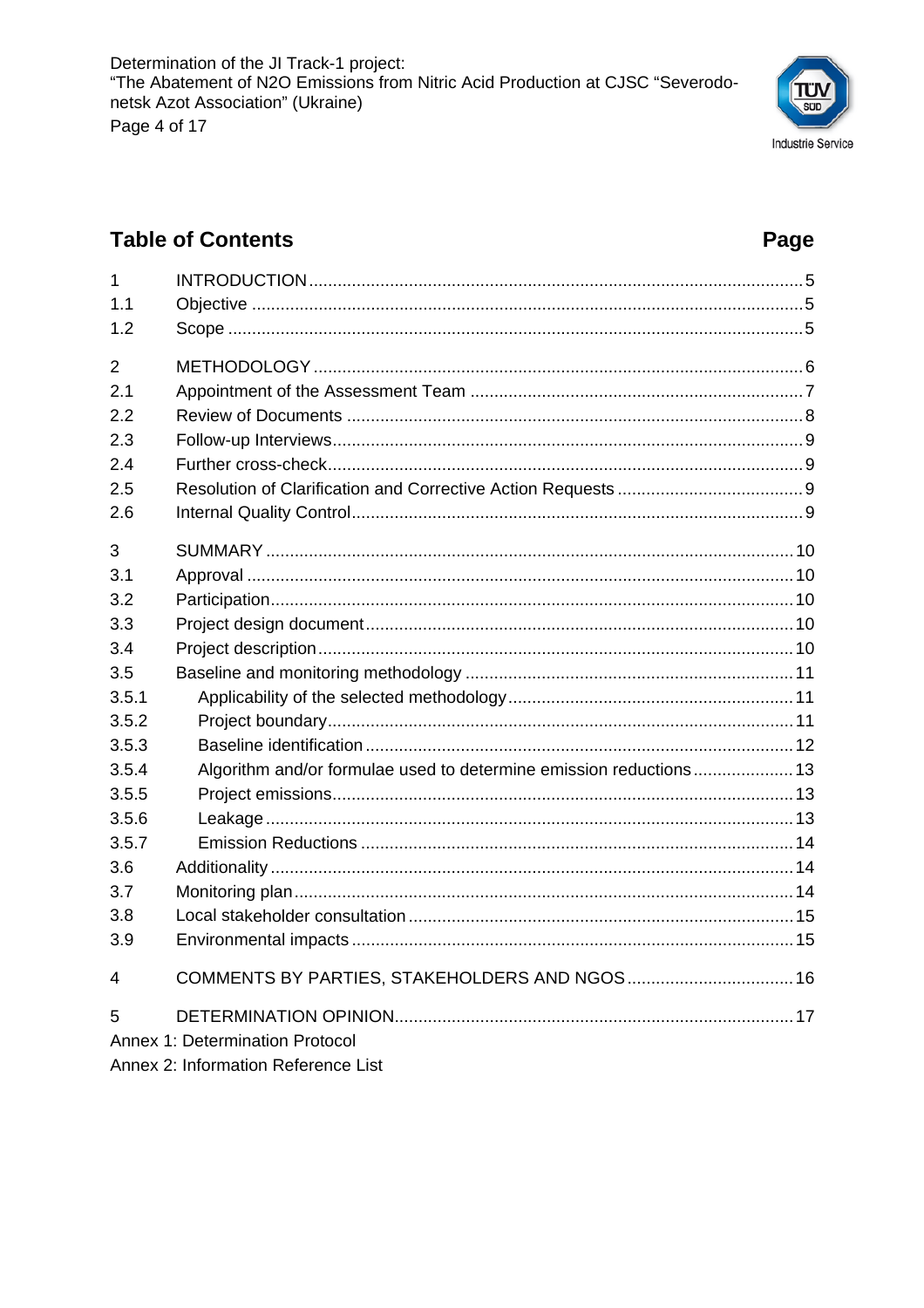## Table of Contents

| | | Page |
|---|---|---|
| 1 | INTRODUCTION | 5 |
| 1.1 | Objective | 5 |
| 1.2 | Scope | 5 |
| 2 | METHODOLOGY | 6 |
| 2.1 | Appointment of the Assessment Team | 7 |
| 2.2 | Review of Documents | 8 |
| 2.3 | Follow-up Interviews | 9 |
| 2.4 | Further cross-check | 9 |
| 2.5 | Resolution of Clarification and Corrective Action Requests | 9 |
| 2.6 | Internal Quality Control | 9 |
| 3 | SUMMARY | 10 |
| 3.1 | Approval | 10 |
| 3.2 | Participation | 10 |
| 3.3 | Project design document | 10 |
| 3.4 | Project description | 10 |
| 3.5 | Baseline and monitoring methodology | 11 |
| 3.5.1 | Applicability of the selected methodology | 11 |
| 3.5.2 | Project boundary | 11 |
| 3.5.3 | Baseline identification | 12 |
| 3.5.4 | Algorithm and/or formulae used to determine emission reductions | 13 |
| 3.5.5 | Project emissions | 13 |
| 3.5.6 | Leakage | 13 |
| 3.5.7 | Emission Reductions | 14 |
| 3.6 | Additionality | 14 |
| 3.7 | Monitoring plan | 14 |
| 3.8 | Local stakeholder consultation | 15 |
| 3.9 | Environmental impacts | 15 |
| 4 | COMMENTS BY PARTIES, STAKEHOLDERS AND NGOS | 16 |
| 5 | DETERMINATION OPINION | 17 |

Annex 1: Determination Protocol

Annex 2: Information Reference List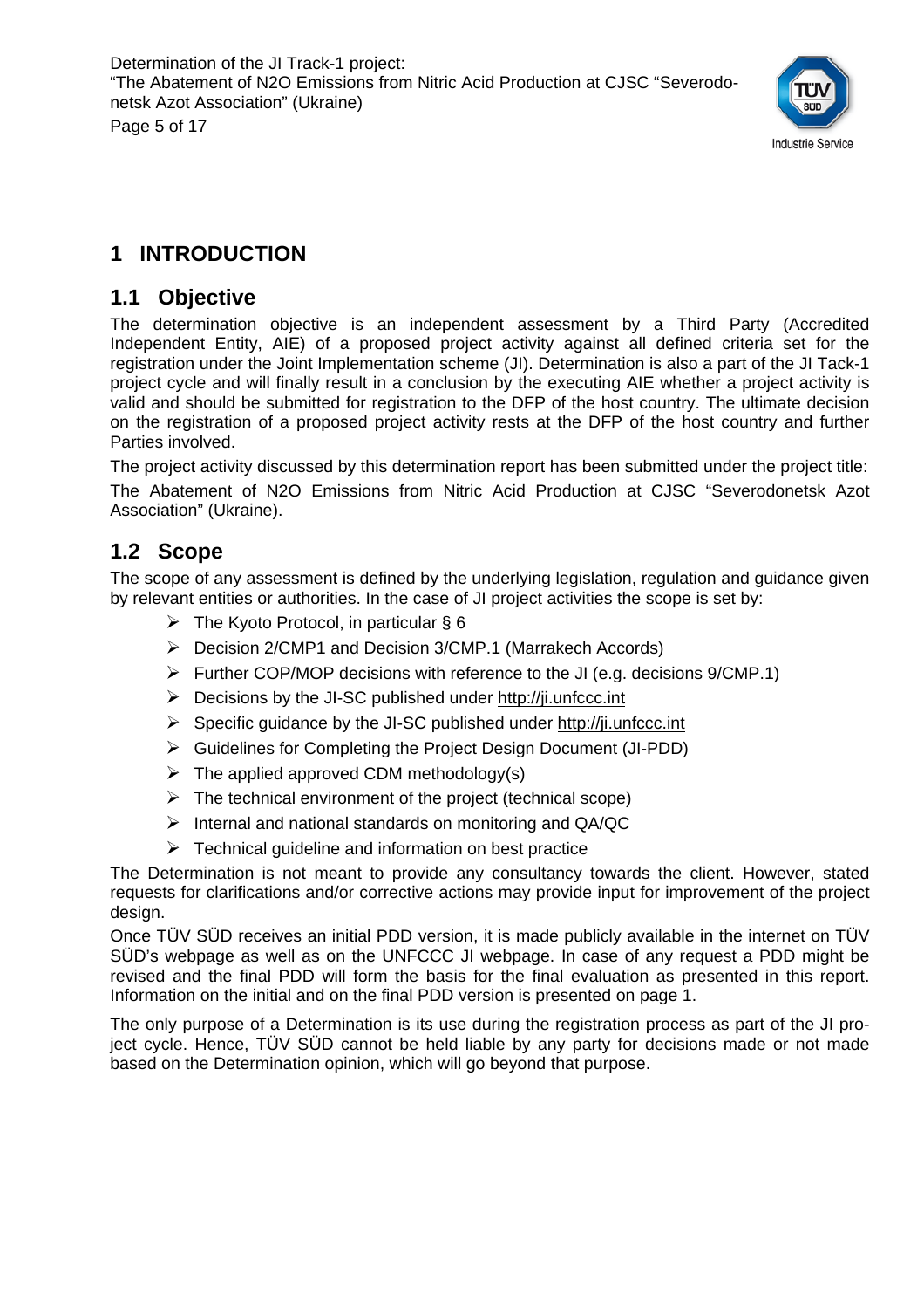# 1 INTRODUCTION

## 1.1 Objective

The determination objective is an independent assessment by a Third Party (Accredited Independent Entity, AIE) of a proposed project activity against all defined criteria set for the registration under the Joint Implementation scheme (JI). Determination is also a part of the JI Tack-1 project cycle and will finally result in a conclusion by the executing AIE whether a project activity is valid and should be submitted for registration to the DFP of the host country. The ultimate decision on the registration of a proposed project activity rests at the DFP of the host country and further Parties involved.

The project activity discussed by this determination report has been submitted under the project title:

The Abatement of N2O Emissions from Nitric Acid Production at CJSC "Severodonetsk Azot Association" (Ukraine).

## 1.2 Scope

The scope of any assessment is defined by the underlying legislation, regulation and guidance given by relevant entities or authorities. In the case of JI project activities the scope is set by:

- The Kyoto Protocol, in particular § 6
- Decision 2/CMP1 and Decision 3/CMP.1 (Marrakech Accords)
- Further COP/MOP decisions with reference to the JI (e.g. decisions 9/CMP.1)
- Decisions by the JI-SC published under http://ji.unfccc.int
- Specific guidance by the JI-SC published under http://ji.unfccc.int
- Guidelines for Completing the Project Design Document (JI-PDD)
- The applied approved CDM methodology(s)
- The technical environment of the project (technical scope)
- Internal and national standards on monitoring and QA/QC
- Technical guideline and information on best practice

The Determination is not meant to provide any consultancy towards the client. However, stated requests for clarifications and/or corrective actions may provide input for improvement of the project design.

Once TÜV SÜD receives an initial PDD version, it is made publicly available in the internet on TÜV SÜD's webpage as well as on the UNFCCC JI webpage. In case of any request a PDD might be revised and the final PDD will form the basis for the final evaluation as presented in this report. Information on the initial and on the final PDD version is presented on page 1.

The only purpose of a Determination is its use during the registration process as part of the JI project cycle. Hence, TÜV SÜD cannot be held liable by any party for decisions made or not made based on the Determination opinion, which will go beyond that purpose.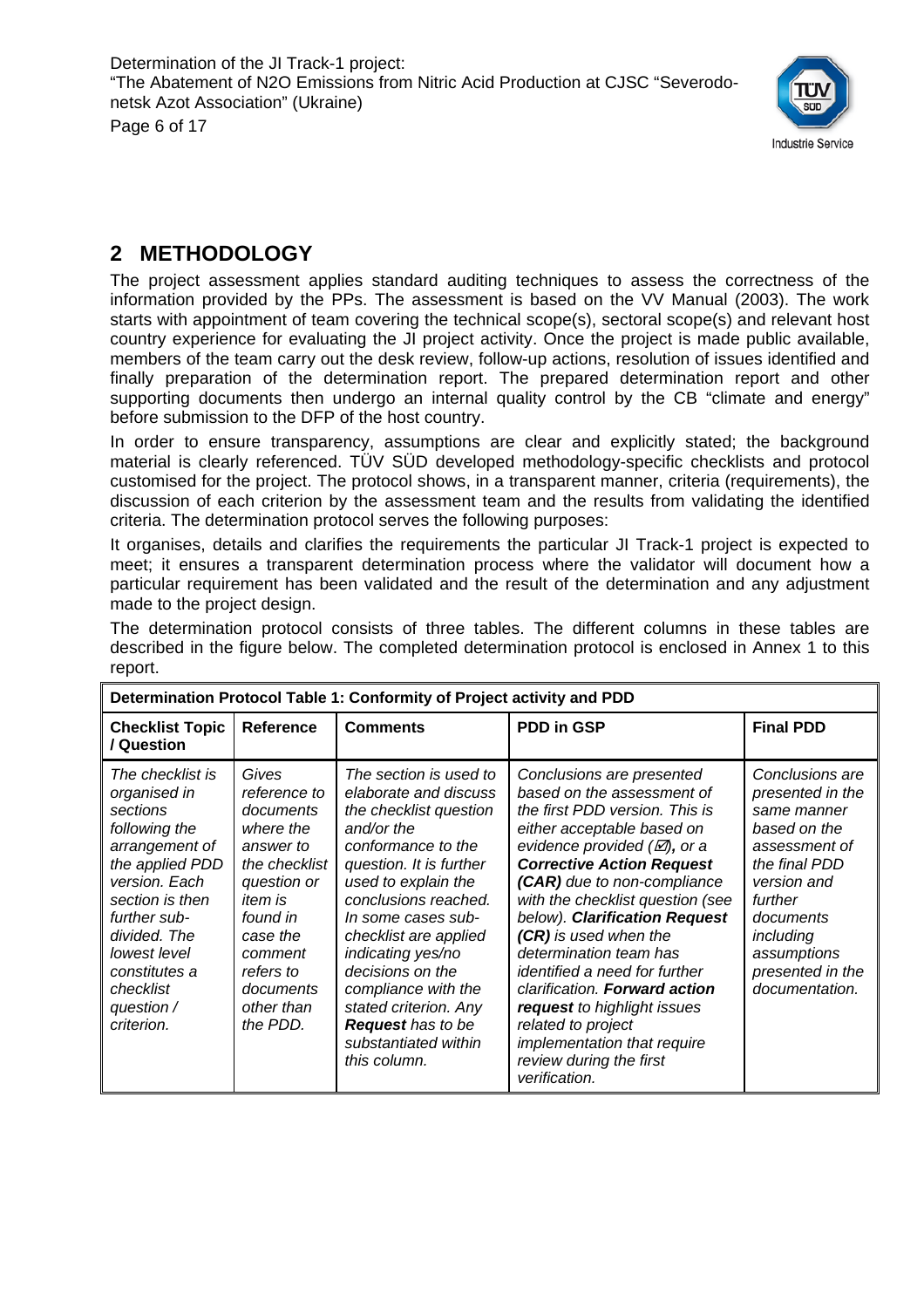## 2 METHODOLOGY

The project assessment applies standard auditing techniques to assess the correctness of the information provided by the PPs. The assessment is based on the VV Manual (2003). The work starts with appointment of team covering the technical scope(s), sectoral scope(s) and relevant host country experience for evaluating the JI project activity. Once the project is made public available, members of the team carry out the desk review, follow-up actions, resolution of issues identified and finally preparation of the determination report. The prepared determination report and other supporting documents then undergo an internal quality control by the CB "climate and energy" before submission to the DFP of the host country.

In order to ensure transparency, assumptions are clear and explicitly stated; the background material is clearly referenced. TÜV SÜD developed methodology-specific checklists and protocol customised for the project. The protocol shows, in a transparent manner, criteria (requirements), the discussion of each criterion by the assessment team and the results from validating the identified criteria. The determination protocol serves the following purposes:

It organises, details and clarifies the requirements the particular JI Track-1 project is expected to meet; it ensures a transparent determination process where the validator will document how a particular requirement has been validated and the result of the determination and any adjustment made to the project design.

The determination protocol consists of three tables. The different columns in these tables are described in the figure below. The completed determination protocol is enclosed in Annex 1 to this report.

| **Determination Protocol Table 1: Conformity of Project activity and PDD** | | | | |
|---|---|---|---|---|
| **Checklist Topic / Question** | **Reference** | **Comments** | **PDD in GSP** | **Final PDD** |
| *The checklist is organised in sections following the arrangement of the applied PDD version. Each section is then further sub-divided. The lowest level constitutes a checklist question / criterion.* | *Gives reference to documents where the answer to the checklist question or item is found in case the comment refers to documents other than the PDD.* | *The section is used to elaborate and discuss the checklist question and/or the conformance to the question. It is further used to explain the conclusions reached. In some cases sub-checklist are applied indicating yes/no decisions on the compliance with the stated criterion. Any **Request** has to be substantiated within this column.* | *Conclusions are presented based on the assessment of the first PDD version. This is either acceptable based on evidence provided (☑), or a **Corrective Action Request (CAR)** due to non-compliance with the checklist question (see below). **Clarification Request (CR)** is used when the determination team has identified a need for further clarification. **Forward action request** to highlight issues related to project implementation that require review during the first verification.* | *Conclusions are presented in the same manner based on the assessment of the final PDD version and further documents including assumptions presented in the documentation.* |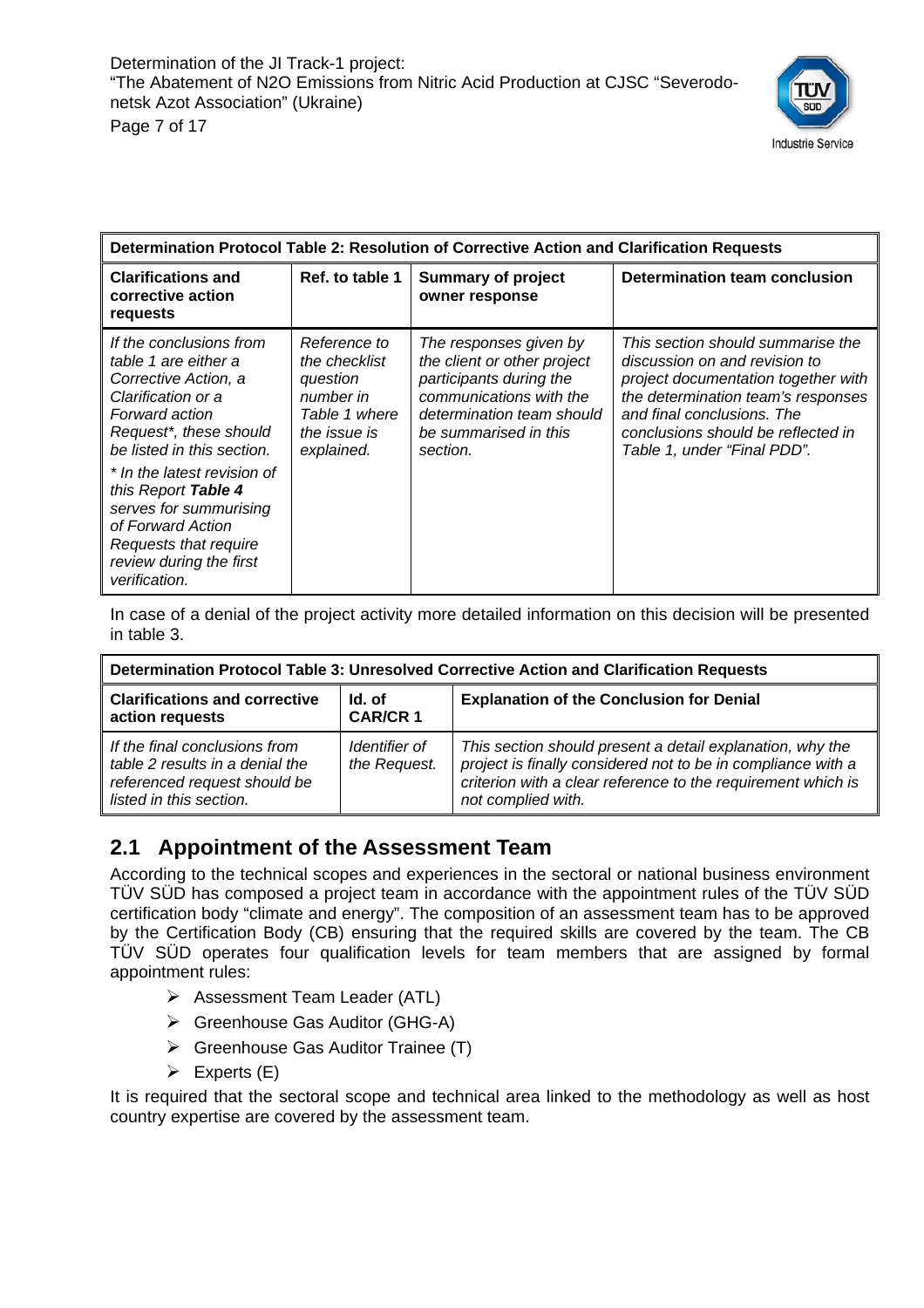| Determination Protocol Table 2: Resolution of Corrective Action and Clarification Requests | | | |
|---|---|---|---|
| **Clarifications and corrective action requests** | **Ref. to table 1** | **Summary of project owner response** | **Determination team conclusion** |
| *If the conclusions from table 1 are either a Corrective Action, a Clarification or a Forward action Request*, these should be listed in this section.* <br> ** In the latest revision of this Report **Table 4** serves for summurising of Forward Action Requests that require review during the first verification.* | *Reference to the checklist question number in Table 1 where the issue is explained.* | *The responses given by the client or other project participants during the communications with the determination team should be summarised in this section.* | *This section should summarise the discussion on and revision to project documentation together with the determination team's responses and final conclusions. The conclusions should be reflected in Table 1, under "Final PDD".* |

In case of a denial of the project activity more detailed information on this decision will be presented in table 3.

| Determination Protocol Table 3: Unresolved Corrective Action and Clarification Requests | | |
|---|---|---|
| **Clarifications and corrective action requests** | **Id. of CAR/CR 1** | **Explanation of the Conclusion for Denial** |
| *If the final conclusions from table 2 results in a denial the referenced request should be listed in this section.* | *Identifier of the Request.* | *This section should present a detail explanation, why the project is finally considered not to be in compliance with a criterion with a clear reference to the requirement which is not complied with.* |

## 2.1 Appointment of the Assessment Team

According to the technical scopes and experiences in the sectoral or national business environment TÜV SÜD has composed a project team in accordance with the appointment rules of the TÜV SÜD certification body "climate and energy". The composition of an assessment team has to be approved by the Certification Body (CB) ensuring that the required skills are covered by the team. The CB TÜV SÜD operates four qualification levels for team members that are assigned by formal appointment rules:

- Assessment Team Leader (ATL)
- Greenhouse Gas Auditor (GHG-A)
- Greenhouse Gas Auditor Trainee (T)
- Experts (E)

It is required that the sectoral scope and technical area linked to the methodology as well as host country expertise are covered by the assessment team.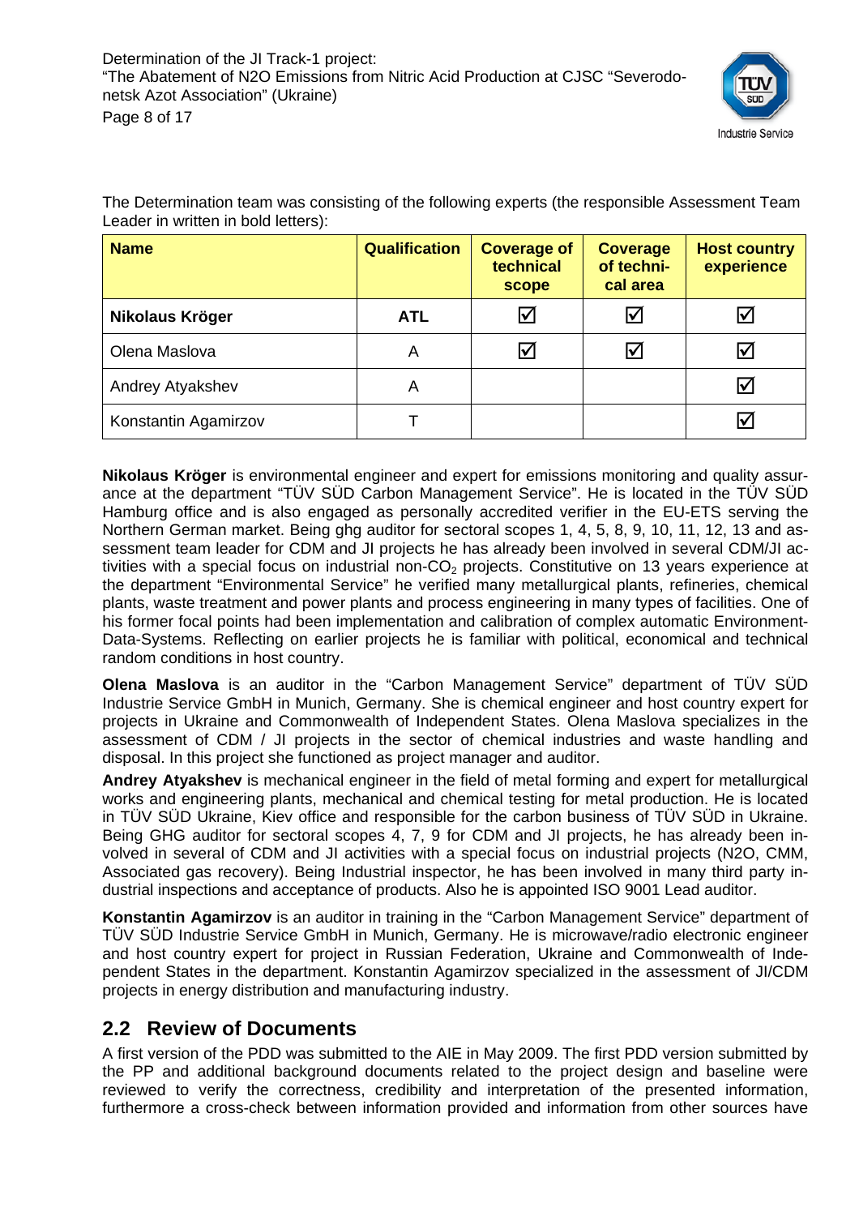The Determination team was consisting of the following experts (the responsible Assessment Team Leader in written in bold letters):

| Name | Qualification | Coverage of technical scope | Coverage of technical area | Host country experience |
|---|---|---|---|---|
| **Nikolaus Kröger** | **ATL** | ☑ | ☑ | ☑ |
| Olena Maslova | A | ☑ | ☑ | ☑ |
| Andrey Atyakshev | A | | | ☑ |
| Konstantin Agamirzov | T | | | ☑ |

**Nikolaus Kröger** is environmental engineer and expert for emissions monitoring and quality assurance at the department "TÜV SÜD Carbon Management Service". He is located in the TÜV SÜD Hamburg office and is also engaged as personally accredited verifier in the EU-ETS serving the Northern German market. Being ghg auditor for sectoral scopes 1, 4, 5, 8, 9, 10, 11, 12, 13 and assessment team leader for CDM and JI projects he has already been involved in several CDM/JI activities with a special focus on industrial non-$CO_2$ projects. Constitutive on 13 years experience at the department "Environmental Service" he verified many metallurgical plants, refineries, chemical plants, waste treatment and power plants and process engineering in many types of facilities. One of his former focal points had been implementation and calibration of complex automatic Environment-Data-Systems. Reflecting on earlier projects he is familiar with political, economical and technical random conditions in host country.

**Olena Maslova** is an auditor in the "Carbon Management Service" department of TÜV SÜD Industrie Service GmbH in Munich, Germany. She is chemical engineer and host country expert for projects in Ukraine and Commonwealth of Independent States. Olena Maslova specializes in the assessment of CDM / JI projects in the sector of chemical industries and waste handling and disposal. In this project she functioned as project manager and auditor.

**Andrey Atyakshev** is mechanical engineer in the field of metal forming and expert for metallurgical works and engineering plants, mechanical and chemical testing for metal production. He is located in TÜV SÜD Ukraine, Kiev office and responsible for the carbon business of TÜV SÜD in Ukraine. Being GHG auditor for sectoral scopes 4, 7, 9 for CDM and JI projects, he has already been involved in several of CDM and JI activities with a special focus on industrial projects (N2O, CMM, Associated gas recovery). Being Industrial inspector, he has been involved in many third party industrial inspections and acceptance of products. Also he is appointed ISO 9001 Lead auditor.

**Konstantin Agamirzov** is an auditor in training in the "Carbon Management Service" department of TÜV SÜD Industrie Service GmbH in Munich, Germany. He is microwave/radio electronic engineer and host country expert for project in Russian Federation, Ukraine and Commonwealth of Independent States in the department. Konstantin Agamirzov specialized in the assessment of JI/CDM projects in energy distribution and manufacturing industry.

## 2.2 Review of Documents

A first version of the PDD was submitted to the AIE in May 2009. The first PDD version submitted by the PP and additional background documents related to the project design and baseline were reviewed to verify the correctness, credibility and interpretation of the presented information, furthermore a cross-check between information provided and information from other sources have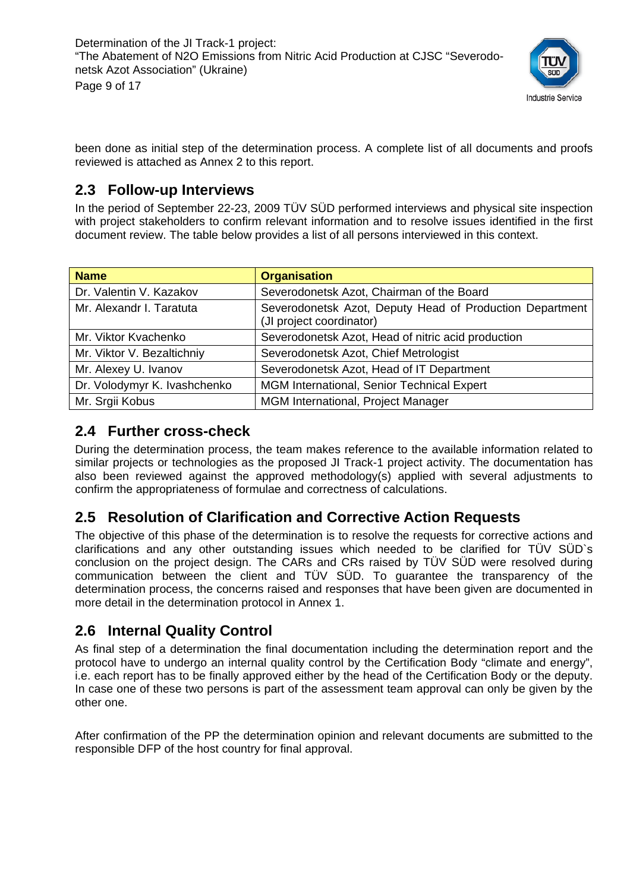been done as initial step of the determination process. A complete list of all documents and proofs reviewed is attached as Annex 2 to this report.

## 2.3 Follow-up Interviews

In the period of September 22-23, 2009 TÜV SÜD performed interviews and physical site inspection with project stakeholders to confirm relevant information and to resolve issues identified in the first document review. The table below provides a list of all persons interviewed in this context.

| Name | Organisation |
|---|---|
| Dr. Valentin V. Kazakov | Severodonetsk Azot, Chairman of the Board |
| Mr. Alexandr I. Taratuta | Severodonetsk Azot, Deputy Head of Production Department (JI project coordinator) |
| Mr. Viktor Kvachenko | Severodonetsk Azot, Head of nitric acid production |
| Mr. Viktor V. Bezaltichniy | Severodonetsk Azot, Chief Metrologist |
| Mr. Alexey U. Ivanov | Severodonetsk Azot, Head of IT Department |
| Dr. Volodymyr K. Ivashchenko | MGM International, Senior Technical Expert |
| Mr. Srgii Kobus | MGM International, Project Manager |

## 2.4 Further cross-check

During the determination process, the team makes reference to the available information related to similar projects or technologies as the proposed JI Track-1 project activity. The documentation has also been reviewed against the approved methodology(s) applied with several adjustments to confirm the appropriateness of formulae and correctness of calculations.

## 2.5 Resolution of Clarification and Corrective Action Requests

The objective of this phase of the determination is to resolve the requests for corrective actions and clarifications and any other outstanding issues which needed to be clarified for TÜV SÜD`s conclusion on the project design. The CARs and CRs raised by TÜV SÜD were resolved during communication between the client and TÜV SÜD. To guarantee the transparency of the determination process, the concerns raised and responses that have been given are documented in more detail in the determination protocol in Annex 1.

## 2.6 Internal Quality Control

As final step of a determination the final documentation including the determination report and the protocol have to undergo an internal quality control by the Certification Body "climate and energy", i.e. each report has to be finally approved either by the head of the Certification Body or the deputy. In case one of these two persons is part of the assessment team approval can only be given by the other one.

After confirmation of the PP the determination opinion and relevant documents are submitted to the responsible DFP of the host country for final approval.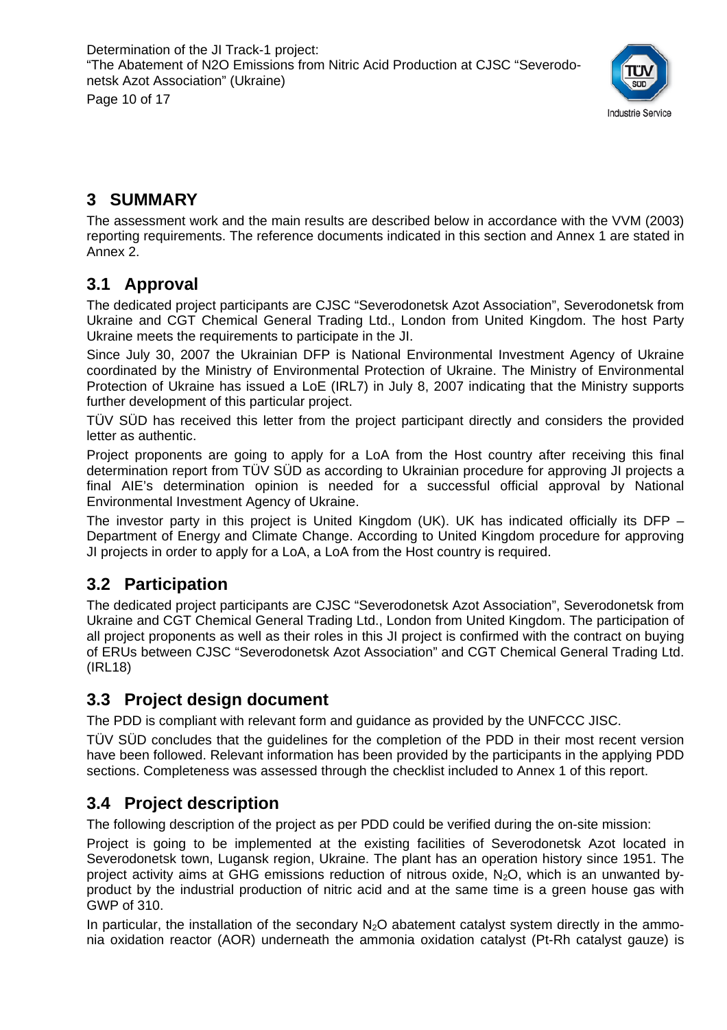# 3 SUMMARY

The assessment work and the main results are described below in accordance with the VVM (2003) reporting requirements. The reference documents indicated in this section and Annex 1 are stated in Annex 2.

## 3.1 Approval

The dedicated project participants are CJSC "Severodonetsk Azot Association", Severodonetsk from Ukraine and CGT Chemical General Trading Ltd., London from United Kingdom. The host Party Ukraine meets the requirements to participate in the JI.

Since July 30, 2007 the Ukrainian DFP is National Environmental Investment Agency of Ukraine coordinated by the Ministry of Environmental Protection of Ukraine. The Ministry of Environmental Protection of Ukraine has issued a LoE (IRL7) in July 8, 2007 indicating that the Ministry supports further development of this particular project.

TÜV SÜD has received this letter from the project participant directly and considers the provided letter as authentic.

Project proponents are going to apply for a LoA from the Host country after receiving this final determination report from TÜV SÜD as according to Ukrainian procedure for approving JI projects a final AIE's determination opinion is needed for a successful official approval by National Environmental Investment Agency of Ukraine.

The investor party in this project is United Kingdom (UK). UK has indicated officially its DFP – Department of Energy and Climate Change. According to United Kingdom procedure for approving JI projects in order to apply for a LoA, a LoA from the Host country is required.

## 3.2 Participation

The dedicated project participants are CJSC "Severodonetsk Azot Association", Severodonetsk from Ukraine and CGT Chemical General Trading Ltd., London from United Kingdom. The participation of all project proponents as well as their roles in this JI project is confirmed with the contract on buying of ERUs between CJSC "Severodonetsk Azot Association" and CGT Chemical General Trading Ltd. (IRL18)

## 3.3 Project design document

The PDD is compliant with relevant form and guidance as provided by the UNFCCC JISC.

TÜV SÜD concludes that the guidelines for the completion of the PDD in their most recent version have been followed. Relevant information has been provided by the participants in the applying PDD sections. Completeness was assessed through the checklist included to Annex 1 of this report.

## 3.4 Project description

The following description of the project as per PDD could be verified during the on-site mission:

Project is going to be implemented at the existing facilities of Severodonetsk Azot located in Severodonetsk town, Lugansk region, Ukraine. The plant has an operation history since 1951. The project activity aims at GHG emissions reduction of nitrous oxide, $N_2O$, which is an unwanted by-product by the industrial production of nitric acid and at the same time is a green house gas with GWP of 310.

In particular, the installation of the secondary $N_2O$ abatement catalyst system directly in the ammonia oxidation reactor (AOR) underneath the ammonia oxidation catalyst (Pt-Rh catalyst gauze) is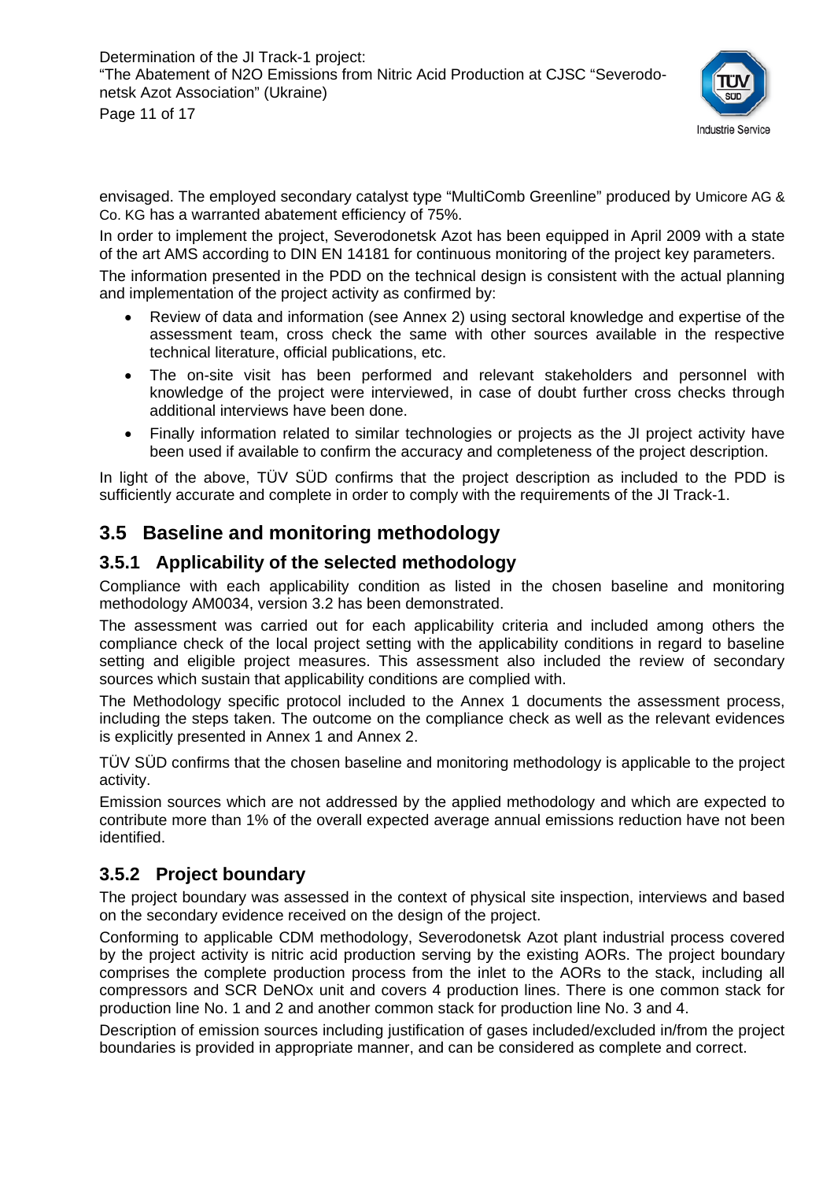envisaged. The employed secondary catalyst type "MultiComb Greenline" produced by Umicore AG & Co. KG has a warranted abatement efficiency of 75%.

In order to implement the project, Severodonetsk Azot has been equipped in April 2009 with a state of the art AMS according to DIN EN 14181 for continuous monitoring of the project key parameters.

The information presented in the PDD on the technical design is consistent with the actual planning and implementation of the project activity as confirmed by:

- Review of data and information (see Annex 2) using sectoral knowledge and expertise of the assessment team, cross check the same with other sources available in the respective technical literature, official publications, etc.
- The on-site visit has been performed and relevant stakeholders and personnel with knowledge of the project were interviewed, in case of doubt further cross checks through additional interviews have been done.
- Finally information related to similar technologies or projects as the JI project activity have been used if available to confirm the accuracy and completeness of the project description.

In light of the above, TÜV SÜD confirms that the project description as included to the PDD is sufficiently accurate and complete in order to comply with the requirements of the JI Track-1.

## 3.5 Baseline and monitoring methodology

### 3.5.1 Applicability of the selected methodology

Compliance with each applicability condition as listed in the chosen baseline and monitoring methodology AM0034, version 3.2 has been demonstrated.

The assessment was carried out for each applicability criteria and included among others the compliance check of the local project setting with the applicability conditions in regard to baseline setting and eligible project measures. This assessment also included the review of secondary sources which sustain that applicability conditions are complied with.

The Methodology specific protocol included to the Annex 1 documents the assessment process, including the steps taken. The outcome on the compliance check as well as the relevant evidences is explicitly presented in Annex 1 and Annex 2.

TÜV SÜD confirms that the chosen baseline and monitoring methodology is applicable to the project activity.

Emission sources which are not addressed by the applied methodology and which are expected to contribute more than 1% of the overall expected average annual emissions reduction have not been identified.

### 3.5.2 Project boundary

The project boundary was assessed in the context of physical site inspection, interviews and based on the secondary evidence received on the design of the project.

Conforming to applicable CDM methodology, Severodonetsk Azot plant industrial process covered by the project activity is nitric acid production serving by the existing AORs. The project boundary comprises the complete production process from the inlet to the AORs to the stack, including all compressors and SCR DeNOx unit and covers 4 production lines. There is one common stack for production line No. 1 and 2 and another common stack for production line No. 3 and 4.

Description of emission sources including justification of gases included/excluded in/from the project boundaries is provided in appropriate manner, and can be considered as complete and correct.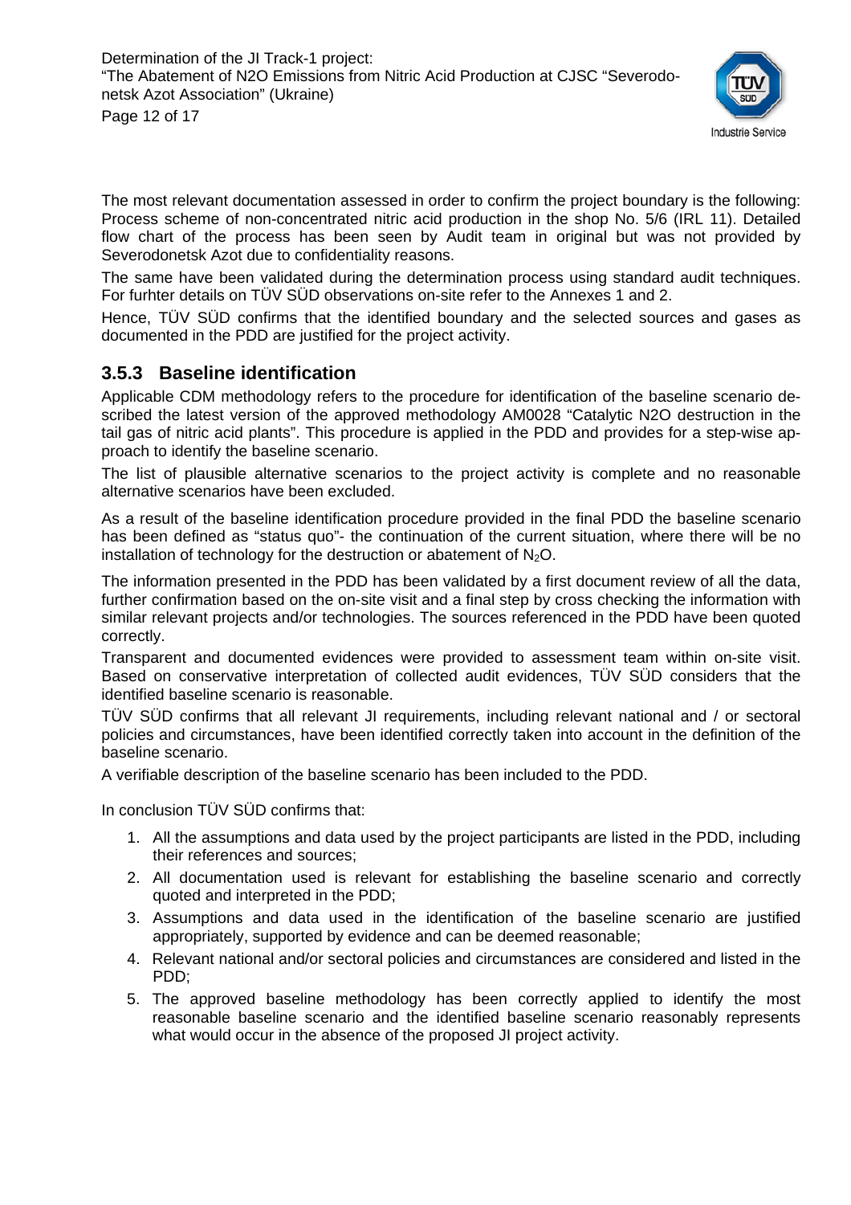The most relevant documentation assessed in order to confirm the project boundary is the following: Process scheme of non-concentrated nitric acid production in the shop No. 5/6 (IRL 11). Detailed flow chart of the process has been seen by Audit team in original but was not provided by Severodonetsk Azot due to confidentiality reasons.

The same have been validated during the determination process using standard audit techniques. For furhter details on TÜV SÜD observations on-site refer to the Annexes 1 and 2.

Hence, TÜV SÜD confirms that the identified boundary and the selected sources and gases as documented in the PDD are justified for the project activity.

### 3.5.3 Baseline identification

Applicable CDM methodology refers to the procedure for identification of the baseline scenario described the latest version of the approved methodology AM0028 "Catalytic N2O destruction in the tail gas of nitric acid plants". This procedure is applied in the PDD and provides for a step-wise approach to identify the baseline scenario.

The list of plausible alternative scenarios to the project activity is complete and no reasonable alternative scenarios have been excluded.

As a result of the baseline identification procedure provided in the final PDD the baseline scenario has been defined as "status quo"- the continuation of the current situation, where there will be no installation of technology for the destruction or abatement of $N_2O$.

The information presented in the PDD has been validated by a first document review of all the data, further confirmation based on the on-site visit and a final step by cross checking the information with similar relevant projects and/or technologies. The sources referenced in the PDD have been quoted correctly.

Transparent and documented evidences were provided to assessment team within on-site visit. Based on conservative interpretation of collected audit evidences, TÜV SÜD considers that the identified baseline scenario is reasonable.

TÜV SÜD confirms that all relevant JI requirements, including relevant national and / or sectoral policies and circumstances, have been identified correctly taken into account in the definition of the baseline scenario.

A verifiable description of the baseline scenario has been included to the PDD.

In conclusion TÜV SÜD confirms that:

1. All the assumptions and data used by the project participants are listed in the PDD, including their references and sources;
2. All documentation used is relevant for establishing the baseline scenario and correctly quoted and interpreted in the PDD;
3. Assumptions and data used in the identification of the baseline scenario are justified appropriately, supported by evidence and can be deemed reasonable;
4. Relevant national and/or sectoral policies and circumstances are considered and listed in the PDD;
5. The approved baseline methodology has been correctly applied to identify the most reasonable baseline scenario and the identified baseline scenario reasonably represents what would occur in the absence of the proposed JI project activity.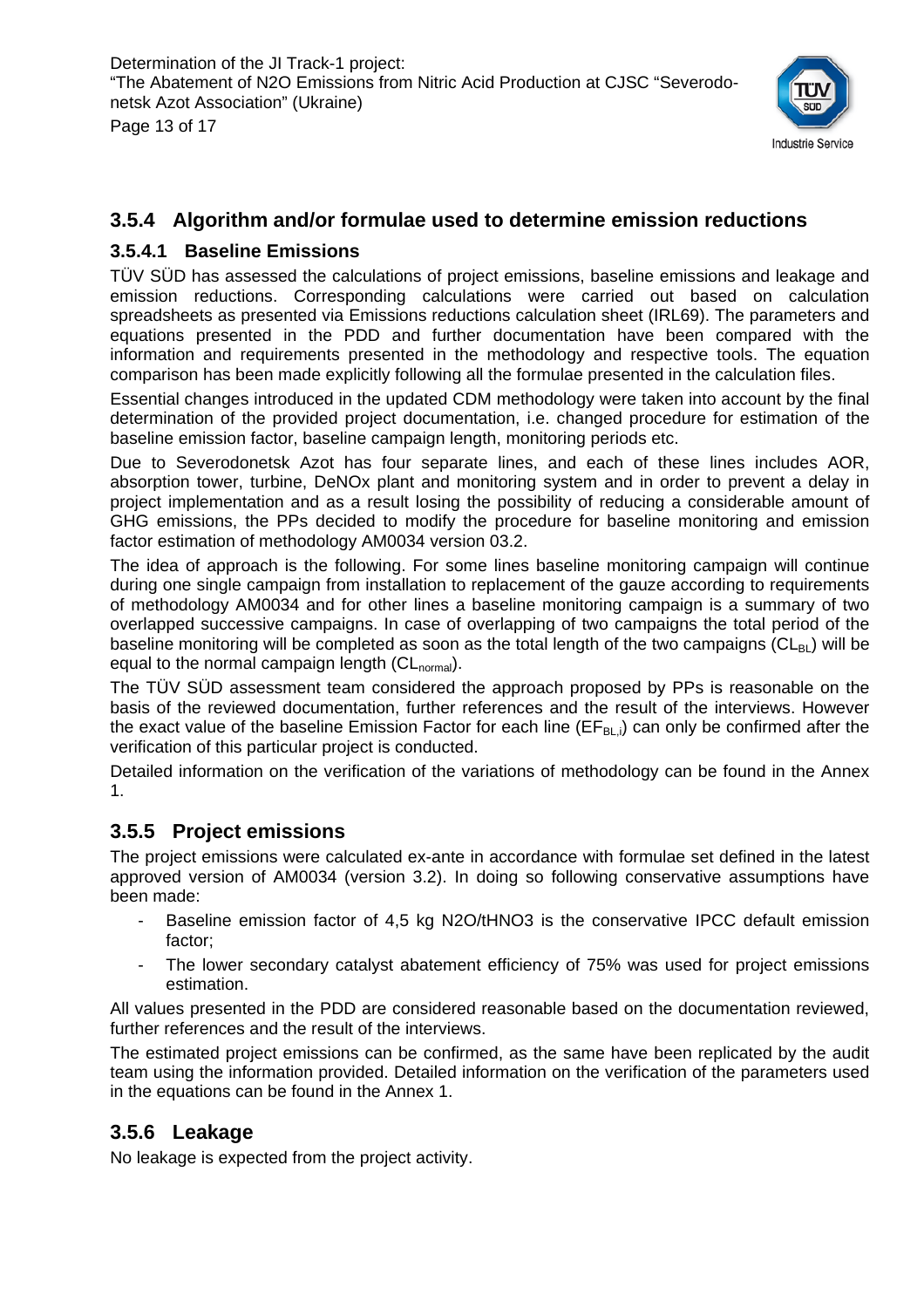### 3.5.4 Algorithm and/or formulae used to determine emission reductions

#### 3.5.4.1 Baseline Emissions

TÜV SÜD has assessed the calculations of project emissions, baseline emissions and leakage and emission reductions. Corresponding calculations were carried out based on calculation spreadsheets as presented via Emissions reductions calculation sheet (IRL69). The parameters and equations presented in the PDD and further documentation have been compared with the information and requirements presented in the methodology and respective tools. The equation comparison has been made explicitly following all the formulae presented in the calculation files.

Essential changes introduced in the updated CDM methodology were taken into account by the final determination of the provided project documentation, i.e. changed procedure for estimation of the baseline emission factor, baseline campaign length, monitoring periods etc.

Due to Severodonetsk Azot has four separate lines, and each of these lines includes AOR, absorption tower, turbine, DeNOx plant and monitoring system and in order to prevent a delay in project implementation and as a result losing the possibility of reducing a considerable amount of GHG emissions, the PPs decided to modify the procedure for baseline monitoring and emission factor estimation of methodology AM0034 version 03.2.

The idea of approach is the following. For some lines baseline monitoring campaign will continue during one single campaign from installation to replacement of the gauze according to requirements of methodology AM0034 and for other lines a baseline monitoring campaign is a summary of two overlapped successive campaigns. In case of overlapping of two campaigns the total period of the baseline monitoring will be completed as soon as the total length of the two campaigns ($CL_{BL}$) will be equal to the normal campaign length ($CL_{normal}$).

The TÜV SÜD assessment team considered the approach proposed by PPs is reasonable on the basis of the reviewed documentation, further references and the result of the interviews. However the exact value of the baseline Emission Factor for each line ($EF_{BL,i}$) can only be confirmed after the verification of this particular project is conducted.

Detailed information on the verification of the variations of methodology can be found in the Annex 1.

### 3.5.5 Project emissions

The project emissions were calculated ex-ante in accordance with formulae set defined in the latest approved version of AM0034 (version 3.2). In doing so following conservative assumptions have been made:

- Baseline emission factor of 4,5 kg $N_2O$/t$HNO_3$ is the conservative IPCC default emission factor;
- The lower secondary catalyst abatement efficiency of 75% was used for project emissions estimation.

All values presented in the PDD are considered reasonable based on the documentation reviewed, further references and the result of the interviews.

The estimated project emissions can be confirmed, as the same have been replicated by the audit team using the information provided. Detailed information on the verification of the parameters used in the equations can be found in the Annex 1.

### 3.5.6 Leakage

No leakage is expected from the project activity.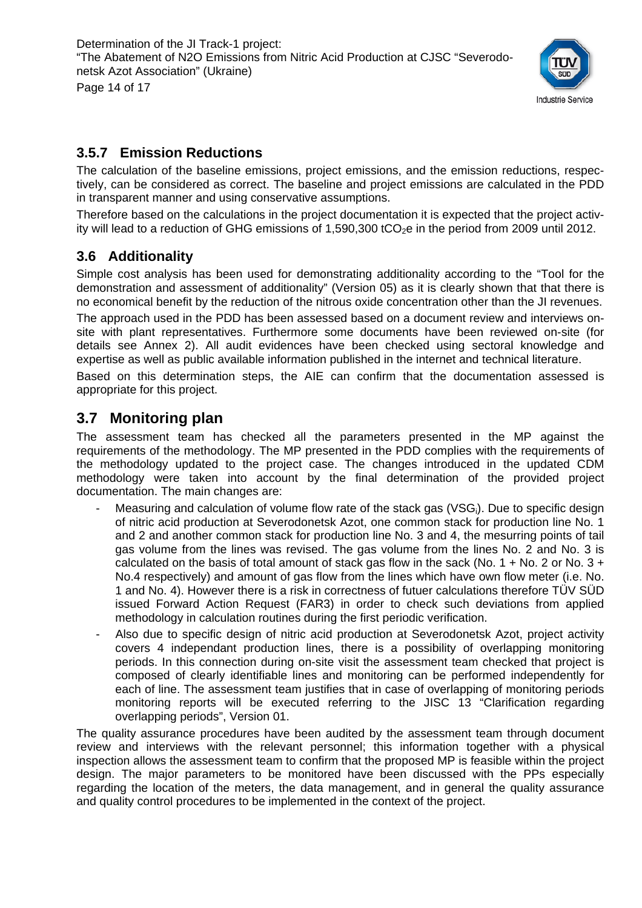### 3.5.7 Emission Reductions

The calculation of the baseline emissions, project emissions, and the emission reductions, respectively, can be considered as correct. The baseline and project emissions are calculated in the PDD in transparent manner and using conservative assumptions.

Therefore based on the calculations in the project documentation it is expected that the project activity will lead to a reduction of GHG emissions of 1,590,300 $tCO_2e$ in the period from 2009 until 2012.

## 3.6 Additionality

Simple cost analysis has been used for demonstrating additionality according to the "Tool for the demonstration and assessment of additionality" (Version 05) as it is clearly shown that that there is no economical benefit by the reduction of the nitrous oxide concentration other than the JI revenues.

The approach used in the PDD has been assessed based on a document review and interviews on-site with plant representatives. Furthermore some documents have been reviewed on-site (for details see Annex 2). All audit evidences have been checked using sectoral knowledge and expertise as well as public available information published in the internet and technical literature.

Based on this determination steps, the AIE can confirm that the documentation assessed is appropriate for this project.

## 3.7 Monitoring plan

The assessment team has checked all the parameters presented in the MP against the requirements of the methodology. The MP presented in the PDD complies with the requirements of the methodology updated to the project case. The changes introduced in the updated CDM methodology were taken into account by the final determination of the provided project documentation. The main changes are:

- Measuring and calculation of volume flow rate of the stack gas ($VSG_i$). Due to specific design of nitric acid production at Severodonetsk Azot, one common stack for production line No. 1 and 2 and another common stack for production line No. 3 and 4, the mesurring points of tail gas volume from the lines was revised. The gas volume from the lines No. 2 and No. 3 is calculated on the basis of total amount of stack gas flow in the sack (No. 1 + No. 2 or No. 3 + No.4 respectively) and amount of gas flow from the lines which have own flow meter (i.e. No. 1 and No. 4). However there is a risk in correctness of futuer calculations therefore TÜV SÜD issued Forward Action Request (FAR3) in order to check such deviations from applied methodology in calculation routines during the first periodic verification.
- Also due to specific design of nitric acid production at Severodonetsk Azot, project activity covers 4 independant production lines, there is a possibility of overlapping monitoring periods. In this connection during on-site visit the assessment team checked that project is composed of clearly identifiable lines and monitoring can be performed independently for each of line. The assessment team justifies that in case of overlapping of monitoring periods monitoring reports will be executed referring to the JISC 13 "Clarification regarding overlapping periods", Version 01.

The quality assurance procedures have been audited by the assessment team through document review and interviews with the relevant personnel; this information together with a physical inspection allows the assessment team to confirm that the proposed MP is feasible within the project design. The major parameters to be monitored have been discussed with the PPs especially regarding the location of the meters, the data management, and in general the quality assurance and quality control procedures to be implemented in the context of the project.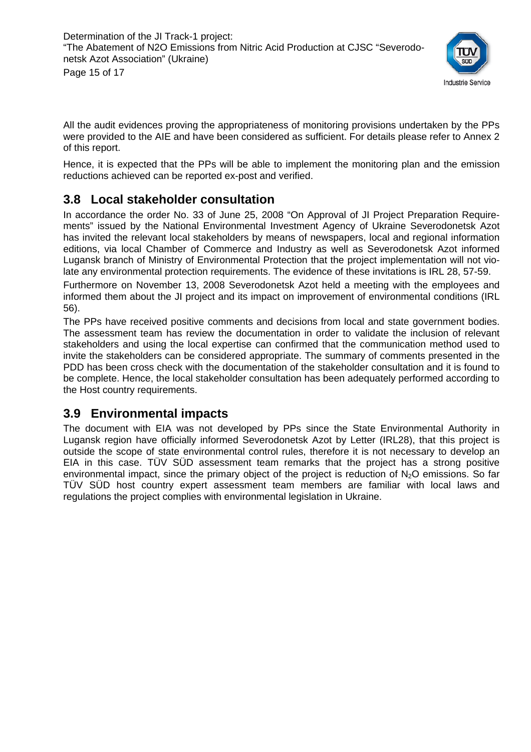All the audit evidences proving the appropriateness of monitoring provisions undertaken by the PPs were provided to the AIE and have been considered as sufficient. For details please refer to Annex 2 of this report.

Hence, it is expected that the PPs will be able to implement the monitoring plan and the emission reductions achieved can be reported ex-post and verified.

## 3.8 Local stakeholder consultation

In accordance the order No. 33 of June 25, 2008 "On Approval of JI Project Preparation Requirements" issued by the National Environmental Investment Agency of Ukraine Severodonetsk Azot has invited the relevant local stakeholders by means of newspapers, local and regional information editions, via local Chamber of Commerce and Industry as well as Severodonetsk Azot informed Lugansk branch of Ministry of Environmental Protection that the project implementation will not violate any environmental protection requirements. The evidence of these invitations is IRL 28, 57-59.

Furthermore on November 13, 2008 Severodonetsk Azot held a meeting with the employees and informed them about the JI project and its impact on improvement of environmental conditions (IRL 56).

The PPs have received positive comments and decisions from local and state government bodies. The assessment team has review the documentation in order to validate the inclusion of relevant stakeholders and using the local expertise can confirmed that the communication method used to invite the stakeholders can be considered appropriate. The summary of comments presented in the PDD has been cross check with the documentation of the stakeholder consultation and it is found to be complete. Hence, the local stakeholder consultation has been adequately performed according to the Host country requirements.

## 3.9 Environmental impacts

The document with EIA was not developed by PPs since the State Environmental Authority in Lugansk region have officially informed Severodonetsk Azot by Letter (IRL28), that this project is outside the scope of state environmental control rules, therefore it is not necessary to develop an EIA in this case. TÜV SÜD assessment team remarks that the project has a strong positive environmental impact, since the primary object of the project is reduction of $N_2O$ emissions. So far TÜV SÜD host country expert assessment team members are familiar with local laws and regulations the project complies with environmental legislation in Ukraine.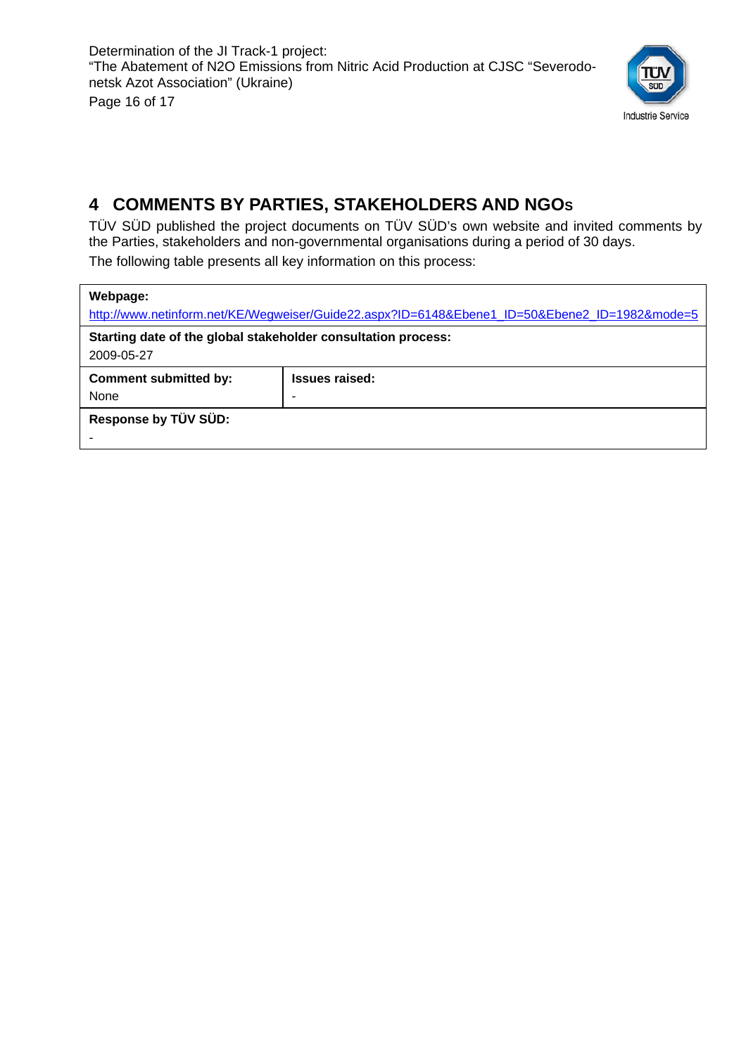# 4 COMMENTS BY PARTIES, STAKEHOLDERS AND NGOs

TÜV SÜD published the project documents on TÜV SÜD's own website and invited comments by the Parties, stakeholders and non-governmental organisations during a period of 30 days.

The following table presents all key information on this process:

| **Webpage:** http://www.netinform.net/KE/Wegweiser/Guide22.aspx?ID=6148&Ebene1_ID=50&Ebene2_ID=1982&mode=5 | |
|---|---|
| **Starting date of the global stakeholder consultation process:** 2009-05-27 | |
| **Comment submitted by:** None | **Issues raised:** - |
| **Response by TÜV SÜD:** - | |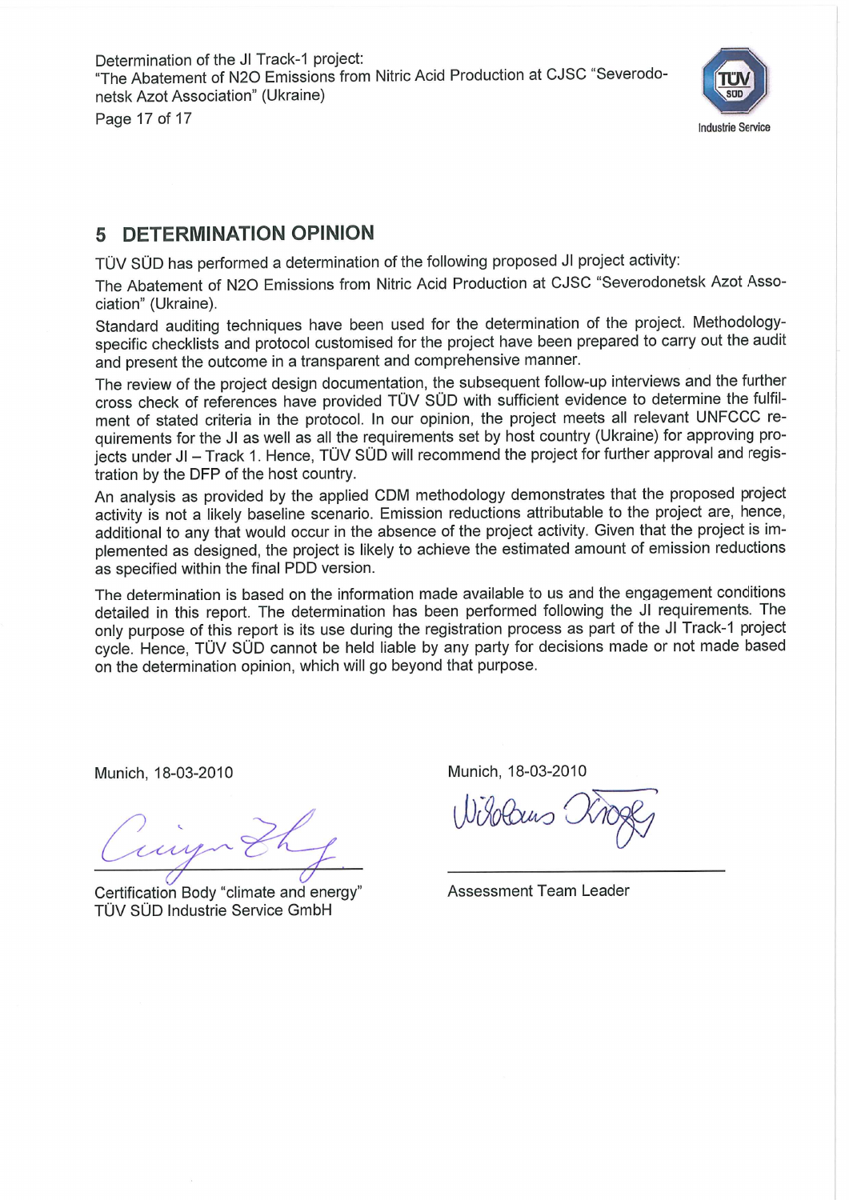## 5 DETERMINATION OPINION

TÜV SÜD has performed a determination of the following proposed JI project activity:

The Abatement of N2O Emissions from Nitric Acid Production at CJSC "Severodonetsk Azot Association" (Ukraine).

Standard auditing techniques have been used for the determination of the project. Methodology-specific checklists and protocol customised for the project have been prepared to carry out the audit and present the outcome in a transparent and comprehensive manner.

The review of the project design documentation, the subsequent follow-up interviews and the further cross check of references have provided TÜV SÜD with sufficient evidence to determine the fulfilment of stated criteria in the protocol. In our opinion, the project meets all relevant UNFCCC requirements for the JI as well as all the requirements set by host country (Ukraine) for approving projects under JI – Track 1. Hence, TÜV SÜD will recommend the project for further approval and registration by the DFP of the host country.

An analysis as provided by the applied CDM methodology demonstrates that the proposed project activity is not a likely baseline scenario. Emission reductions attributable to the project are, hence, additional to any that would occur in the absence of the project activity. Given that the project is implemented as designed, the project is likely to achieve the estimated amount of emission reductions as specified within the final PDD version.

The determination is based on the information made available to us and the engagement conditions detailed in this report. The determination has been performed following the JI requirements. The only purpose of this report is its use during the registration process as part of the JI Track-1 project cycle. Hence, TÜV SÜD cannot be held liable by any party for decisions made or not made based on the determination opinion, which will go beyond that purpose.

Munich, 18-03-2010

Certification Body "climate and energy"
TÜV SÜD Industrie Service GmbH

Munich, 18-03-2010

Assessment Team Leader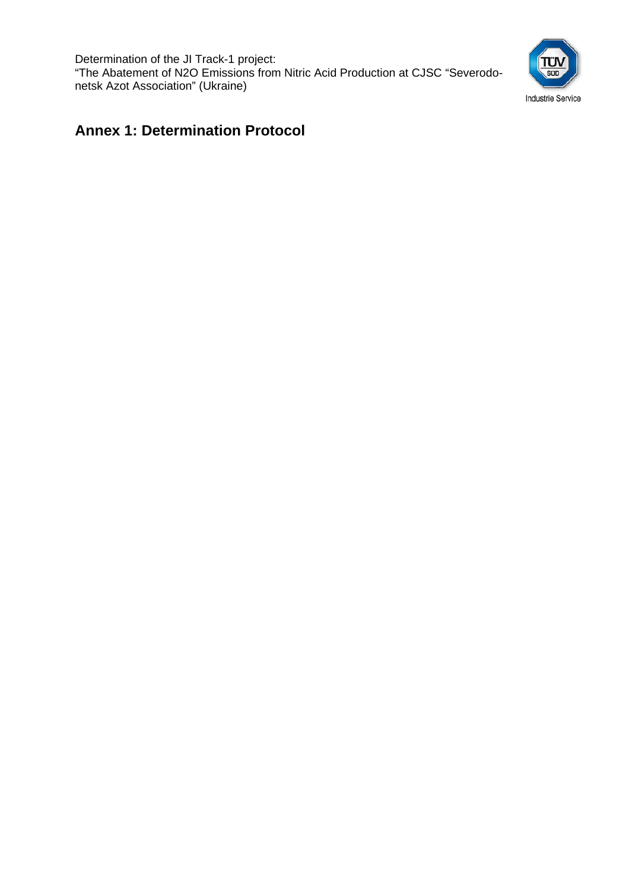## Annex 1: Determination Protocol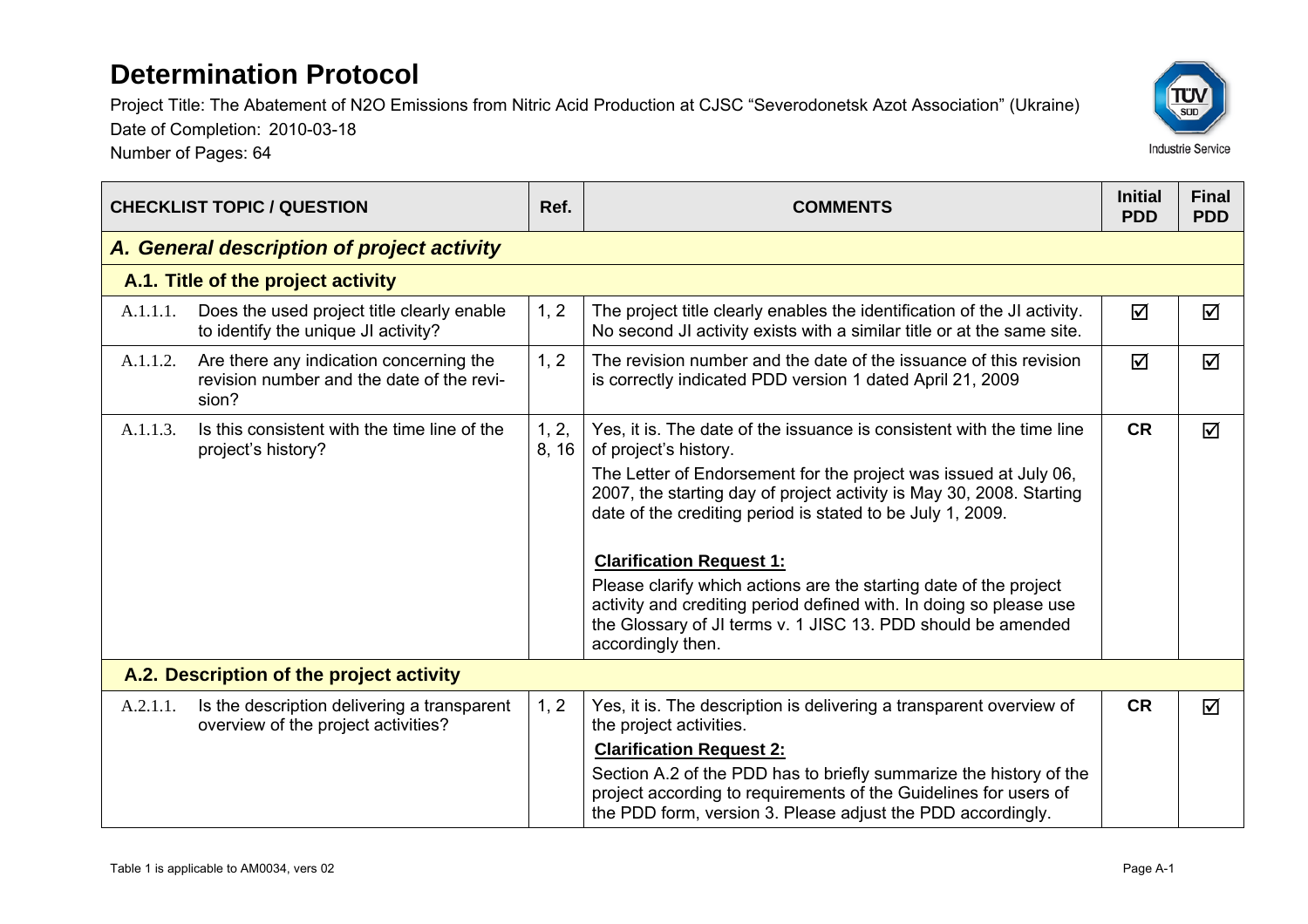# Determination Protocol

Project Title: The Abatement of N2O Emissions from Nitric Acid Production at CJSC "Severodonetsk Azot Association" (Ukraine)
Date of Completion: 2010-03-18
Number of Pages: 64

| CHECKLIST TOPIC / QUESTION | | Ref. | COMMENTS | Initial PDD | Final PDD |
|---|---|---|---|---|---|
| ***A. General description of project activity*** | | | | | |
| **A.1. Title of the project activity** | | | | | |
| A.1.1.1. | Does the used project title clearly enable to identify the unique JI activity? | 1, 2 | The project title clearly enables the identification of the JI activity. No second JI activity exists with a similar title or at the same site. | ☑ | ☑ |
| A.1.1.2. | Are there any indication concerning the revision number and the date of the revision? | 1, 2 | The revision number and the date of the issuance of this revision is correctly indicated PDD version 1 dated April 21, 2009 | ☑ | ☑ |
| A.1.1.3. | Is this consistent with the time line of the project's history? | 1, 2, 8, 16 | Yes, it is. The date of the issuance is consistent with the time line of project's history.<br>The Letter of Endorsement for the project was issued at July 06, 2007, the starting day of project activity is May 30, 2008. Starting date of the crediting period is stated to be July 1, 2009.<br><br>**Clarification Request 1:**<br>Please clarify which actions are the starting date of the project activity and crediting period defined with. In doing so please use the Glossary of JI terms v. 1 JISC 13. PDD should be amended accordingly then. | **CR** | ☑ |
| **A.2. Description of the project activity** | | | | | |
| A.2.1.1. | Is the description delivering a transparent overview of the project activities? | 1, 2 | Yes, it is. The description is delivering a transparent overview of the project activities.<br>**Clarification Request 2:**<br>Section A.2 of the PDD has to briefly summarize the history of the project according to requirements of the Guidelines for users of the PDD form, version 3. Please adjust the PDD accordingly. | **CR** | ☑ |

Table 1 is applicable to AM0034, vers 02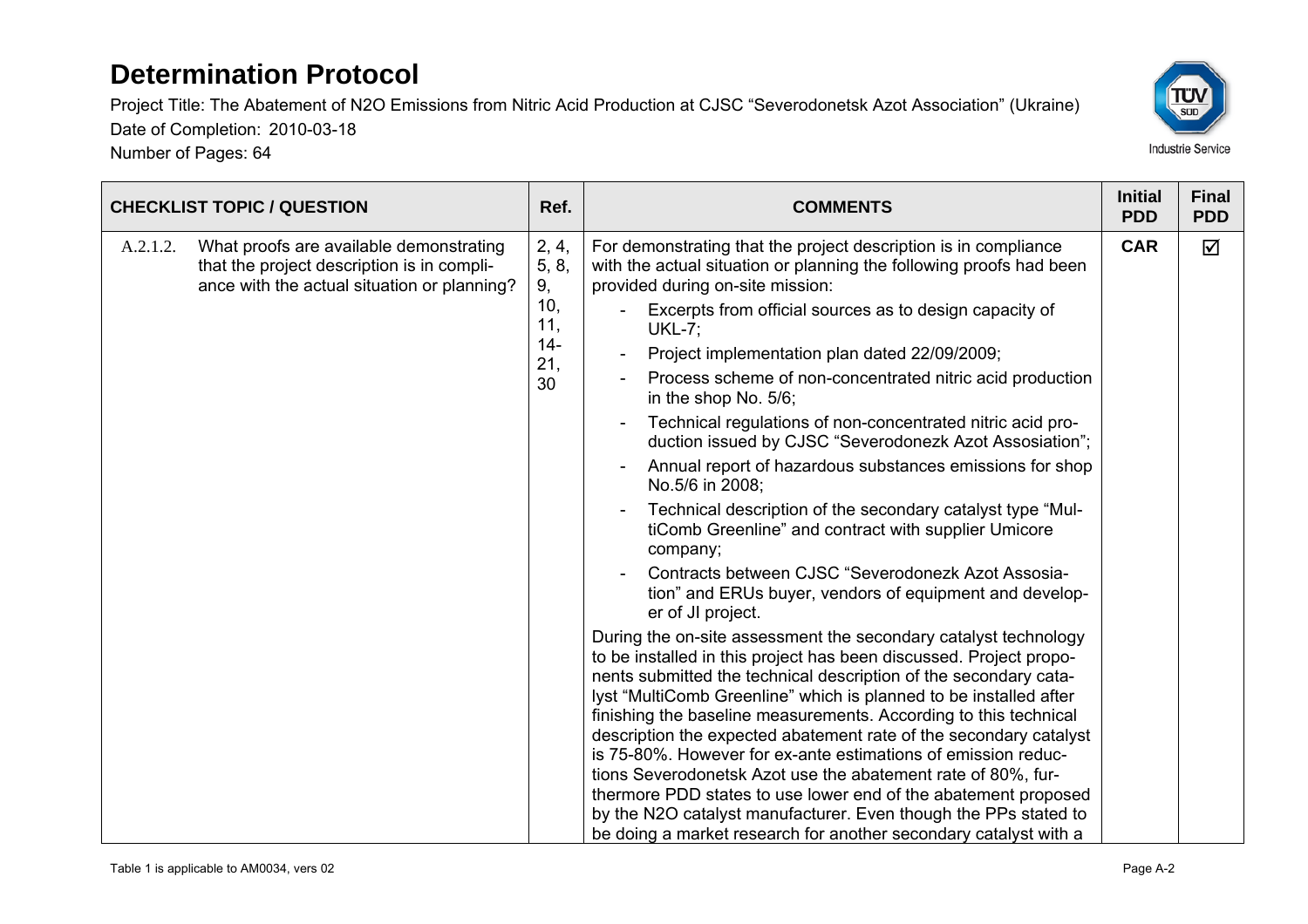# Determination Protocol

Project Title: The Abatement of N2O Emissions from Nitric Acid Production at CJSC "Severodonetsk Azot Association" (Ukraine)

Date of Completion: 2010-03-18

Number of Pages: 64

| CHECKLIST TOPIC / QUESTION | Ref. | COMMENTS | Initial PDD | Final PDD |
|---|---|---|---|---|
| A.2.1.2. What proofs are available demonstrating that the project description is in compliance with the actual situation or planning? | 2, 4, 5, 8, 9, 10, 11, 14-21, 30 | For demonstrating that the project description is in compliance with the actual situation or planning the following proofs had been provided during on-site mission:<br>- Excerpts from official sources as to design capacity of UKL-7;<br>- Project implementation plan dated 22/09/2009;<br>- Process scheme of non-concentrated nitric acid production in the shop No. 5/6;<br>- Technical regulations of non-concentrated nitric acid production issued by CJSC "Severodonezk Azot Assosiation";<br>- Annual report of hazardous substances emissions for shop No.5/6 in 2008;<br>- Technical description of the secondary catalyst type "MultiComb Greenline" and contract with supplier Umicore company;<br>- Contracts between CJSC "Severodonezk Azot Assosiation" and ERUs buyer, vendors of equipment and developer of JI project.<br>During the on-site assessment the secondary catalyst technology to be installed in this project has been discussed. Project proponents submitted the technical description of the secondary catalyst "MultiComb Greenline" which is planned to be installed after finishing the baseline measurements. According to this technical description the expected abatement rate of the secondary catalyst is 75-80%. However for ex-ante estimations of emission reductions Severodonetsk Azot use the abatement rate of 80%, furthermore PDD states to use lower end of the abatement proposed by the N2O catalyst manufacturer. Even though the PPs stated to be doing a market research for another secondary catalyst with a | CAR | ☑ |

Table 1 is applicable to AM0034, vers 02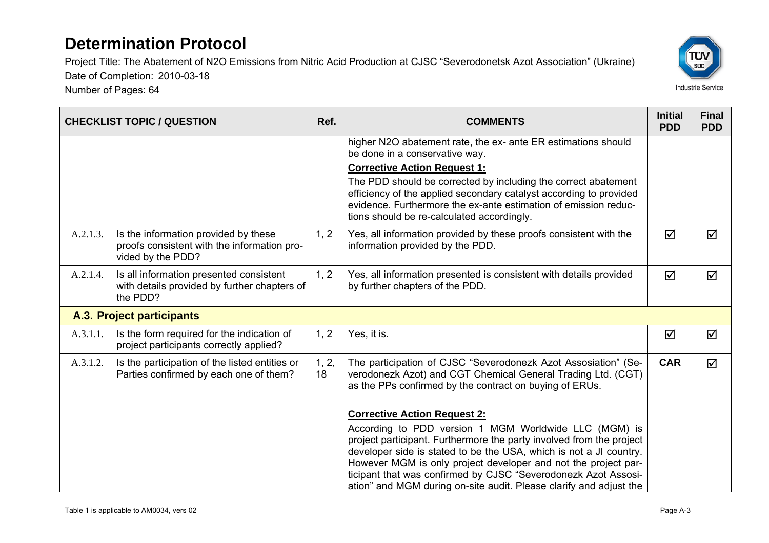# Determination Protocol

Project Title: The Abatement of N2O Emissions from Nitric Acid Production at CJSC "Severodonetsk Azot Association" (Ukraine)

Date of Completion: 2010-03-18

Number of Pages: 64

| CHECKLIST TOPIC / QUESTION | | Ref. | COMMENTS | Initial PDD | Final PDD |
|---|---|---|---|---|---|
| | | | higher N2O abatement rate, the ex- ante ER estimations should be done in a conservative way.<br>**Corrective Action Request 1:**<br>The PDD should be corrected by including the correct abatement efficiency of the applied secondary catalyst according to provided evidence. Furthermore the ex-ante estimation of emission reductions should be re-calculated accordingly. | | |
| A.2.1.3. | Is the information provided by these proofs consistent with the information provided by the PDD? | 1, 2 | Yes, all information provided by these proofs consistent with the information provided by the PDD. | ☑ | ☑ |
| A.2.1.4. | Is all information presented consistent with details provided by further chapters of the PDD? | 1, 2 | Yes, all information presented is consistent with details provided by further chapters of the PDD. | ☑ | ☑ |
| **A.3. Project participants** | | | | | |
| A.3.1.1. | Is the form required for the indication of project participants correctly applied? | 1, 2 | Yes, it is. | ☑ | ☑ |
| A.3.1.2. | Is the participation of the listed entities or Parties confirmed by each one of them? | 1, 2, 18 | The participation of CJSC "Severodonezk Azot Assosiation" (Severodonezk Azot) and CGT Chemical General Trading Ltd. (CGT) as the PPs confirmed by the contract on buying of ERUs.<br>**Corrective Action Request 2:**<br>According to PDD version 1 MGM Worldwide LLC (MGM) is project participant. Furthermore the party involved from the project developer side is stated to be the USA, which is not a JI country. However MGM is only project developer and not the project participant that was confirmed by CJSC "Severodonezk Azot Assosiation" and MGM during on-site audit. Please clarify and adjust the | **CAR** | ☑ |

Table 1 is applicable to AM0034, vers 02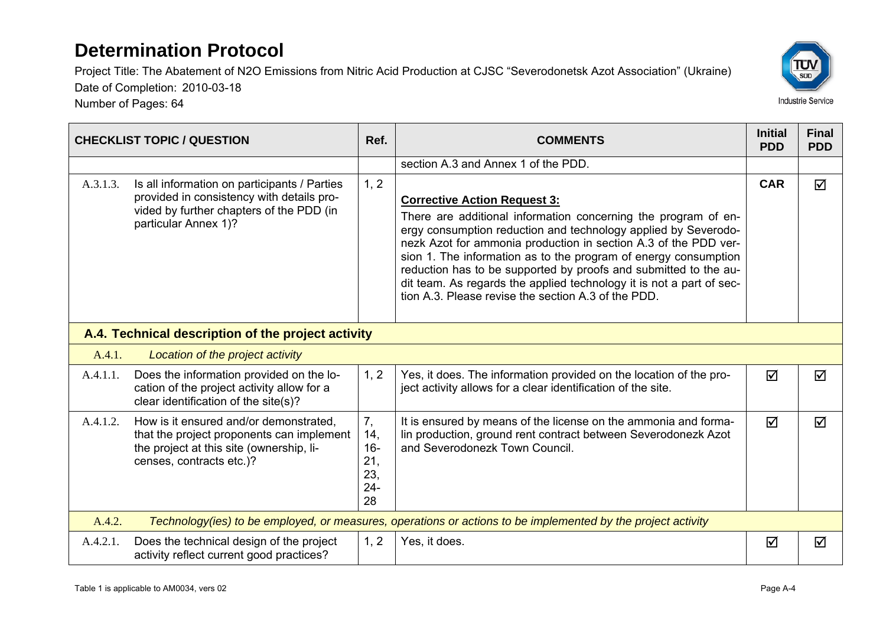# Determination Protocol

Project Title: The Abatement of N2O Emissions from Nitric Acid Production at CJSC "Severodonetsk Azot Association" (Ukraine)

Date of Completion: 2010-03-18

Number of Pages: 64

| CHECKLIST TOPIC / QUESTION | | Ref. | COMMENTS | Initial PDD | Final PDD |
|---|---|---|---|---|---|
| | | | section A.3 and Annex 1 of the PDD. | | |
| A.3.1.3. | Is all information on participants / Parties provided in consistency with details provided by further chapters of the PDD (in particular Annex 1)? | 1, 2 | **Corrective Action Request 3:** There are additional information concerning the program of energy consumption reduction and technology applied by Severodonezk Azot for ammonia production in section A.3 of the PDD version 1. The information as to the program of energy consumption reduction has to be supported by proofs and submitted to the audit team. As regards the applied technology it is not a part of section A.3. Please revise the section A.3 of the PDD. | **CAR** | ☑ |
| **A.4. Technical description of the project activity** | | | | | |
| A.4.1. | *Location of the project activity* | | | | |
| A.4.1.1. | Does the information provided on the location of the project activity allow for a clear identification of the site(s)? | 1, 2 | Yes, it does. The information provided on the location of the project activity allows for a clear identification of the site. | ☑ | ☑ |
| A.4.1.2. | How is it ensured and/or demonstrated, that the project proponents can implement the project at this site (ownership, licenses, contracts etc.)? | 7, 14, 16-21, 23, 24-28 | It is ensured by means of the license on the ammonia and formalin production, ground rent contract between Severodonezk Azot and Severodonezk Town Council. | ☑ | ☑ |
| A.4.2. | *Technology(ies) to be employed, or measures, operations or actions to be implemented by the project activity* | | | | |
| A.4.2.1. | Does the technical design of the project activity reflect current good practices? | 1, 2 | Yes, it does. | ☑ | ☑ |

Table 1 is applicable to AM0034, vers 02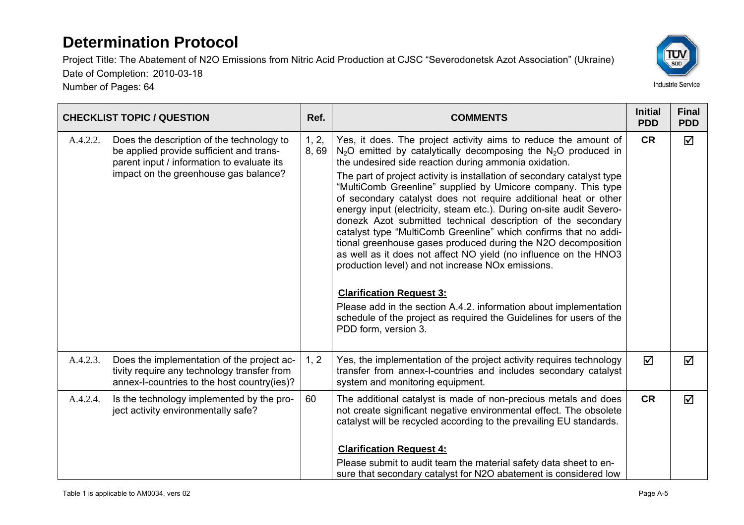| CHECKLIST TOPIC / QUESTION | Ref. | COMMENTS | Initial PDD | Final PDD |
|---|---|---|---|---|
| A.4.2.2. Does the description of the technology to be applied provide sufficient and transparent input / information to evaluate its impact on the greenhouse gas balance? | 1, 2, 8, 69 | Yes, it does. The project activity aims to reduce the amount of $N_2O$ emitted by catalytically decomposing the $N_2O$ produced in the undesired side reaction during ammonia oxidation.<br>The part of project activity is installation of secondary catalyst type "MultiComb Greenline" supplied by Umicore company. This type of secondary catalyst does not require additional heat or other energy input (electricity, steam etc.). During on-site audit Severodonezk Azot submitted technical description of the secondary catalyst type "MultiComb Greenline" which confirms that no additional greenhouse gases produced during the N2O decomposition as well as it does not affect NO yield (no influence on the HNO3 production level) and not increase NOx emissions.<br><br>**Clarification Request 3:**<br>Please add in the section A.4.2. information about implementation schedule of the project as required the Guidelines for users of the PDD form, version 3. | CR | ☑ |
| A.4.2.3. Does the implementation of the project activity require any technology transfer from annex-I-countries to the host country(ies)? | 1, 2 | Yes, the implementation of the project activity requires technology transfer from annex-I-countries and includes secondary catalyst system and monitoring equipment. | ☑ | ☑ |
| A.4.2.4. Is the technology implemented by the project activity environmentally safe? | 60 | The additional catalyst is made of non-precious metals and does not create significant negative environmental effect. The obsolete catalyst will be recycled according to the prevailing EU standards.<br><br>**Clarification Request 4:**<br>Please submit to audit team the material safety data sheet to ensure that secondary catalyst for N2O abatement is considered low | CR | ☑ |

Table 1 is applicable to AM0034, vers 02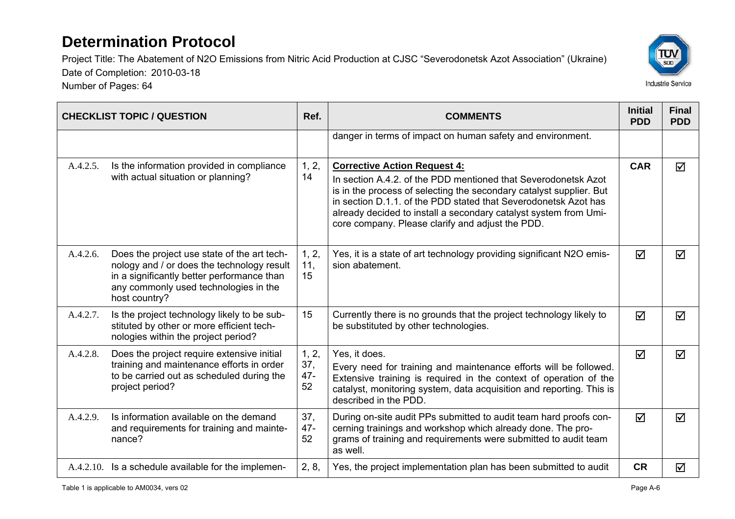# Determination Protocol

Project Title: The Abatement of N2O Emissions from Nitric Acid Production at CJSC "Severodonetsk Azot Association" (Ukraine)
Date of Completion: 2010-03-18
Number of Pages: 64

| CHECKLIST TOPIC / QUESTION | | Ref. | COMMENTS | Initial PDD | Final PDD |
|---|---|---|---|---|---|
| | | | danger in terms of impact on human safety and environment. | | |
| A.4.2.5. | Is the information provided in compliance with actual situation or planning? | 1, 2, 14 | **Corrective Action Request 4:** In section A.4.2. of the PDD mentioned that Severodonetsk Azot is in the process of selecting the secondary catalyst supplier. But in section D.1.1. of the PDD stated that Severodonetsk Azot has already decided to install a secondary catalyst system from Umicore company. Please clarify and adjust the PDD. | CAR | ☑ |
| A.4.2.6. | Does the project use state of the art technology and / or does the technology result in a significantly better performance than any commonly used technologies in the host country? | 1, 2, 11, 15 | Yes, it is a state of art technology providing significant N2O emission abatement. | ☑ | ☑ |
| A.4.2.7. | Is the project technology likely to be substituted by other or more efficient technologies within the project period? | 15 | Currently there is no grounds that the project technology likely to be substituted by other technologies. | ☑ | ☑ |
| A.4.2.8. | Does the project require extensive initial training and maintenance efforts in order to be carried out as scheduled during the project period? | 1, 2, 37, 47-52 | Yes, it does. Every need for training and maintenance efforts will be followed. Extensive training is required in the context of operation of the catalyst, monitoring system, data acquisition and reporting. This is described in the PDD. | ☑ | ☑ |
| A.4.2.9. | Is information available on the demand and requirements for training and maintenance? | 37, 47-52 | During on-site audit PPs submitted to audit team hard proofs concerning trainings and workshop which already done. The programs of training and requirements were submitted to audit team as well. | ☑ | ☑ |
| A.4.2.10. | Is a schedule available for the implemen- | 2, 8, | Yes, the project implementation plan has been submitted to audit | CR | ☑ |

Table 1 is applicable to AM0034, vers 02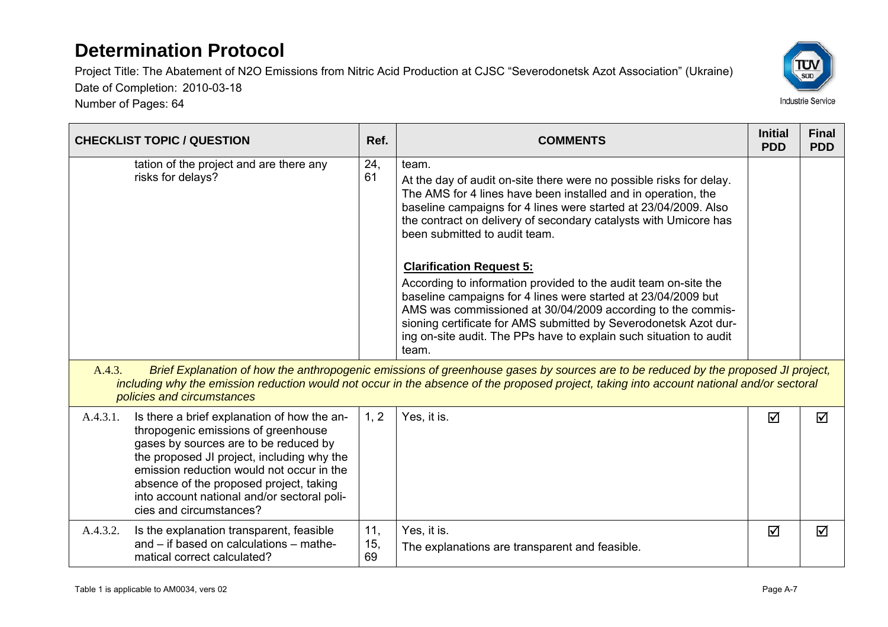# Determination Protocol

Project Title: The Abatement of N2O Emissions from Nitric Acid Production at CJSC "Severodonetsk Azot Association" (Ukraine)
Date of Completion: 2010-03-18
Number of Pages: 64

| CHECKLIST TOPIC / QUESTION | Ref. | COMMENTS | Initial PDD | Final PDD |
|---|---|---|---|---|
| tation of the project and are there any risks for delays? | 24, 61 | team.<br>At the day of audit on-site there were no possible risks for delay. The AMS for 4 lines have been installed and in operation, the baseline campaigns for 4 lines were started at 23/04/2009. Also the contract on delivery of secondary catalysts with Umicore has been submitted to audit team.<br><br>**Clarification Request 5:**<br>According to information provided to the audit team on-site the baseline campaigns for 4 lines were started at 23/04/2009 but AMS was commissioned at 30/04/2009 according to the commissioning certificate for AMS submitted by Severodonetsk Azot during on-site audit. The PPs have to explain such situation to audit team. | | |
| A.4.3. *Brief Explanation of how the anthropogenic emissions of greenhouse gases by sources are to be reduced by the proposed JI project, including why the emission reduction would not occur in the absence of the proposed project, taking into account national and/or sectoral policies and circumstances* | | | | |
| A.4.3.1. Is there a brief explanation of how the anthropogenic emissions of greenhouse gases by sources are to be reduced by the proposed JI project, including why the emission reduction would not occur in the absence of the proposed project, taking into account national and/or sectoral policies and circumstances? | 1, 2 | Yes, it is. | ☑ | ☑ |
| A.4.3.2. Is the explanation transparent, feasible and – if based on calculations – mathematical correct calculated? | 11, 15, 69 | Yes, it is.<br>The explanations are transparent and feasible. | ☑ | ☑ |

Table 1 is applicable to AM0034, vers 02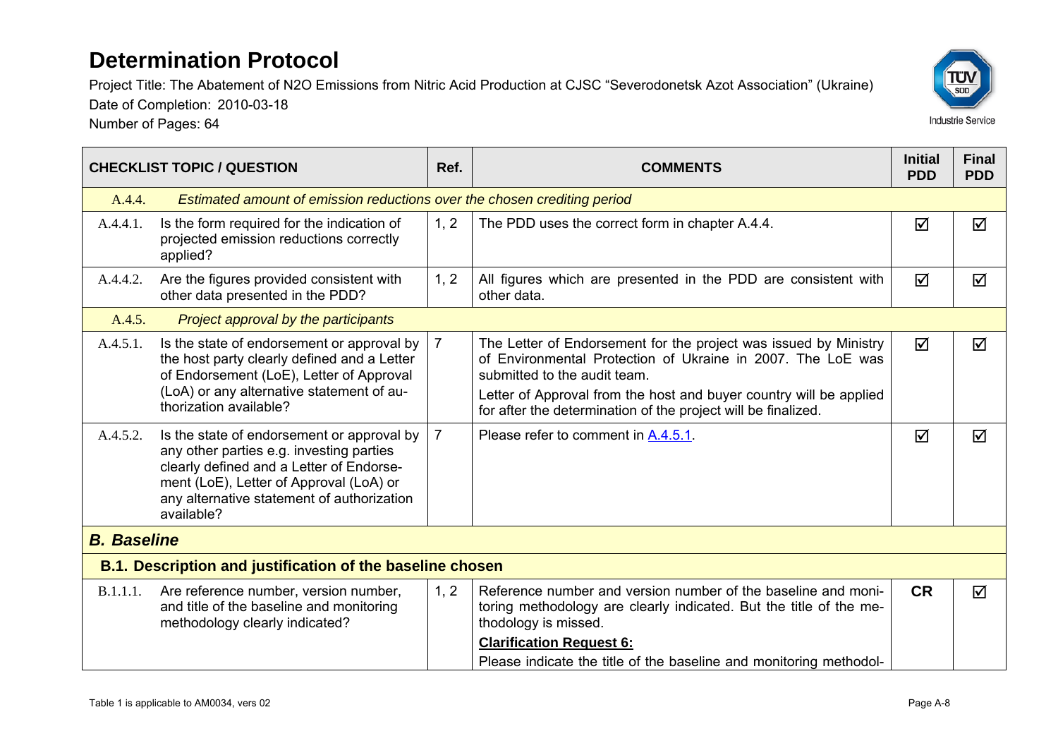# Determination Protocol

Project Title: The Abatement of N2O Emissions from Nitric Acid Production at CJSC "Severodonetsk Azot Association" (Ukraine)

Date of Completion: 2010-03-18

Number of Pages: 64

| CHECKLIST TOPIC / QUESTION | | Ref. | COMMENTS | Initial PDD | Final PDD |
|---|---|---|---|---|---|
| A.4.4. | *Estimated amount of emission reductions over the chosen crediting period* | | | | |
| A.4.4.1. | Is the form required for the indication of projected emission reductions correctly applied? | 1, 2 | The PDD uses the correct form in chapter A.4.4. | ☑ | ☑ |
| A.4.4.2. | Are the figures provided consistent with other data presented in the PDD? | 1, 2 | All figures which are presented in the PDD are consistent with other data. | ☑ | ☑ |
| A.4.5. | *Project approval by the participants* | | | | |
| A.4.5.1. | Is the state of endorsement or approval by the host party clearly defined and a Letter of Endorsement (LoE), Letter of Approval (LoA) or any alternative statement of authorization available? | 7 | The Letter of Endorsement for the project was issued by Ministry of Environmental Protection of Ukraine in 2007. The LoE was submitted to the audit team.<br>Letter of Approval from the host and buyer country will be applied for after the determination of the project will be finalized. | ☑ | ☑ |
| A.4.5.2. | Is the state of endorsement or approval by any other parties e.g. investing parties clearly defined and a Letter of Endorsement (LoE), Letter of Approval (LoA) or any alternative statement of authorization available? | 7 | Please refer to comment in A.4.5.1. | ☑ | ☑ |
| ***B. Baseline*** | | | | | |
| **B.1. Description and justification of the baseline chosen** | | | | | |
| B.1.1.1. | Are reference number, version number, and title of the baseline and monitoring methodology clearly indicated? | 1, 2 | Reference number and version number of the baseline and monitoring methodology are clearly indicated. But the title of the methodology is missed.<br>**Clarification Request 6:**<br>Please indicate the title of the baseline and monitoring methodol- | **CR** | ☑ |

Table 1 is applicable to AM0034, vers 02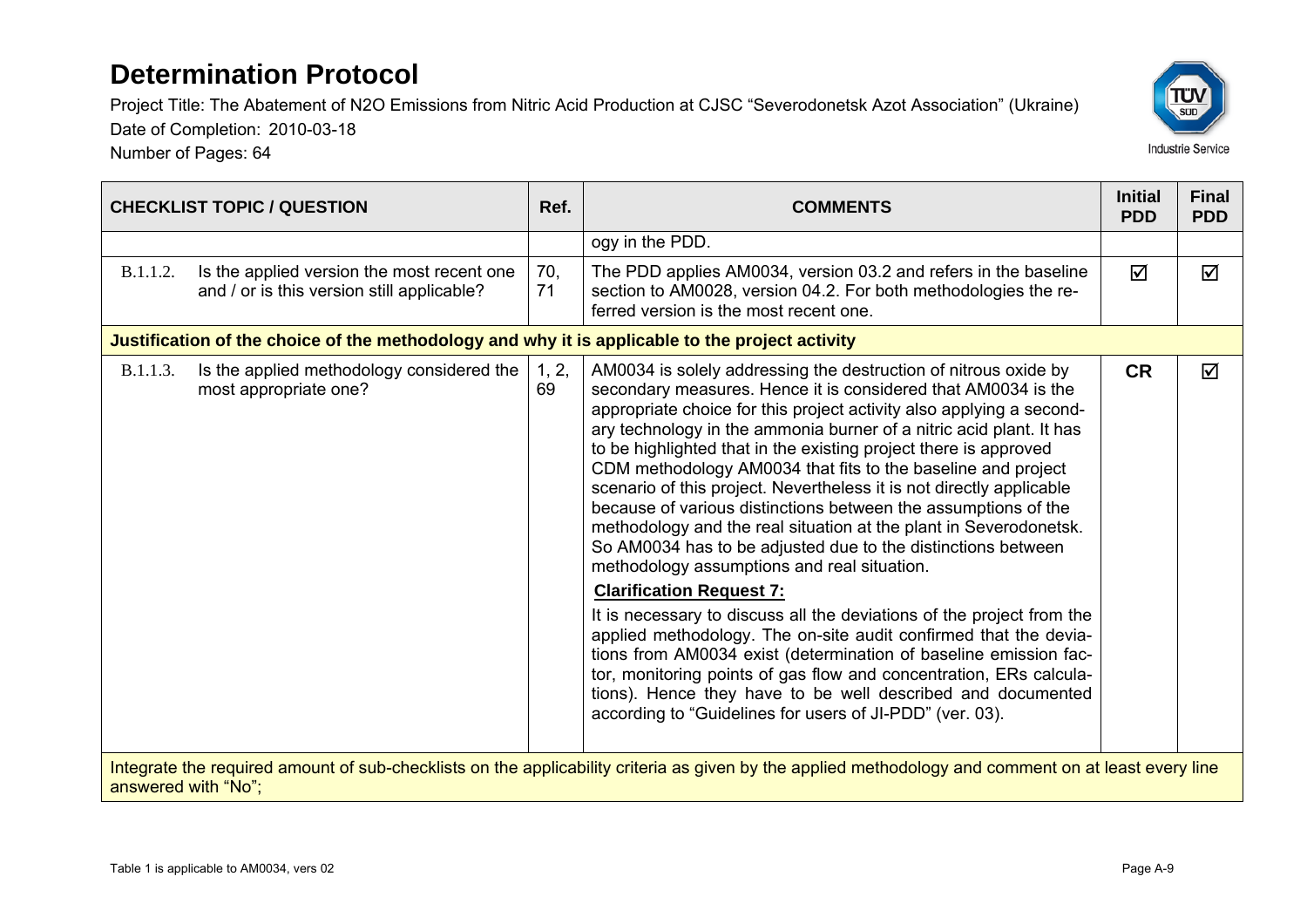| CHECKLIST TOPIC / QUESTION | Ref. | COMMENTS | Initial PDD | Final PDD |
|---|---|---|---|---|
| | | ogy in the PDD. | | |
| B.1.1.2. Is the applied version the most recent one and / or is this version still applicable? | 70, 71 | The PDD applies AM0034, version 03.2 and refers in the baseline section to AM0028, version 04.2. For both methodologies the referred version is the most recent one. | ☑ | ☑ |
| **Justification of the choice of the methodology and why it is applicable to the project activity** | | | | |
| B.1.1.3. Is the applied methodology considered the most appropriate one? | 1, 2, 69 | AM0034 is solely addressing the destruction of nitrous oxide by secondary measures. Hence it is considered that AM0034 is the appropriate choice for this project activity also applying a secondary technology in the ammonia burner of a nitric acid plant. It has to be highlighted that in the existing project there is approved CDM methodology AM0034 that fits to the baseline and project scenario of this project. Nevertheless it is not directly applicable because of various distinctions between the assumptions of the methodology and the real situation at the plant in Severodonetsk. So AM0034 has to be adjusted due to the distinctions between methodology assumptions and real situation. **Clarification Request 7:** It is necessary to discuss all the deviations of the project from the applied methodology. The on-site audit confirmed that the deviations from AM0034 exist (determination of baseline emission factor, monitoring points of gas flow and concentration, ERs calculations). Hence they have to be well described and documented according to "Guidelines for users of JI-PDD" (ver. 03). | **CR** | ☑ |
| Integrate the required amount of sub-checklists on the applicability criteria as given by the applied methodology and comment on at least every line answered with "No"; | | | | |

Table 1 is applicable to AM0034, vers 02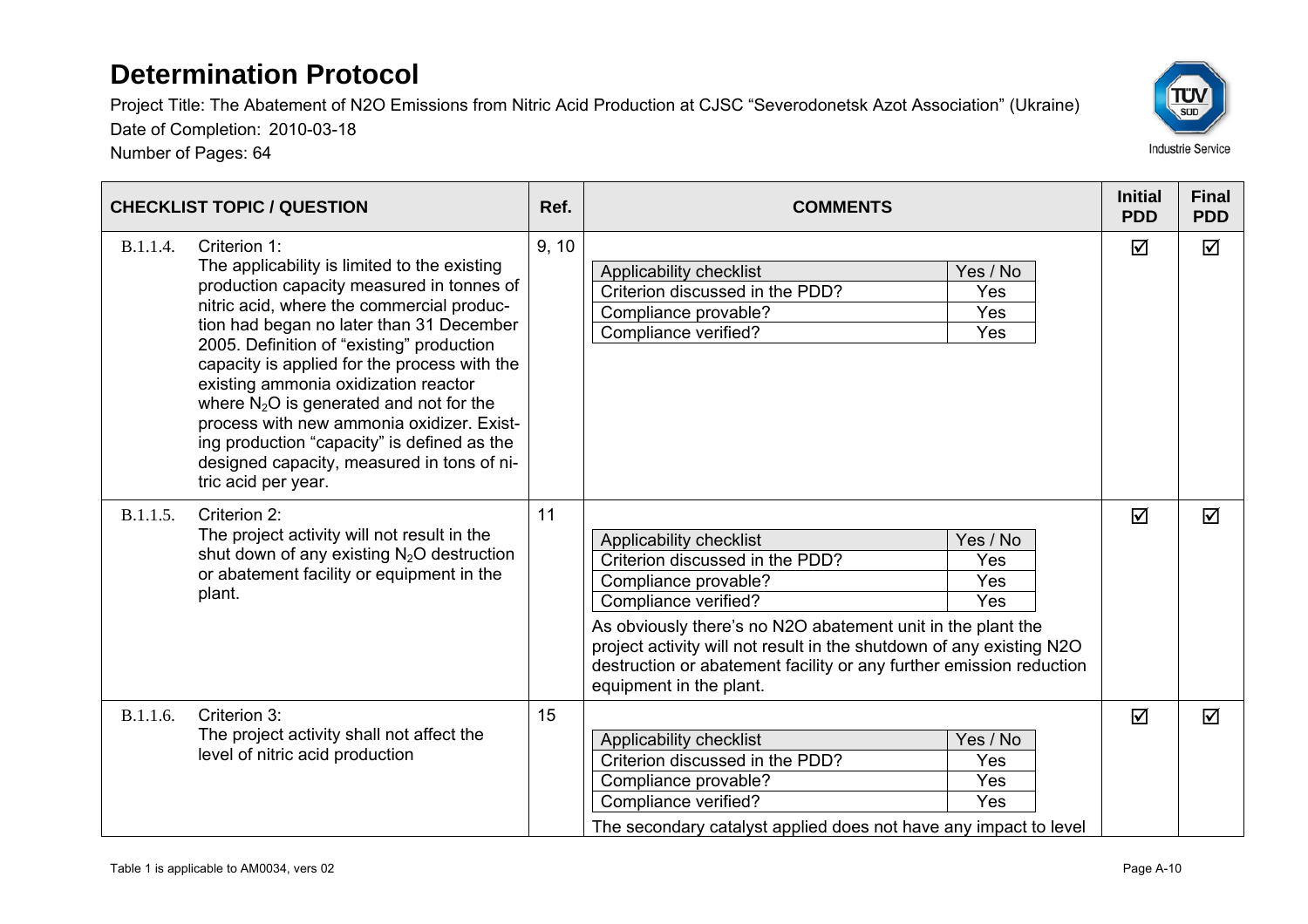# Determination Protocol

Project Title: The Abatement of N2O Emissions from Nitric Acid Production at CJSC "Severodonetsk Azot Association" (Ukraine)

Date of Completion: 2010-03-18

Number of Pages: 64

| CHECKLIST TOPIC / QUESTION | Ref. | COMMENTS | Initial PDD | Final PDD |
|---|---|---|---|---|
| B.1.1.4. Criterion 1: The applicability is limited to the existing production capacity measured in tonnes of nitric acid, where the commercial production had began no later than 31 December 2005. Definition of "existing" production capacity is applied for the process with the existing ammonia oxidization reactor where $N_2O$ is generated and not for the process with new ammonia oxidizer. Existing production "capacity" is defined as the designed capacity, measured in tons of nitric acid per year. | 9, 10 | Applicability checklist – Yes / No; Criterion discussed in the PDD? – Yes; Compliance provable? – Yes; Compliance verified? – Yes | ☑ | ☑ |
| B.1.1.5. Criterion 2: The project activity will not result in the shut down of any existing $N_2O$ destruction or abatement facility or equipment in the plant. | 11 | Applicability checklist – Yes / No; Criterion discussed in the PDD? – Yes; Compliance provable? – Yes; Compliance verified? – Yes<br><br>As obviously there's no N2O abatement unit in the plant the project activity will not result in the shutdown of any existing N2O destruction or abatement facility or any further emission reduction equipment in the plant. | ☑ | ☑ |
| B.1.1.6. Criterion 3: The project activity shall not affect the level of nitric acid production | 15 | Applicability checklist – Yes / No; Criterion discussed in the PDD? – Yes; Compliance provable? – Yes; Compliance verified? – Yes<br><br>The secondary catalyst applied does not have any impact to level | ☑ | ☑ |

Table 1 is applicable to AM0034, vers 02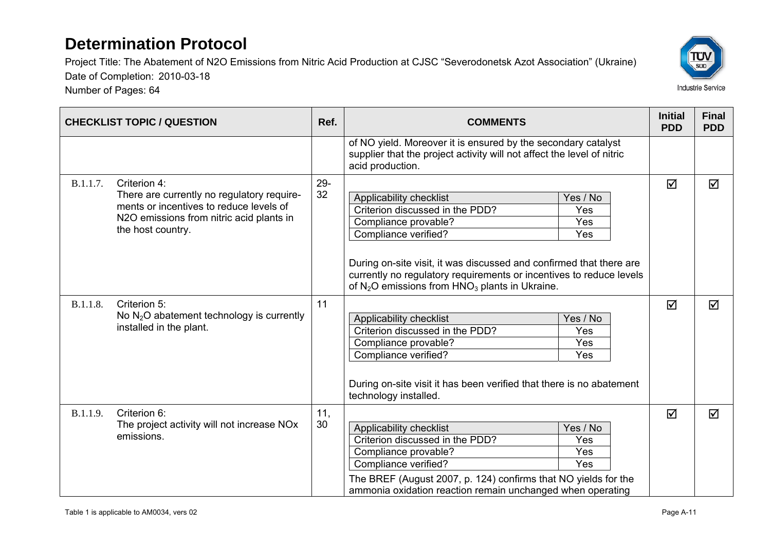# Determination Protocol

Project Title: The Abatement of N2O Emissions from Nitric Acid Production at CJSC "Severodonetsk Azot Association" (Ukraine)
Date of Completion: 2010-03-18
Number of Pages: 64

| CHECKLIST TOPIC / QUESTION | | Ref. | COMMENTS | Initial PDD | Final PDD |
|---|---|---|---|---|---|
| | | | of NO yield. Moreover it is ensured by the secondary catalyst supplier that the project activity will not affect the level of nitric acid production. | | |
| B.1.1.7. | Criterion 4: There are currently no regulatory requirements or incentives to reduce levels of N2O emissions from nitric acid plants in the host country. | 29-32 | Applicability checklist – Yes / No; Criterion discussed in the PDD? – Yes; Compliance provable? – Yes; Compliance verified? – Yes. During on-site visit, it was discussed and confirmed that there are currently no regulatory requirements or incentives to reduce levels of $N_2O$ emissions from $HNO_3$ plants in Ukraine. | ☑ | ☑ |
| B.1.1.8. | Criterion 5: No $N_2O$ abatement technology is currently installed in the plant. | 11 | Applicability checklist – Yes / No; Criterion discussed in the PDD? – Yes; Compliance provable? – Yes; Compliance verified? – Yes. During on-site visit it has been verified that there is no abatement technology installed. | ☑ | ☑ |
| B.1.1.9. | Criterion 6: The project activity will not increase NOx emissions. | 11, 30 | Applicability checklist – Yes / No; Criterion discussed in the PDD? – Yes; Compliance provable? – Yes; Compliance verified? – Yes. The BREF (August 2007, p. 124) confirms that NO yields for the ammonia oxidation reaction remain unchanged when operating | ☑ | ☑ |

Table 1 is applicable to AM0034, vers 02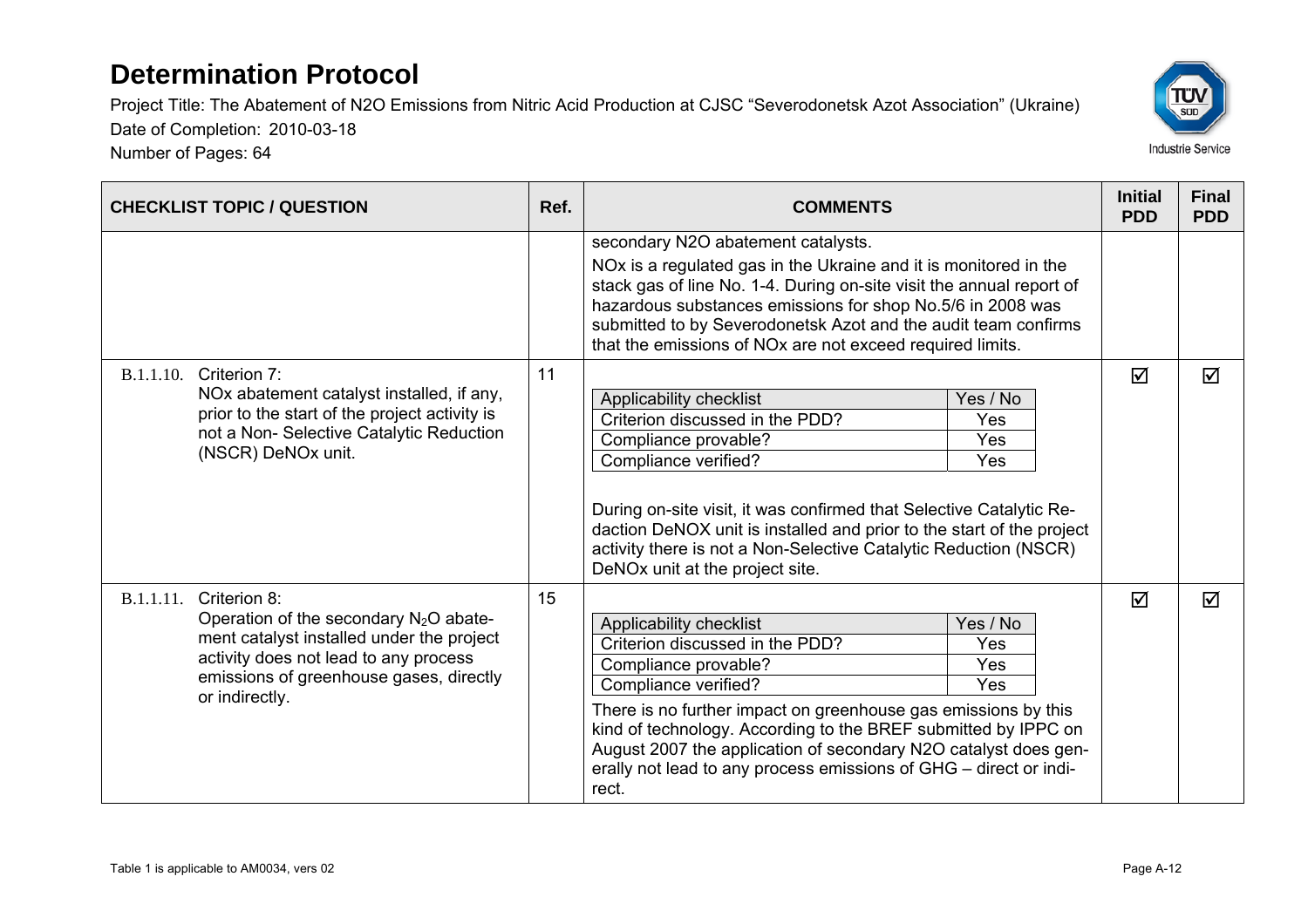# Determination Protocol

Project Title: The Abatement of N2O Emissions from Nitric Acid Production at CJSC "Severodonetsk Azot Association" (Ukraine)

Date of Completion: 2010-03-18

Number of Pages: 64

| CHECKLIST TOPIC / QUESTION | Ref. | COMMENTS | Initial PDD | Final PDD |
|---|---|---|---|---|
| | | secondary N2O abatement catalysts.<br><br>NOx is a regulated gas in the Ukraine and it is monitored in the stack gas of line No. 1-4. During on-site visit the annual report of hazardous substances emissions for shop No.5/6 in 2008 was submitted to by Severodonetsk Azot and the audit team confirms that the emissions of NOx are not exceed required limits. | | |
| B.1.1.10. Criterion 7:<br>NOx abatement catalyst installed, if any, prior to the start of the project activity is not a Non- Selective Catalytic Reduction (NSCR) DeNOx unit. | 11 | Applicability checklist – Yes / No<br>Criterion discussed in the PDD? – Yes<br>Compliance provable? – Yes<br>Compliance verified? – Yes<br><br>During on-site visit, it was confirmed that Selective Catalytic Redaction DeNOX unit is installed and prior to the start of the project activity there is not a Non-Selective Catalytic Reduction (NSCR) DeNOx unit at the project site. | ☑ | ☑ |
| B.1.1.11. Criterion 8:<br>Operation of the secondary $N_2O$ abatement catalyst installed under the project activity does not lead to any process emissions of greenhouse gases, directly or indirectly. | 15 | Applicability checklist – Yes / No<br>Criterion discussed in the PDD? – Yes<br>Compliance provable? – Yes<br>Compliance verified? – Yes<br><br>There is no further impact on greenhouse gas emissions by this kind of technology. According to the BREF submitted by IPPC on August 2007 the application of secondary N2O catalyst does generally not lead to any process emissions of GHG – direct or indirect. | ☑ | ☑ |

Table 1 is applicable to AM0034, vers 02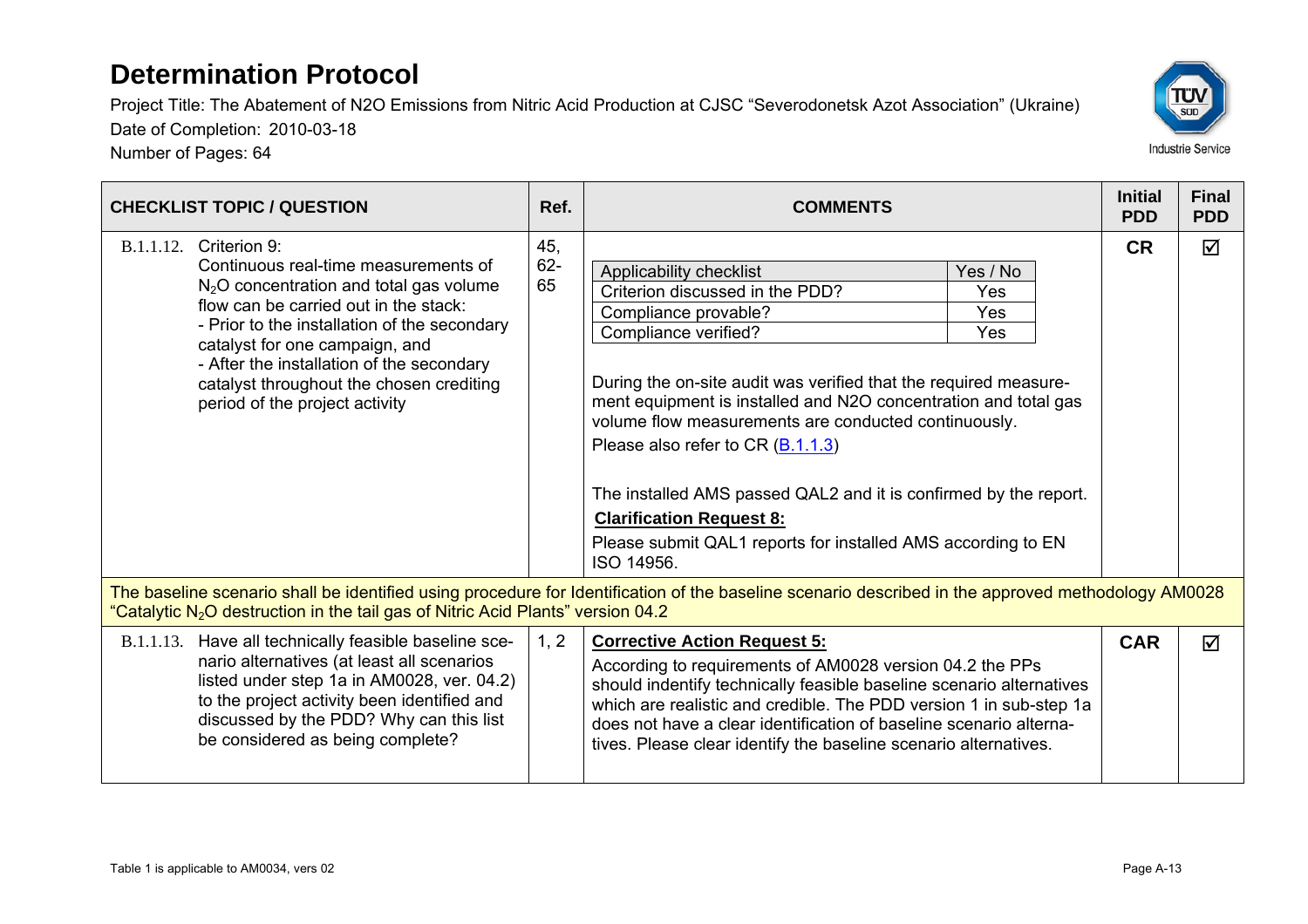# Determination Protocol

Project Title: The Abatement of N2O Emissions from Nitric Acid Production at CJSC "Severodonetsk Azot Association" (Ukraine)

Date of Completion: 2010-03-18

Number of Pages: 64

| CHECKLIST TOPIC / QUESTION | Ref. | COMMENTS | Initial PDD | Final PDD |
|---|---|---|---|---|
| B.1.1.12. Criterion 9: Continuous real-time measurements of $N_2O$ concentration and total gas volume flow can be carried out in the stack: - Prior to the installation of the secondary catalyst for one campaign, and - After the installation of the secondary catalyst throughout the chosen crediting period of the project activity | 45, 62-65 | Applicability checklist: Yes / No; Criterion discussed in the PDD? Yes; Compliance provable? Yes; Compliance verified? Yes<br><br>During the on-site audit was verified that the required measurement equipment is installed and N2O concentration and total gas volume flow measurements are conducted continuously. Please also refer to CR (B.1.1.3)<br><br>The installed AMS passed QAL2 and it is confirmed by the report.<br>**Clarification Request 8:**<br>Please submit QAL1 reports for installed AMS according to EN ISO 14956. | CR | ☑ |
| The baseline scenario shall be identified using procedure for Identification of the baseline scenario described in the approved methodology AM0028 "Catalytic $N_2O$ destruction in the tail gas of Nitric Acid Plants" version 04.2 | | | | |
| B.1.1.13. Have all technically feasible baseline scenario alternatives (at least all scenarios listed under step 1a in AM0028, ver. 04.2) to the project activity been identified and discussed by the PDD? Why can this list be considered as being complete? | 1, 2 | **Corrective Action Request 5:**<br>According to requirements of AM0028 version 04.2 the PPs should indentify technically feasible baseline scenario alternatives which are realistic and credible. The PDD version 1 in sub-step 1a does not have a clear identification of baseline scenario alternatives. Please clear identify the baseline scenario alternatives. | CAR | ☑ |

Table 1 is applicable to AM0034, vers 02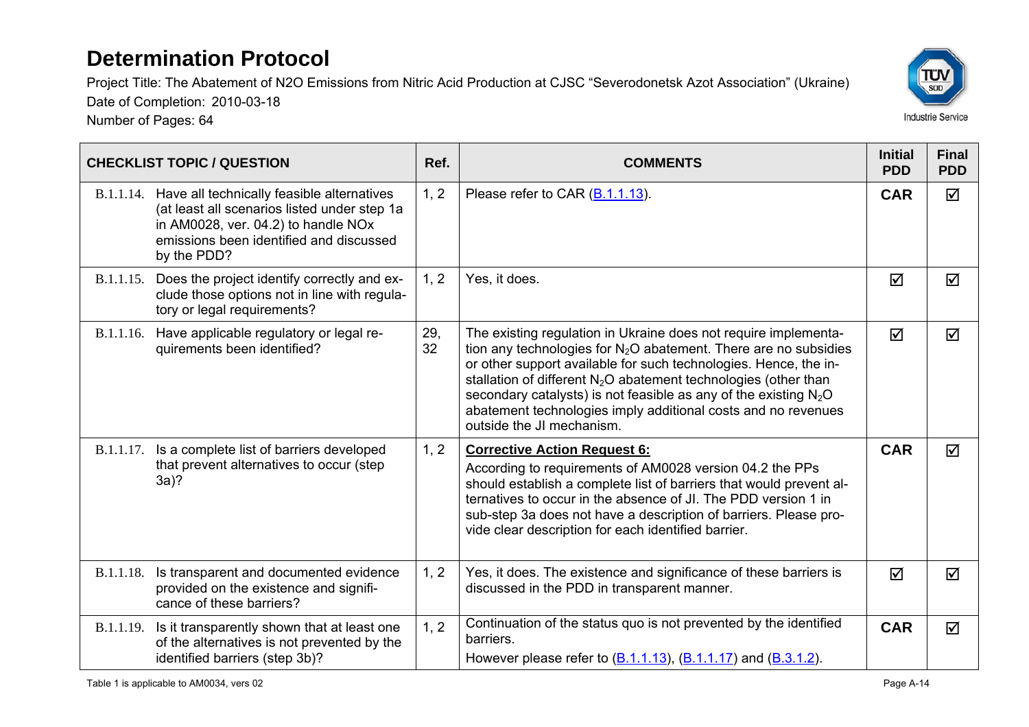# Determination Protocol

Project Title: The Abatement of N2O Emissions from Nitric Acid Production at CJSC "Severodonetsk Azot Association" (Ukraine)

Date of Completion: 2010-03-18

Number of Pages: 64

| CHECKLIST TOPIC / QUESTION | Ref. | COMMENTS | Initial PDD | Final PDD |
|---|---|---|---|---|
| B.1.1.14. Have all technically feasible alternatives (at least all scenarios listed under step 1a in AM0028, ver. 04.2) to handle NOx emissions been identified and discussed by the PDD? | 1, 2 | Please refer to CAR (B.1.1.13). | **CAR** | ☑ |
| B.1.1.15. Does the project identify correctly and exclude those options not in line with regulatory or legal requirements? | 1, 2 | Yes, it does. | ☑ | ☑ |
| B.1.1.16. Have applicable regulatory or legal requirements been identified? | 29, 32 | The existing regulation in Ukraine does not require implementation any technologies for $N_2O$ abatement. There are no subsidies or other support available for such technologies. Hence, the installation of different $N_2O$ abatement technologies (other than secondary catalysts) is not feasible as any of the existing $N_2O$ abatement technologies imply additional costs and no revenues outside the JI mechanism. | ☑ | ☑ |
| B.1.1.17. Is a complete list of barriers developed that prevent alternatives to occur (step 3a)? | 1, 2 | **Corrective Action Request 6:** According to requirements of AM0028 version 04.2 the PPs should establish a complete list of barriers that would prevent alternatives to occur in the absence of JI. The PDD version 1 in sub-step 3a does not have a description of barriers. Please provide clear description for each identified barrier. | **CAR** | ☑ |
| B.1.1.18. Is transparent and documented evidence provided on the existence and significance of these barriers? | 1, 2 | Yes, it does. The existence and significance of these barriers is discussed in the PDD in transparent manner. | ☑ | ☑ |
| B.1.1.19. Is it transparently shown that at least one of the alternatives is not prevented by the identified barriers (step 3b)? | 1, 2 | Continuation of the status quo is not prevented by the identified barriers. However please refer to (B.1.1.13), (B.1.1.17) and (B.3.1.2). | **CAR** | ☑ |

Table 1 is applicable to AM0034, vers 02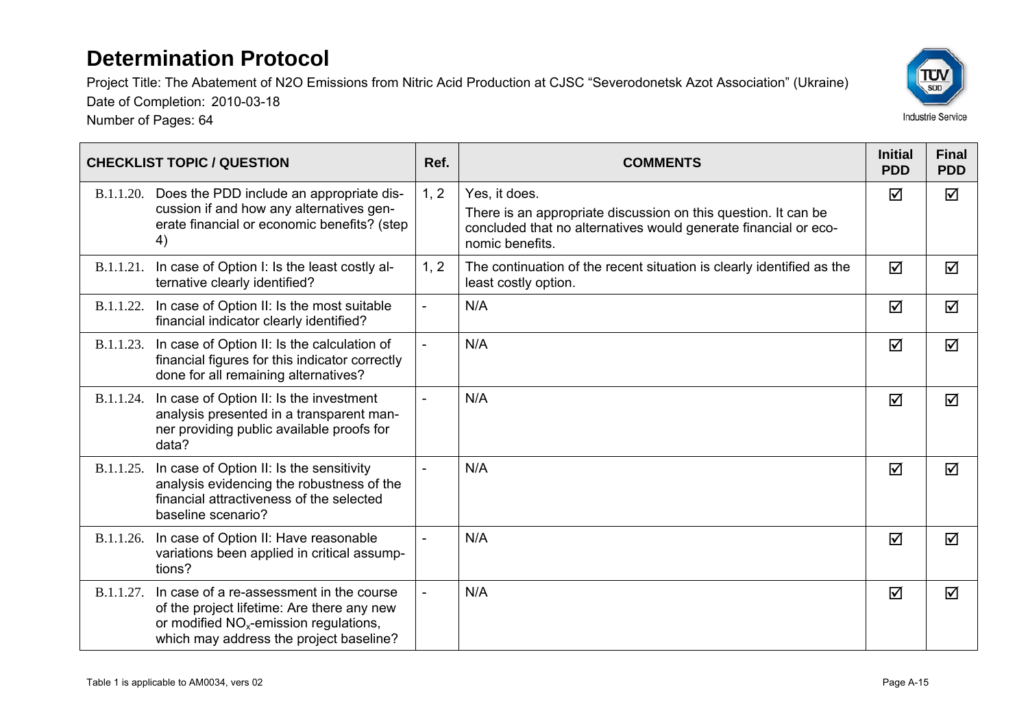# Determination Protocol

Project Title: The Abatement of N2O Emissions from Nitric Acid Production at CJSC "Severodonetsk Azot Association" (Ukraine)
Date of Completion: 2010-03-18
Number of Pages: 64

| CHECKLIST TOPIC / QUESTION | Ref. | COMMENTS | Initial PDD | Final PDD |
|---|---|---|---|---|
| B.1.1.20. Does the PDD include an appropriate discussion if and how any alternatives generate financial or economic benefits? (step 4) | 1, 2 | Yes, it does. There is an appropriate discussion on this question. It can be concluded that no alternatives would generate financial or economic benefits. | ☑ | ☑ |
| B.1.1.21. In case of Option I: Is the least costly alternative clearly identified? | 1, 2 | The continuation of the recent situation is clearly identified as the least costly option. | ☑ | ☑ |
| B.1.1.22. In case of Option II: Is the most suitable financial indicator clearly identified? | - | N/A | ☑ | ☑ |
| B.1.1.23. In case of Option II: Is the calculation of financial figures for this indicator correctly done for all remaining alternatives? | - | N/A | ☑ | ☑ |
| B.1.1.24. In case of Option II: Is the investment analysis presented in a transparent manner providing public available proofs for data? | - | N/A | ☑ | ☑ |
| B.1.1.25. In case of Option II: Is the sensitivity analysis evidencing the robustness of the financial attractiveness of the selected baseline scenario? | - | N/A | ☑ | ☑ |
| B.1.1.26. In case of Option II: Have reasonable variations been applied in critical assumptions? | - | N/A | ☑ | ☑ |
| B.1.1.27. In case of a re-assessment in the course of the project lifetime: Are there any new or modified $NO_x$-emission regulations, which may address the project baseline? | - | N/A | ☑ | ☑ |

Table 1 is applicable to AM0034, vers 02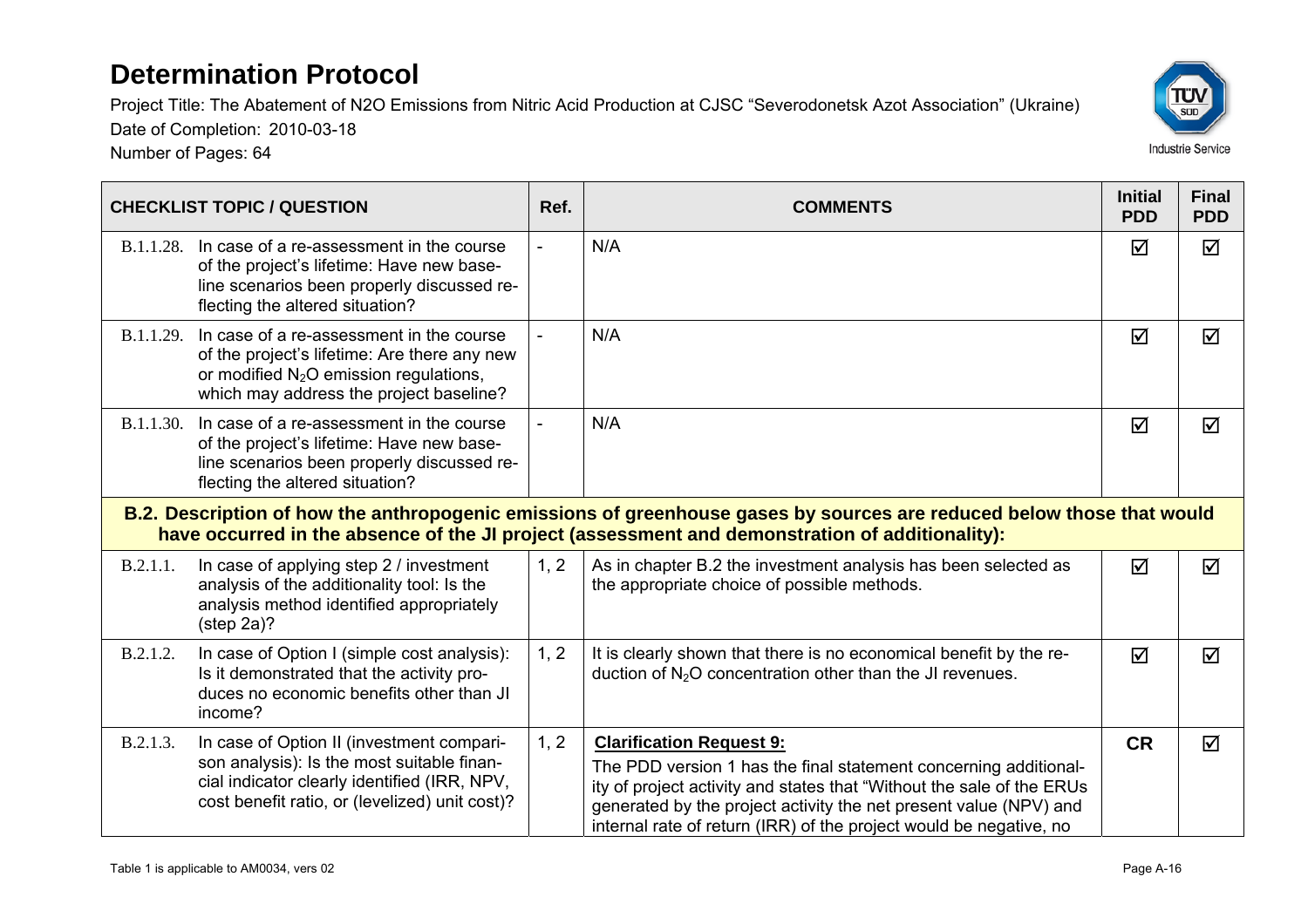# Determination Protocol

Project Title: The Abatement of N2O Emissions from Nitric Acid Production at CJSC "Severodonetsk Azot Association" (Ukraine)

Date of Completion: 2010-03-18

Number of Pages: 64

| CHECKLIST TOPIC / QUESTION | Ref. | COMMENTS | Initial PDD | Final PDD |
|---|---|---|---|---|
| B.1.1.28. In case of a re-assessment in the course of the project's lifetime: Have new baseline scenarios been properly discussed reflecting the altered situation? | - | N/A | ☑ | ☑ |
| B.1.1.29. In case of a re-assessment in the course of the project's lifetime: Are there any new or modified $N_2O$ emission regulations, which may address the project baseline? | - | N/A | ☑ | ☑ |
| B.1.1.30. In case of a re-assessment in the course of the project's lifetime: Have new baseline scenarios been properly discussed reflecting the altered situation? | - | N/A | ☑ | ☑ |
| **B.2. Description of how the anthropogenic emissions of greenhouse gases by sources are reduced below those that would have occurred in the absence of the JI project (assessment and demonstration of additionality):** | | | | |
| B.2.1.1. In case of applying step 2 / investment analysis of the additionality tool: Is the analysis method identified appropriately (step 2a)? | 1, 2 | As in chapter B.2 the investment analysis has been selected as the appropriate choice of possible methods. | ☑ | ☑ |
| B.2.1.2. In case of Option I (simple cost analysis): Is it demonstrated that the activity produces no economic benefits other than JI income? | 1, 2 | It is clearly shown that there is no economical benefit by the reduction of $N_2O$ concentration other than the JI revenues. | ☑ | ☑ |
| B.2.1.3. In case of Option II (investment comparison analysis): Is the most suitable financial indicator clearly identified (IRR, NPV, cost benefit ratio, or (levelized) unit cost)? | 1, 2 | **Clarification Request 9:** The PDD version 1 has the final statement concerning additionality of project activity and states that "Without the sale of the ERUs generated by the project activity the net present value (NPV) and internal rate of return (IRR) of the project would be negative, no | **CR** | ☑ |

Table 1 is applicable to AM0034, vers 02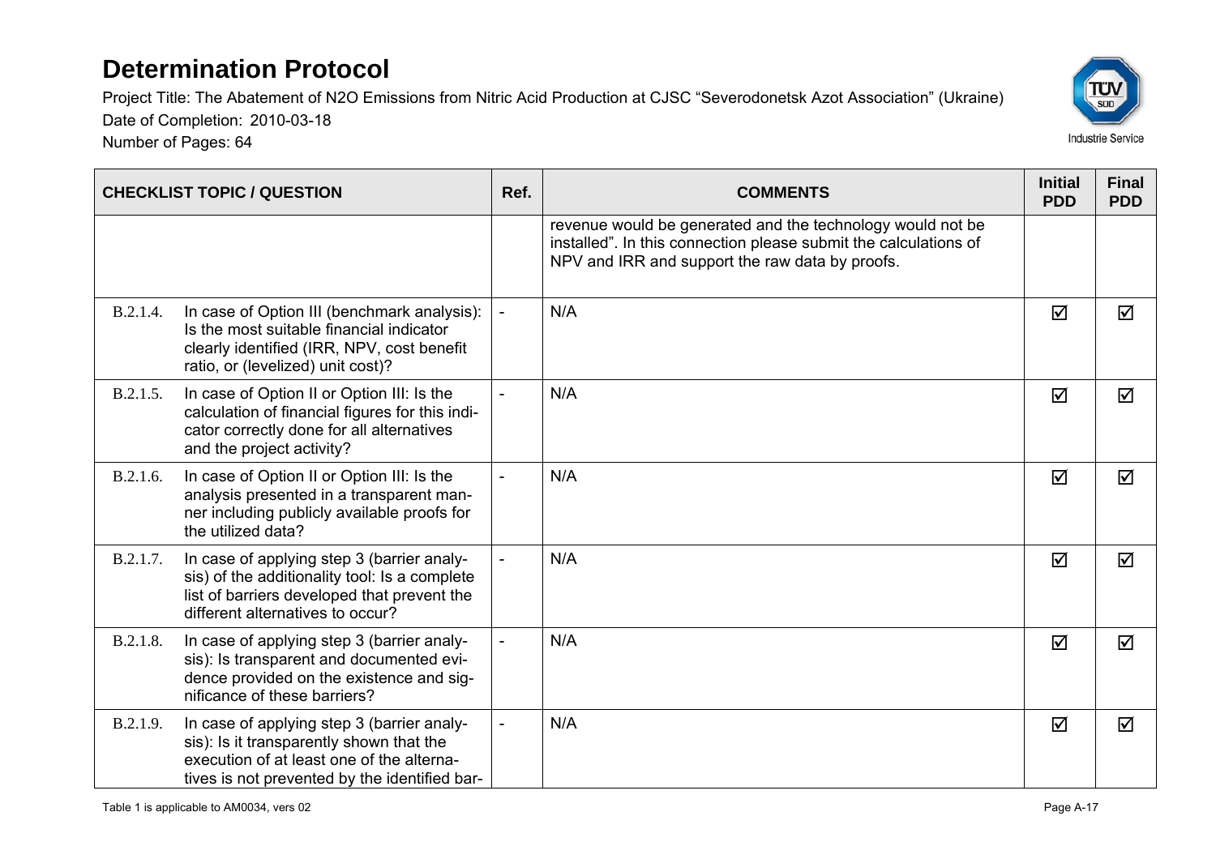# Determination Protocol

Project Title: The Abatement of N2O Emissions from Nitric Acid Production at CJSC "Severodonetsk Azot Association" (Ukraine)

Date of Completion: 2010-03-18

Number of Pages: 64

| CHECKLIST TOPIC / QUESTION | | Ref. | COMMENTS | Initial PDD | Final PDD |
|---|---|---|---|---|---|
| | | | revenue would be generated and the technology would not be installed". In this connection please submit the calculations of NPV and IRR and support the raw data by proofs. | | |
| B.2.1.4. | In case of Option III (benchmark analysis): Is the most suitable financial indicator clearly identified (IRR, NPV, cost benefit ratio, or (levelized) unit cost)? | - | N/A | ☑ | ☑ |
| B.2.1.5. | In case of Option II or Option III: Is the calculation of financial figures for this indicator correctly done for all alternatives and the project activity? | - | N/A | ☑ | ☑ |
| B.2.1.6. | In case of Option II or Option III: Is the analysis presented in a transparent manner including publicly available proofs for the utilized data? | - | N/A | ☑ | ☑ |
| B.2.1.7. | In case of applying step 3 (barrier analysis) of the additionality tool: Is a complete list of barriers developed that prevent the different alternatives to occur? | - | N/A | ☑ | ☑ |
| B.2.1.8. | In case of applying step 3 (barrier analysis): Is transparent and documented evidence provided on the existence and significance of these barriers? | - | N/A | ☑ | ☑ |
| B.2.1.9. | In case of applying step 3 (barrier analysis): Is it transparently shown that the execution of at least one of the alternatives is not prevented by the identified bar- | - | N/A | ☑ | ☑ |

Table 1 is applicable to AM0034, vers 02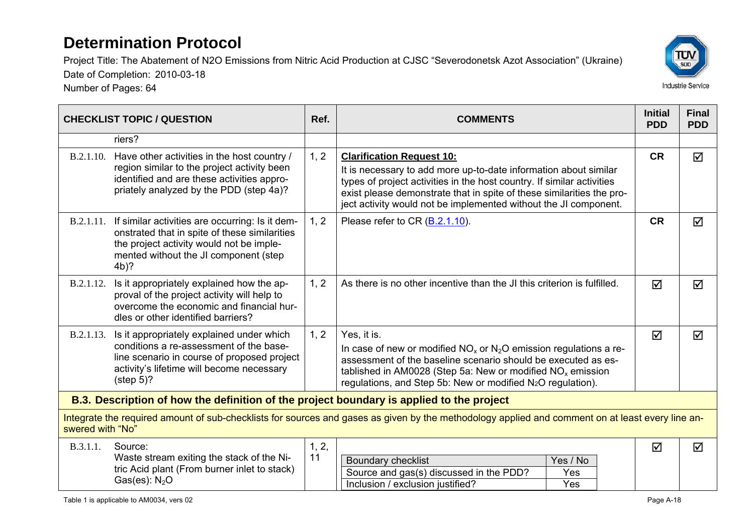# Determination Protocol

Project Title: The Abatement of N2O Emissions from Nitric Acid Production at CJSC "Severodonetsk Azot Association" (Ukraine)
Date of Completion: 2010-03-18
Number of Pages: 64

| CHECKLIST TOPIC / QUESTION | | Ref. | COMMENTS | Initial PDD | Final PDD |
|---|---|---|---|---|---|
| | riers? | | | | |
| B.2.1.10. | Have other activities in the host country / region similar to the project activity been identified and are these activities appropriately analyzed by the PDD (step 4a)? | 1, 2 | **Clarification Request 10:** It is necessary to add more up-to-date information about similar types of project activities in the host country. If similar activities exist please demonstrate that in spite of these similarities the project activity would not be implemented without the JI component. | CR | ☑ |
| B.2.1.11. | If similar activities are occurring: Is it demonstrated that in spite of these similarities the project activity would not be implemented without the JI component (step 4b)? | 1, 2 | Please refer to CR (B.2.1.10). | CR | ☑ |
| B.2.1.12. | Is it appropriately explained how the approval of the project activity will help to overcome the economic and financial hurdles or other identified barriers? | 1, 2 | As there is no other incentive than the JI this criterion is fulfilled. | ☑ | ☑ |
| B.2.1.13. | Is it appropriately explained under which conditions a re-assessment of the baseline scenario in course of proposed project activity's lifetime will become necessary (step 5)? | 1, 2 | Yes, it is. In case of new or modified $NO_x$ or $N_2O$ emission regulations a re-assessment of the baseline scenario should be executed as established in AM0028 (Step 5a: New or modified $NO_x$ emission regulations, and Step 5b: New or modified $N_2O$ regulation). | ☑ | ☑ |
| **B.3. Description of how the definition of the project boundary is applied to the project** | | | | | |
| Integrate the required amount of sub-checklists for sources and gases as given by the methodology applied and comment on at least every line answered with "No" | | | | | |
| B.3.1.1. | Source: Waste stream exiting the stack of the Nitric Acid plant (From burner inlet to stack) Gas(es): $N_2O$ | 1, 2, 11 | Boundary checklist — Yes / No; Source and gas(s) discussed in the PDD? — Yes; Inclusion / exclusion justified? — Yes | ☑ | ☑ |

Table 1 is applicable to AM0034, vers 02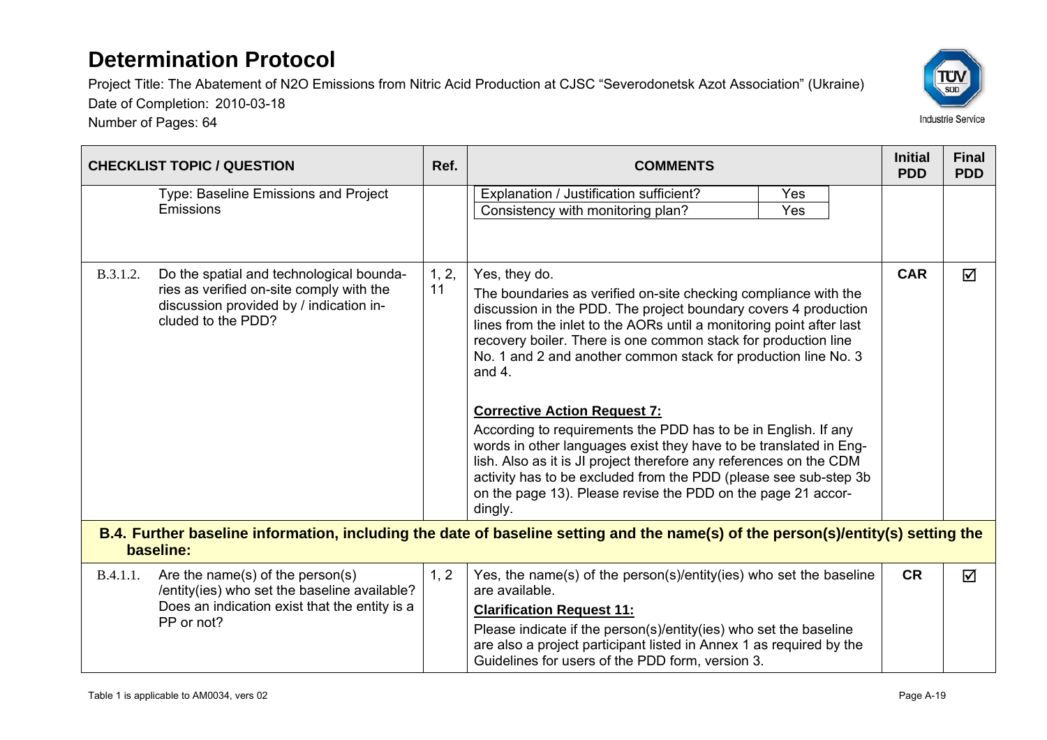# Determination Protocol

Project Title: The Abatement of N2O Emissions from Nitric Acid Production at CJSC "Severodonetsk Azot Association" (Ukraine)
Date of Completion: 2010-03-18
Number of Pages: 64

| CHECKLIST TOPIC / QUESTION | | Ref. | COMMENTS | Initial PDD | Final PDD |
|---|---|---|---|---|---|
| | Type: Baseline Emissions and Project Emissions | | Explanation / Justification sufficient? — Yes<br>Consistency with monitoring plan? — Yes | | |
| B.3.1.2. | Do the spatial and technological boundaries as verified on-site comply with the discussion provided by / indication included to the PDD? | 1, 2, 11 | Yes, they do.<br>The boundaries as verified on-site checking compliance with the discussion in the PDD. The project boundary covers 4 production lines from the inlet to the AORs until a monitoring point after last recovery boiler. There is one common stack for production line No. 1 and 2 and another common stack for production line No. 3 and 4.<br><br>**Corrective Action Request 7:**<br>According to requirements the PDD has to be in English. If any words in other languages exist they have to be translated in English. Also as it is JI project therefore any references on the CDM activity has to be excluded from the PDD (please see sub-step 3b on the page 13). Please revise the PDD on the page 21 accordingly. | CAR | ☑ |
| **B.4. Further baseline information, including the date of baseline setting and the name(s) of the person(s)/entity(s) setting the baseline:** | | | | | |
| B.4.1.1. | Are the name(s) of the person(s) /entity(ies) who set the baseline available? Does an indication exist that the entity is a PP or not? | 1, 2 | Yes, the name(s) of the person(s)/entity(ies) who set the baseline are available.<br>**Clarification Request 11:**<br>Please indicate if the person(s)/entity(ies) who set the baseline are also a project participant listed in Annex 1 as required by the Guidelines for users of the PDD form, version 3. | CR | ☑ |

Table 1 is applicable to AM0034, vers 02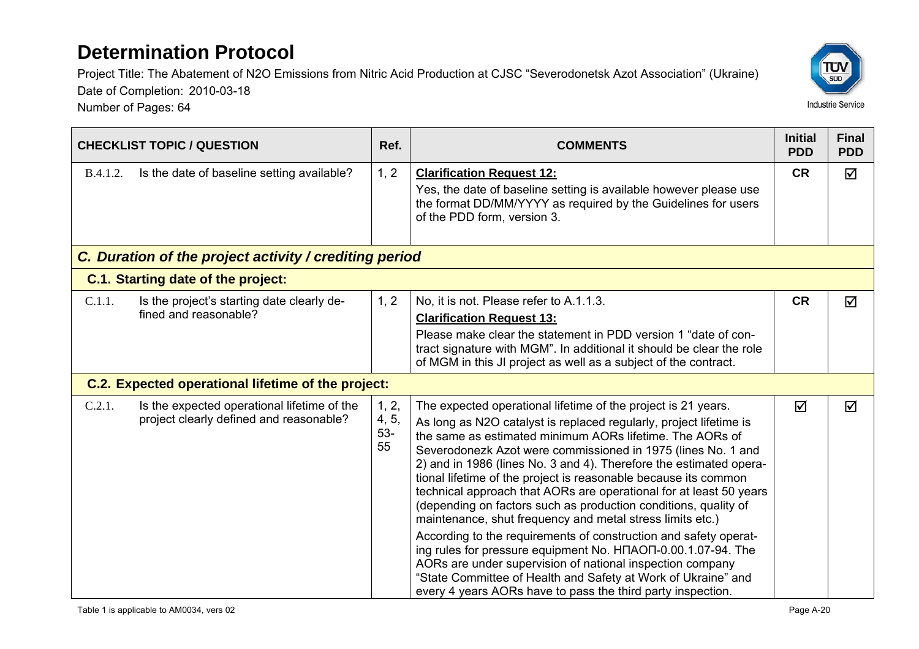# Determination Protocol

Project Title: The Abatement of N2O Emissions from Nitric Acid Production at CJSC "Severodonetsk Azot Association" (Ukraine)
Date of Completion: 2010-03-18
Number of Pages: 64

| CHECKLIST TOPIC / QUESTION | | Ref. | COMMENTS | Initial PDD | Final PDD |
|---|---|---|---|---|---|
| B.4.1.2. | Is the date of baseline setting available? | 1, 2 | **Clarification Request 12:** Yes, the date of baseline setting is available however please use the format DD/MM/YYYY as required by the Guidelines for users of the PDD form, version 3. | CR | ☑ |
| ***C. Duration of the project activity / crediting period*** | | | | | |
| **C.1. Starting date of the project:** | | | | | |
| C.1.1. | Is the project's starting date clearly defined and reasonable? | 1, 2 | No, it is not. Please refer to A.1.1.3. **Clarification Request 13:** Please make clear the statement in PDD version 1 "date of contract signature with MGM". In additional it should be clear the role of MGM in this JI project as well as a subject of the contract. | CR | ☑ |
| **C.2. Expected operational lifetime of the project:** | | | | | |
| C.2.1. | Is the expected operational lifetime of the project clearly defined and reasonable? | 1, 2, 4, 5, 53-55 | The expected operational lifetime of the project is 21 years. As long as N2O catalyst is replaced regularly, project lifetime is the same as estimated minimum AORs lifetime. The AORs of Severodonezk Azot were commissioned in 1975 (lines No. 1 and 2) and in 1986 (lines No. 3 and 4). Therefore the estimated operational lifetime of the project is reasonable because its common technical approach that AORs are operational for at least 50 years (depending on factors such as production conditions, quality of maintenance, shut frequency and metal stress limits etc.) According to the requirements of construction and safety operating rules for pressure equipment No. НПАОП-0.00.1.07-94. The AORs are under supervision of national inspection company "State Committee of Health and Safety at Work of Ukraine" and every 4 years AORs have to pass the third party inspection. | ☑ | ☑ |

Table 1 is applicable to AM0034, vers 02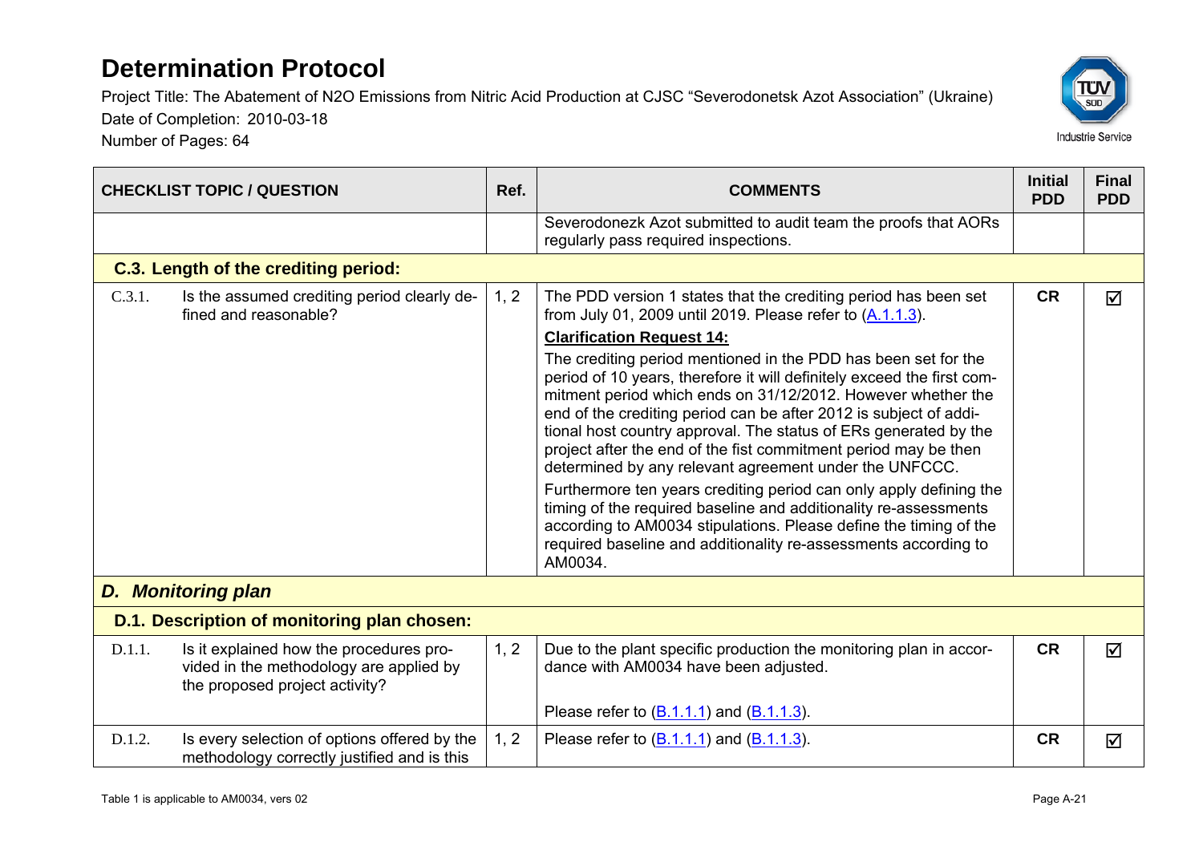# Determination Protocol

Project Title: The Abatement of N2O Emissions from Nitric Acid Production at CJSC "Severodonetsk Azot Association" (Ukraine)
Date of Completion: 2010-03-18
Number of Pages: 64

| CHECKLIST TOPIC / QUESTION | | Ref. | COMMENTS | Initial PDD | Final PDD |
|---|---|---|---|---|---|
| | | | Severodonezk Azot submitted to audit team the proofs that AORs regularly pass required inspections. | | |
| **C.3. Length of the crediting period:** | | | | | |
| C.3.1. | Is the assumed crediting period clearly defined and reasonable? | 1, 2 | The PDD version 1 states that the crediting period has been set from July 01, 2009 until 2019. Please refer to (A.1.1.3).<br>**Clarification Request 14:**<br>The crediting period mentioned in the PDD has been set for the period of 10 years, therefore it will definitely exceed the first commitment period which ends on 31/12/2012. However whether the end of the crediting period can be after 2012 is subject of additional host country approval. The status of ERs generated by the project after the end of the fist commitment period may be then determined by any relevant agreement under the UNFCCC.<br>Furthermore ten years crediting period can only apply defining the timing of the required baseline and additionality re-assessments according to AM0034 stipulations. Please define the timing of the required baseline and additionality re-assessments according to AM0034. | **CR** | ☑ |
| ***D. Monitoring plan*** | | | | | |
| **D.1. Description of monitoring plan chosen:** | | | | | |
| D.1.1. | Is it explained how the procedures provided in the methodology are applied by the proposed project activity? | 1, 2 | Due to the plant specific production the monitoring plan in accordance with AM0034 have been adjusted.<br><br>Please refer to (B.1.1.1) and (B.1.1.3). | **CR** | ☑ |
| D.1.2. | Is every selection of options offered by the methodology correctly justified and is this | 1, 2 | Please refer to (B.1.1.1) and (B.1.1.3). | **CR** | ☑ |

Table 1 is applicable to AM0034, vers 02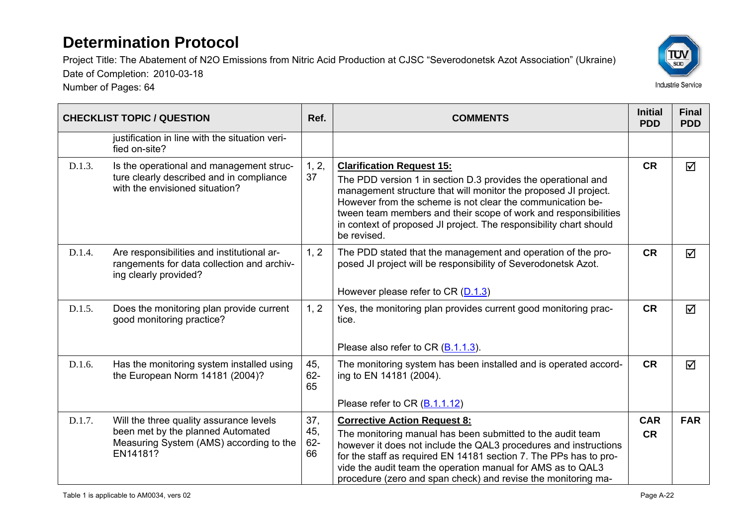| CHECKLIST TOPIC / QUESTION | | Ref. | COMMENTS | Initial PDD | Final PDD |
|---|---|---|---|---|---|
| | justification in line with the situation verified on-site? | | | | |
| D.1.3. | Is the operational and management structure clearly described and in compliance with the envisioned situation? | 1, 2, 37 | **Clarification Request 15:** The PDD version 1 in section D.3 provides the operational and management structure that will monitor the proposed JI project. However from the scheme is not clear the communication between team members and their scope of work and responsibilities in context of proposed JI project. The responsibility chart should be revised. | CR | ☑ |
| D.1.4. | Are responsibilities and institutional arrangements for data collection and archiving clearly provided? | 1, 2 | The PDD stated that the management and operation of the proposed JI project will be responsibility of Severodonetsk Azot. However please refer to CR (D.1.3) | CR | ☑ |
| D.1.5. | Does the monitoring plan provide current good monitoring practice? | 1, 2 | Yes, the monitoring plan provides current good monitoring practice. Please also refer to CR (B.1.1.3). | CR | ☑ |
| D.1.6. | Has the monitoring system installed using the European Norm 14181 (2004)? | 45, 62-65 | The monitoring system has been installed and is operated according to EN 14181 (2004). Please refer to CR (B.1.1.12) | CR | ☑ |
| D.1.7. | Will the three quality assurance levels been met by the planned Automated Measuring System (AMS) according to the EN14181? | 37, 45, 62-66 | **Corrective Action Request 8:** The monitoring manual has been submitted to the audit team however it does not include the QAL3 procedures and instructions for the staff as required EN 14181 section 7. The PPs has to provide the audit team the operation manual for AMS as to QAL3 procedure (zero and span check) and revise the monitoring ma- | CAR CR | FAR |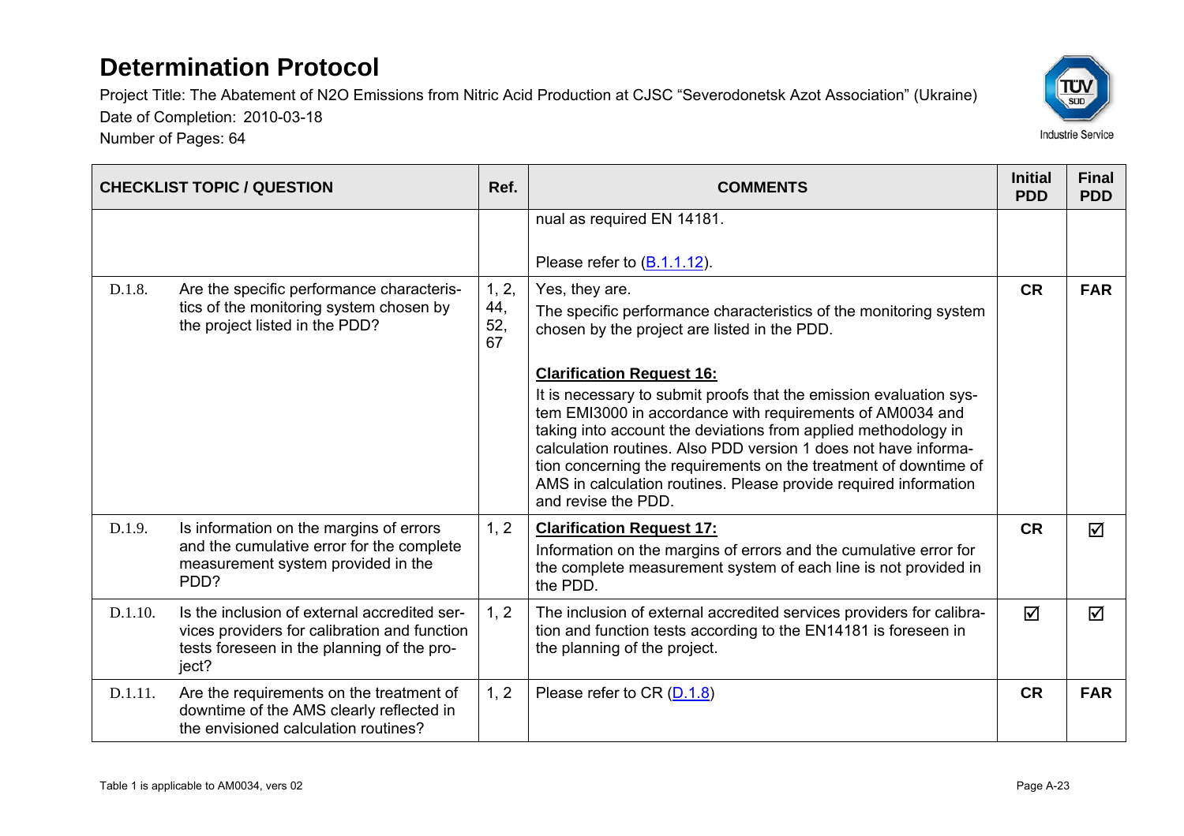# Determination Protocol

Project Title: The Abatement of N2O Emissions from Nitric Acid Production at CJSC “Severodonetsk Azot Association” (Ukraine)

Date of Completion: 2010-03-18

Number of Pages: 64

| CHECKLIST TOPIC / QUESTION | | Ref. | COMMENTS | Initial PDD | Final PDD |
|---|---|---|---|---|---|
| | | | nual as required EN 14181.<br><br>Please refer to (B.1.1.12). | | |
| D.1.8. | Are the specific performance characteristics of the monitoring system chosen by the project listed in the PDD? | 1, 2, 44, 52, 67 | Yes, they are.<br>The specific performance characteristics of the monitoring system chosen by the project are listed in the PDD.<br><br>**Clarification Request 16:**<br>It is necessary to submit proofs that the emission evaluation system EMI3000 in accordance with requirements of AM0034 and taking into account the deviations from applied methodology in calculation routines. Also PDD version 1 does not have information concerning the requirements on the treatment of downtime of AMS in calculation routines. Please provide required information and revise the PDD. | **CR** | **FAR** |
| D.1.9. | Is information on the margins of errors and the cumulative error for the complete measurement system provided in the PDD? | 1, 2 | **Clarification Request 17:**<br>Information on the margins of errors and the cumulative error for the complete measurement system of each line is not provided in the PDD. | **CR** | ☑ |
| D.1.10. | Is the inclusion of external accredited services providers for calibration and function tests foreseen in the planning of the project? | 1, 2 | The inclusion of external accredited services providers for calibration and function tests according to the EN14181 is foreseen in the planning of the project. | ☑ | ☑ |
| D.1.11. | Are the requirements on the treatment of downtime of the AMS clearly reflected in the envisioned calculation routines? | 1, 2 | Please refer to CR (D.1.8) | **CR** | **FAR** |

Table 1 is applicable to AM0034, vers 02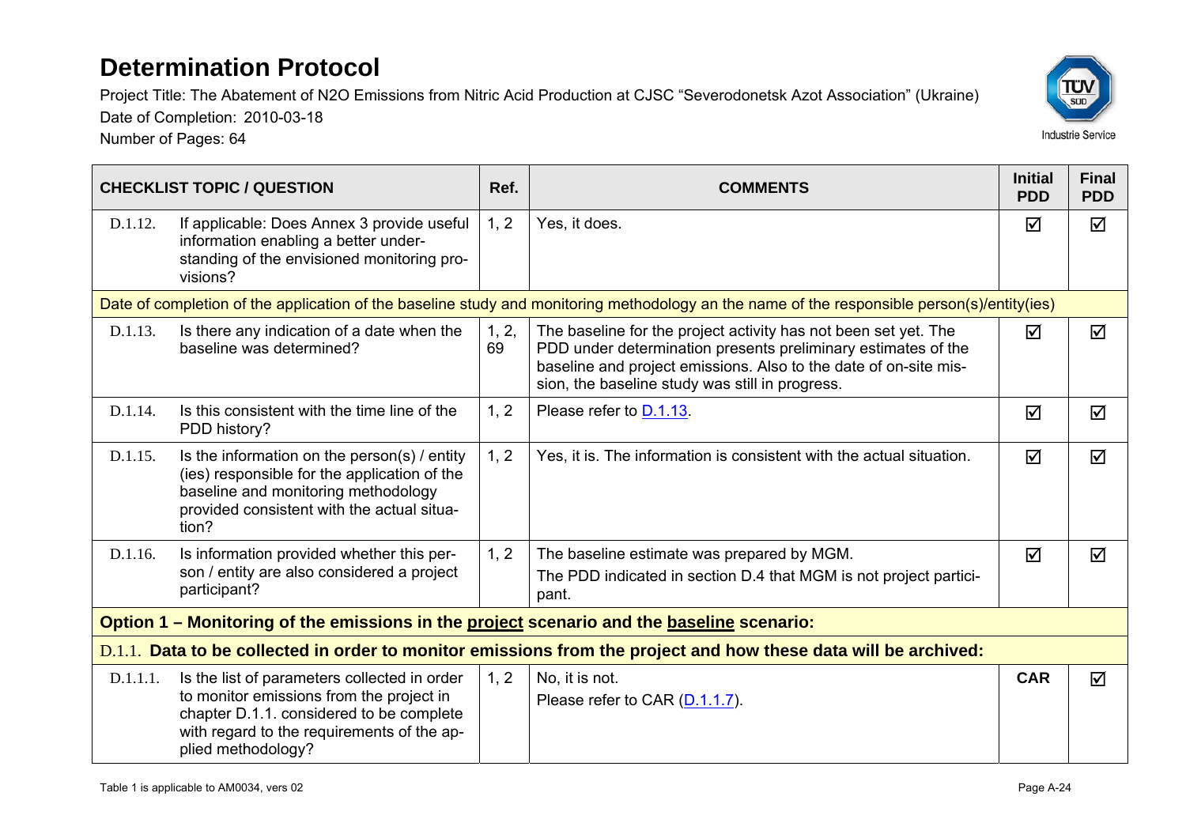# Determination Protocol

Project Title: The Abatement of N2O Emissions from Nitric Acid Production at CJSC "Severodonetsk Azot Association" (Ukraine)

Date of Completion: 2010-03-18

Number of Pages: 64

| CHECKLIST TOPIC / QUESTION | | Ref. | COMMENTS | Initial PDD | Final PDD |
|---|---|---|---|---|---|
| D.1.12. | If applicable: Does Annex 3 provide useful information enabling a better understanding of the envisioned monitoring provisions? | 1, 2 | Yes, it does. | ☑ | ☑ |
| Date of completion of the application of the baseline study and monitoring methodology an the name of the responsible person(s)/entity(ies) | | | | | |
| D.1.13. | Is there any indication of a date when the baseline was determined? | 1, 2, 69 | The baseline for the project activity has not been set yet. The PDD under determination presents preliminary estimates of the baseline and project emissions. Also to the date of on-site mission, the baseline study was still in progress. | ☑ | ☑ |
| D.1.14. | Is this consistent with the time line of the PDD history? | 1, 2 | Please refer to D.1.13. | ☑ | ☑ |
| D.1.15. | Is the information on the person(s) / entity (ies) responsible for the application of the baseline and monitoring methodology provided consistent with the actual situation? | 1, 2 | Yes, it is. The information is consistent with the actual situation. | ☑ | ☑ |
| D.1.16. | Is information provided whether this person / entity are also considered a project participant? | 1, 2 | The baseline estimate was prepared by MGM.<br>The PDD indicated in section D.4 that MGM is not project participant. | ☑ | ☑ |
| **Option 1 – Monitoring of the emissions in the project scenario and the baseline scenario:** | | | | | |
| D.1.1. **Data to be collected in order to monitor emissions from the project and how these data will be archived:** | | | | | |
| D.1.1.1. | Is the list of parameters collected in order to monitor emissions from the project in chapter D.1.1. considered to be complete with regard to the requirements of the applied methodology? | 1, 2 | No, it is not.<br>Please refer to CAR (D.1.1.7). | **CAR** | ☑ |

Table 1 is applicable to AM0034, vers 02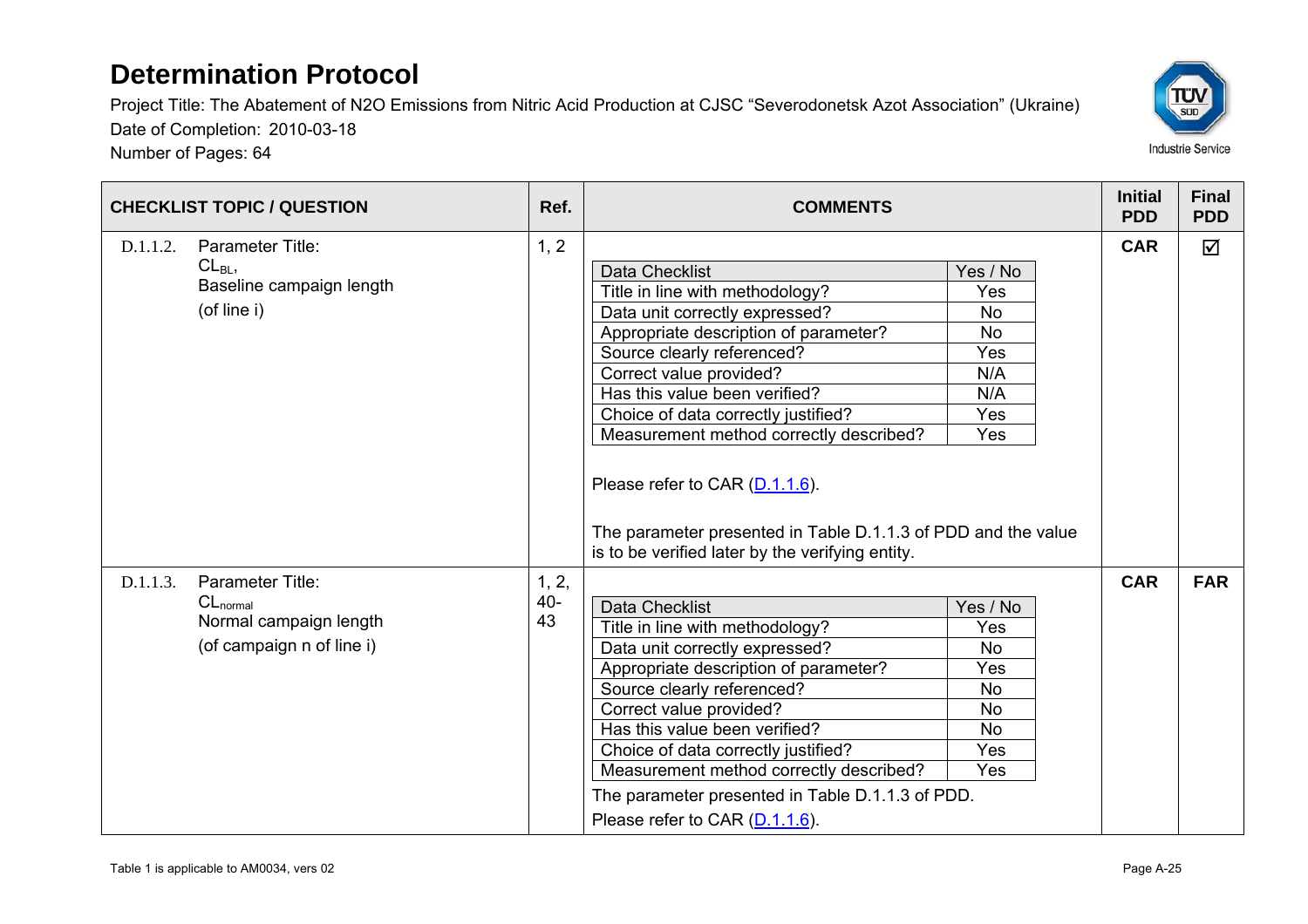# Determination Protocol

Project Title: The Abatement of N2O Emissions from Nitric Acid Production at CJSC "Severodonetsk Azot Association" (Ukraine)

Date of Completion: 2010-03-18

Number of Pages: 64

| CHECKLIST TOPIC / QUESTION | Ref. | COMMENTS | Initial PDD | Final PDD |
|---|---|---|---|---|
| D.1.1.2. Parameter Title: $CL_{BL}$, Baseline campaign length (of line i) | 1, 2 | Data Checklist – Yes / No: Title in line with methodology? – Yes; Data unit correctly expressed? – No; Appropriate description of parameter? – No; Source clearly referenced? – Yes; Correct value provided? – N/A; Has this value been verified? – N/A; Choice of data correctly justified? – Yes; Measurement method correctly described? – Yes. <br><br> Please refer to CAR (D.1.1.6). <br><br> The parameter presented in Table D.1.1.3 of PDD and the value is to be verified later by the verifying entity. | CAR | ☑ |
| D.1.1.3. Parameter Title: $CL_{normal}$ Normal campaign length (of campaign n of line i) | 1, 2, 40-43 | Data Checklist – Yes / No: Title in line with methodology? – Yes; Data unit correctly expressed? – No; Appropriate description of parameter? – Yes; Source clearly referenced? – No; Correct value provided? – No; Has this value been verified? – No; Choice of data correctly justified? – Yes; Measurement method correctly described? – Yes. <br><br> The parameter presented in Table D.1.1.3 of PDD. <br><br> Please refer to CAR (D.1.1.6). | CAR | FAR |

Table 1 is applicable to AM0034, vers 02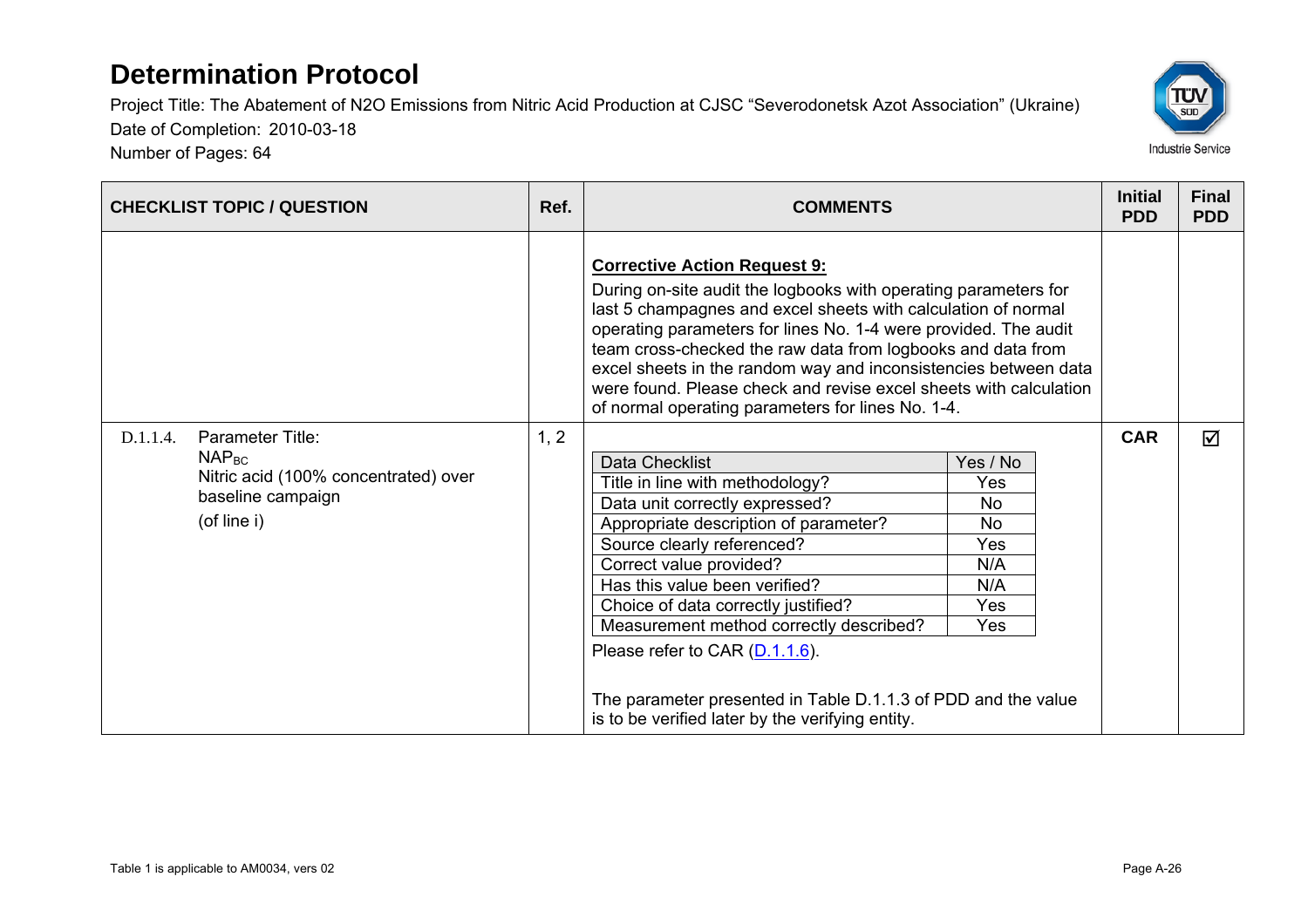# Determination Protocol

Project Title: The Abatement of N2O Emissions from Nitric Acid Production at CJSC "Severodonetsk Azot Association" (Ukraine)

Date of Completion: 2010-03-18

Number of Pages: 64

| CHECKLIST TOPIC / QUESTION | Ref. | COMMENTS | Initial PDD | Final PDD |
|---|---|---|---|---|
| | | **Corrective Action Request 9:** During on-site audit the logbooks with operating parameters for last 5 champagnes and excel sheets with calculation of normal operating parameters for lines No. 1-4 were provided. The audit team cross-checked the raw data from logbooks and data from excel sheets in the random way and inconsistencies between data were found. Please check and revise excel sheets with calculation of normal operating parameters for lines No. 1-4. | | |
| D.1.1.4. Parameter Title: $NAP_{BC}$ Nitric acid (100% concentrated) over baseline campaign (of line i) | 1, 2 | Data Checklist – Yes / No:<br>Title in line with methodology? – Yes<br>Data unit correctly expressed? – No<br>Appropriate description of parameter? – No<br>Source clearly referenced? – Yes<br>Correct value provided? – N/A<br>Has this value been verified? – N/A<br>Choice of data correctly justified? – Yes<br>Measurement method correctly described? – Yes<br><br>Please refer to CAR (D.1.1.6).<br><br>The parameter presented in Table D.1.1.3 of PDD and the value is to be verified later by the verifying entity. | CAR | ☑ |

Table 1 is applicable to AM0034, vers 02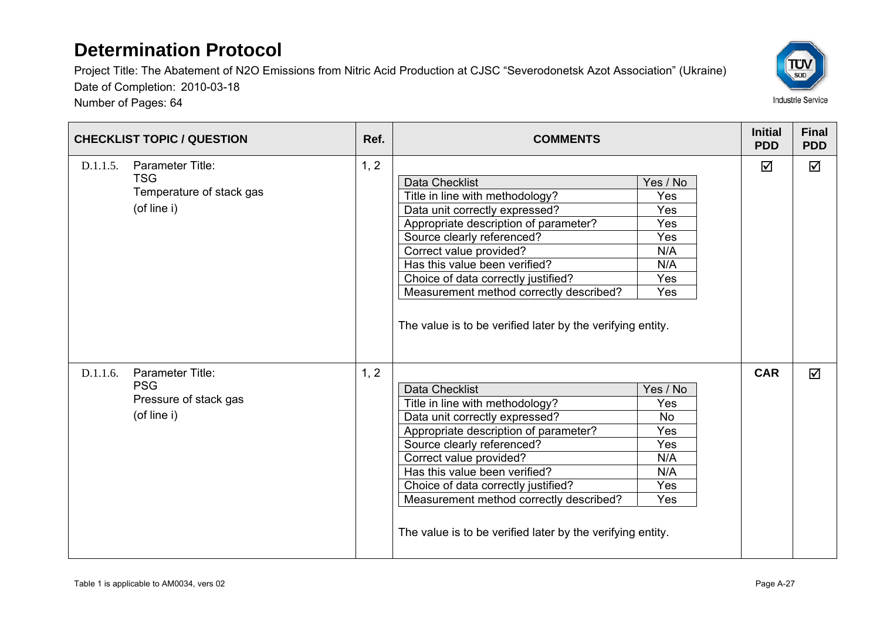| CHECKLIST TOPIC / QUESTION | Ref. | COMMENTS | Initial PDD | Final PDD |
|---|---|---|---|---|
| D.1.1.5. Parameter Title: TSG Temperature of stack gas (of line i) | 1, 2 | Data Checklist – Yes / No<br>Title in line with methodology? – Yes<br>Data unit correctly expressed? – Yes<br>Appropriate description of parameter? – Yes<br>Source clearly referenced? – Yes<br>Correct value provided? – N/A<br>Has this value been verified? – N/A<br>Choice of data correctly justified? – Yes<br>Measurement method correctly described? – Yes<br><br>The value is to be verified later by the verifying entity. | ☑ | ☑ |
| D.1.1.6. Parameter Title: PSG Pressure of stack gas (of line i) | 1, 2 | Data Checklist – Yes / No<br>Title in line with methodology? – Yes<br>Data unit correctly expressed? – No<br>Appropriate description of parameter? – Yes<br>Source clearly referenced? – Yes<br>Correct value provided? – N/A<br>Has this value been verified? – N/A<br>Choice of data correctly justified? – Yes<br>Measurement method correctly described? – Yes<br><br>The value is to be verified later by the verifying entity. | CAR | ☑ |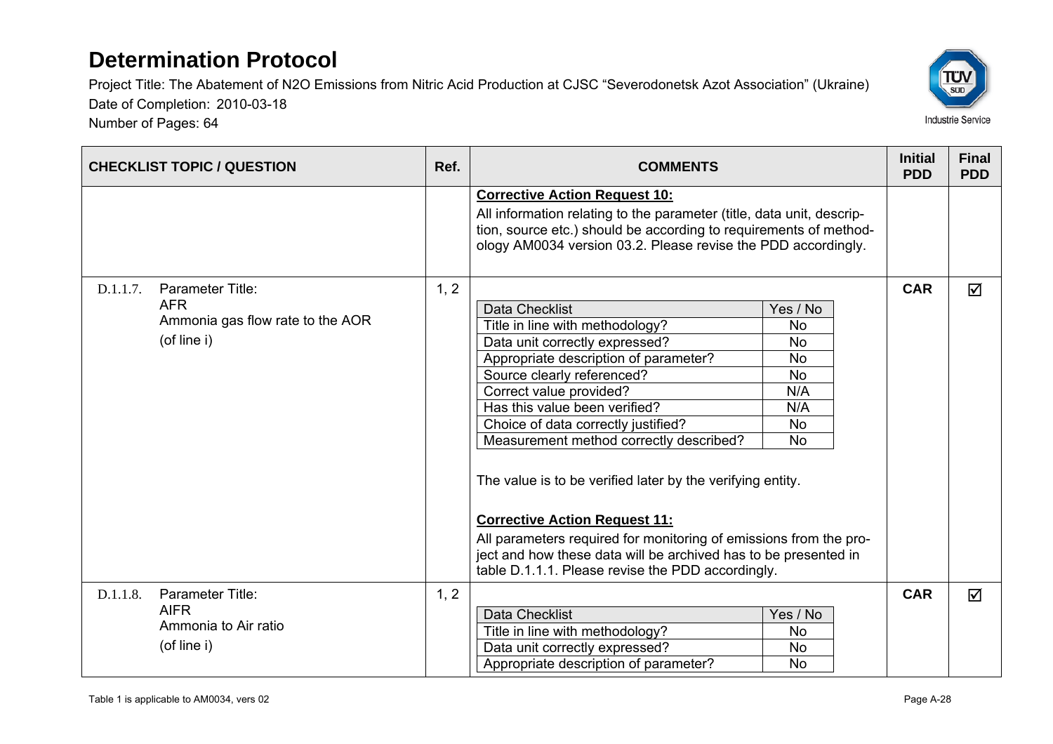| CHECKLIST TOPIC / QUESTION | Ref. | COMMENTS | Initial PDD | Final PDD |
|---|---|---|---|---|
| | | **Corrective Action Request 10:**<br>All information relating to the parameter (title, data unit, description, source etc.) should be according to requirements of methodology AM0034 version 03.2. Please revise the PDD accordingly. | | |
| D.1.1.7. Parameter Title:<br>AFR<br>Ammonia gas flow rate to the AOR<br>(of line i) | 1, 2 | Data Checklist: Yes / No<br>Title in line with methodology?: No<br>Data unit correctly expressed?: No<br>Appropriate description of parameter?: No<br>Source clearly referenced?: No<br>Correct value provided?: N/A<br>Has this value been verified?: N/A<br>Choice of data correctly justified?: No<br>Measurement method correctly described?: No<br><br>The value is to be verified later by the verifying entity.<br><br>**Corrective Action Request 11:**<br>All parameters required for monitoring of emissions from the project and how these data will be archived has to be presented in table D.1.1.1. Please revise the PDD accordingly. | CAR | ☑ |
| D.1.1.8. Parameter Title:<br>AIFR<br>Ammonia to Air ratio<br>(of line i) | 1, 2 | Data Checklist: Yes / No<br>Title in line with methodology?: No<br>Data unit correctly expressed?: No<br>Appropriate description of parameter?: No | CAR | ☑ |

Table 1 is applicable to AM0034, vers 02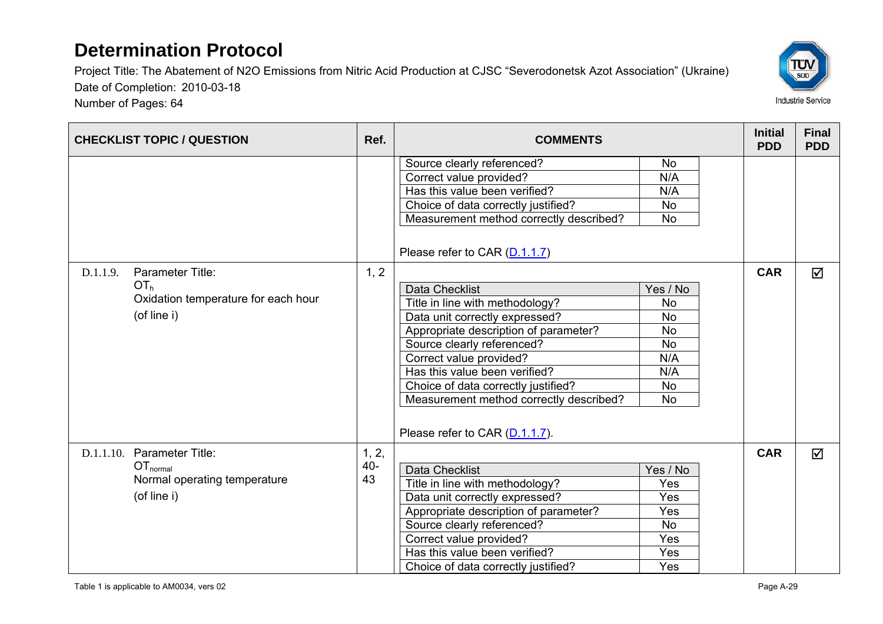# Determination Protocol

Project Title: The Abatement of N2O Emissions from Nitric Acid Production at CJSC "Severodonetsk Azot Association" (Ukraine)
Date of Completion: 2010-03-18
Number of Pages: 64

| CHECKLIST TOPIC / QUESTION | Ref. | COMMENTS | Initial PDD | Final PDD |
|---|---|---|---|---|
| | | Source clearly referenced? — No<br>Correct value provided? — N/A<br>Has this value been verified? — N/A<br>Choice of data correctly justified? — No<br>Measurement method correctly described? — No<br><br>Please refer to CAR (D.1.1.7) | | |
| D.1.1.9. Parameter Title: $OT_h$ Oxidation temperature for each hour (of line i) | 1, 2 | Data Checklist — Yes / No<br>Title in line with methodology? — No<br>Data unit correctly expressed? — No<br>Appropriate description of parameter? — No<br>Source clearly referenced? — No<br>Correct value provided? — N/A<br>Has this value been verified? — N/A<br>Choice of data correctly justified? — No<br>Measurement method correctly described? — No<br><br>Please refer to CAR (D.1.1.7). | CAR | ☑ |
| D.1.1.10. Parameter Title: $OT_{normal}$ Normal operating temperature (of line i) | 1, 2, 40-43 | Data Checklist — Yes / No<br>Title in line with methodology? — Yes<br>Data unit correctly expressed? — Yes<br>Appropriate description of parameter? — Yes<br>Source clearly referenced? — No<br>Correct value provided? — Yes<br>Has this value been verified? — Yes<br>Choice of data correctly justified? — Yes | CAR | ☑ |

Table 1 is applicable to AM0034, vers 02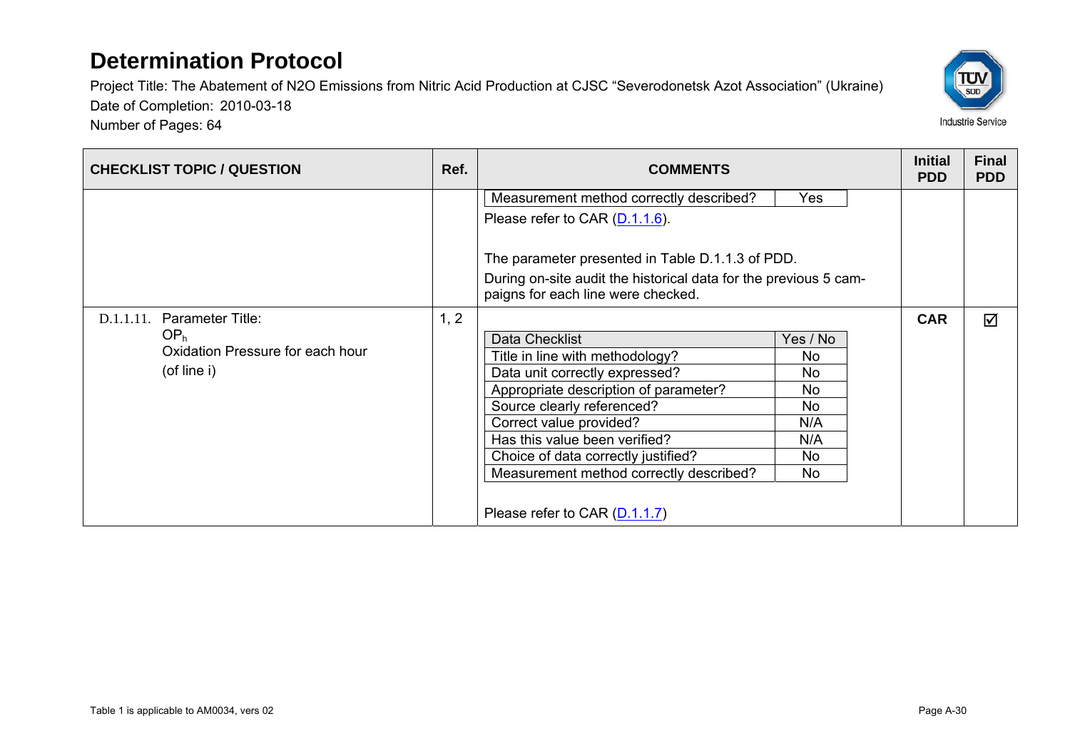| CHECKLIST TOPIC / QUESTION | Ref. | COMMENTS | Initial PDD | Final PDD |
|---|---|---|---|---|
| | | Measurement method correctly described? — Yes<br><br>Please refer to CAR (D.1.1.6).<br><br>The parameter presented in Table D.1.1.3 of PDD.<br><br>During on-site audit the historical data for the previous 5 campaigns for each line were checked. | | |
| D.1.1.11. Parameter Title:<br>$OP_h$<br>Oxidation Pressure for each hour<br>(of line i) | 1, 2 | Data Checklist — Yes / No<br>Title in line with methodology? — No<br>Data unit correctly expressed? — No<br>Appropriate description of parameter? — No<br>Source clearly referenced? — No<br>Correct value provided? — N/A<br>Has this value been verified? — N/A<br>Choice of data correctly justified? — No<br>Measurement method correctly described? — No<br><br>Please refer to CAR (D.1.1.7) | **CAR** | ☑ |

Table 1 is applicable to AM0034, vers 02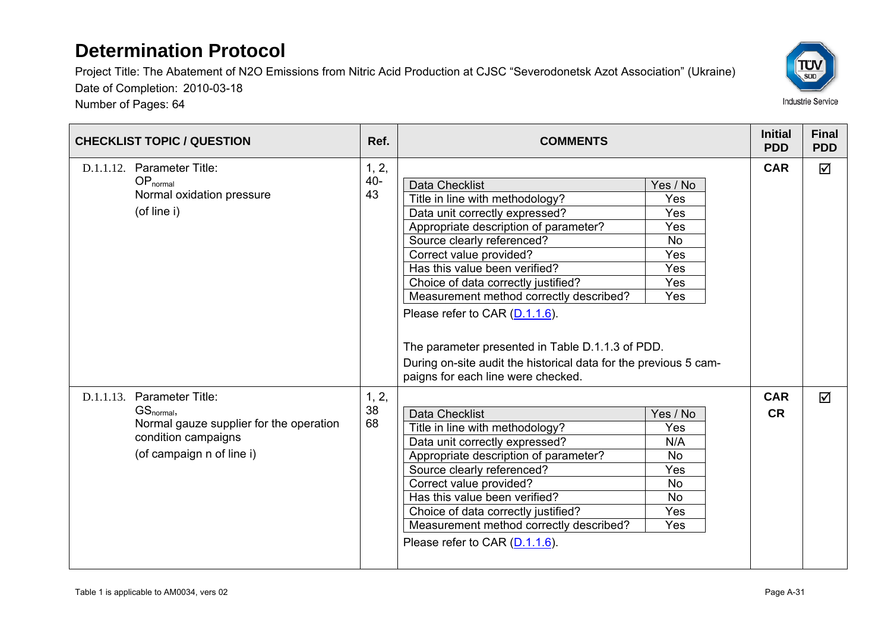# Determination Protocol

Project Title: The Abatement of N2O Emissions from Nitric Acid Production at CJSC "Severodonetsk Azot Association" (Ukraine)

Date of Completion: 2010-03-18

Number of Pages: 64

| CHECKLIST TOPIC / QUESTION | Ref. | COMMENTS | Initial PDD | Final PDD |
|---|---|---|---|---|
| D.1.1.12. Parameter Title: $OP_{normal}$ Normal oxidation pressure (of line i) | 1, 2, 40-43 | Data Checklist — Yes / No<br>Title in line with methodology? — Yes<br>Data unit correctly expressed? — Yes<br>Appropriate description of parameter? — Yes<br>Source clearly referenced? — No<br>Correct value provided? — Yes<br>Has this value been verified? — Yes<br>Choice of data correctly justified? — Yes<br>Measurement method correctly described? — Yes<br>Please refer to CAR (D.1.1.6).<br><br>The parameter presented in Table D.1.1.3 of PDD.<br>During on-site audit the historical data for the previous 5 campaigns for each line were checked. | CAR | ☑ |
| D.1.1.13. Parameter Title: $GS_{normal}$, Normal gauze supplier for the operation condition campaigns (of campaign n of line i) | 1, 2, 38 68 | Data Checklist — Yes / No<br>Title in line with methodology? — Yes<br>Data unit correctly expressed? — N/A<br>Appropriate description of parameter? — No<br>Source clearly referenced? — Yes<br>Correct value provided? — No<br>Has this value been verified? — No<br>Choice of data correctly justified? — Yes<br>Measurement method correctly described? — Yes<br>Please refer to CAR (D.1.1.6). | CAR<br>CR | ☑ |

Table 1 is applicable to AM0034, vers 02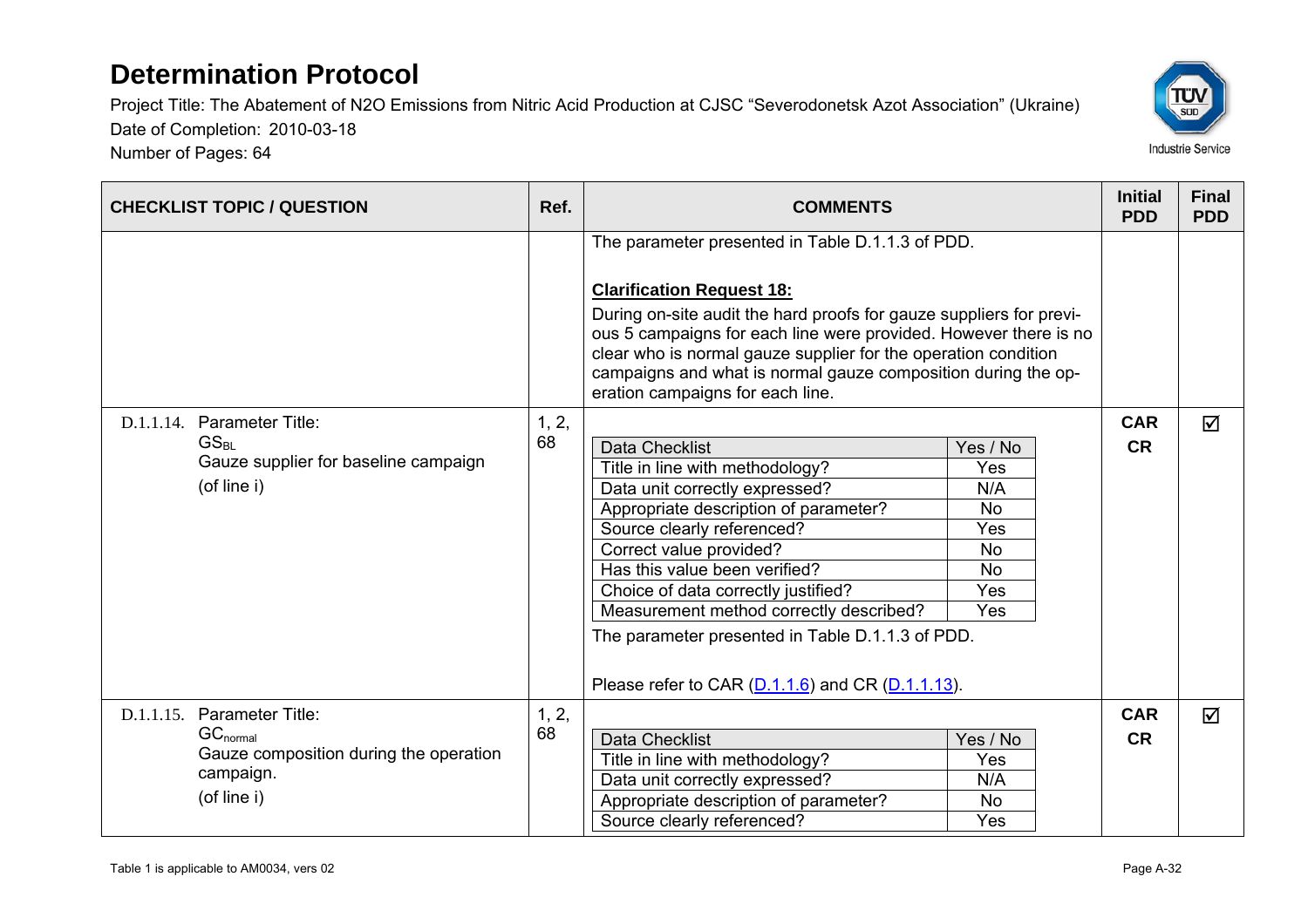| CHECKLIST TOPIC / QUESTION | Ref. | COMMENTS | Initial PDD | Final PDD |
|---|---|---|---|---|
| | | The parameter presented in Table D.1.1.3 of PDD.<br><br>**Clarification Request 18:**<br>During on-site audit the hard proofs for gauze suppliers for previous 5 campaigns for each line were provided. However there is no clear who is normal gauze supplier for the operation condition campaigns and what is normal gauze composition during the operation campaigns for each line. | | |
| D.1.1.14. Parameter Title:<br>$GS_{BL}$<br>Gauze supplier for baseline campaign<br>(of line i) | 1, 2, 68 | Data Checklist – Yes / No<br>Title in line with methodology? – Yes<br>Data unit correctly expressed? – N/A<br>Appropriate description of parameter? – No<br>Source clearly referenced? – Yes<br>Correct value provided? – No<br>Has this value been verified? – No<br>Choice of data correctly justified? – Yes<br>Measurement method correctly described? – Yes<br><br>The parameter presented in Table D.1.1.3 of PDD.<br><br>Please refer to CAR (D.1.1.6) and CR (D.1.1.13). | CAR<br>CR | ☑ |
| D.1.1.15. Parameter Title:<br>$GC_{normal}$<br>Gauze composition during the operation campaign.<br>(of line i) | 1, 2, 68 | Data Checklist – Yes / No<br>Title in line with methodology? – Yes<br>Data unit correctly expressed? – N/A<br>Appropriate description of parameter? – No<br>Source clearly referenced? – Yes | CAR<br>CR | ☑ |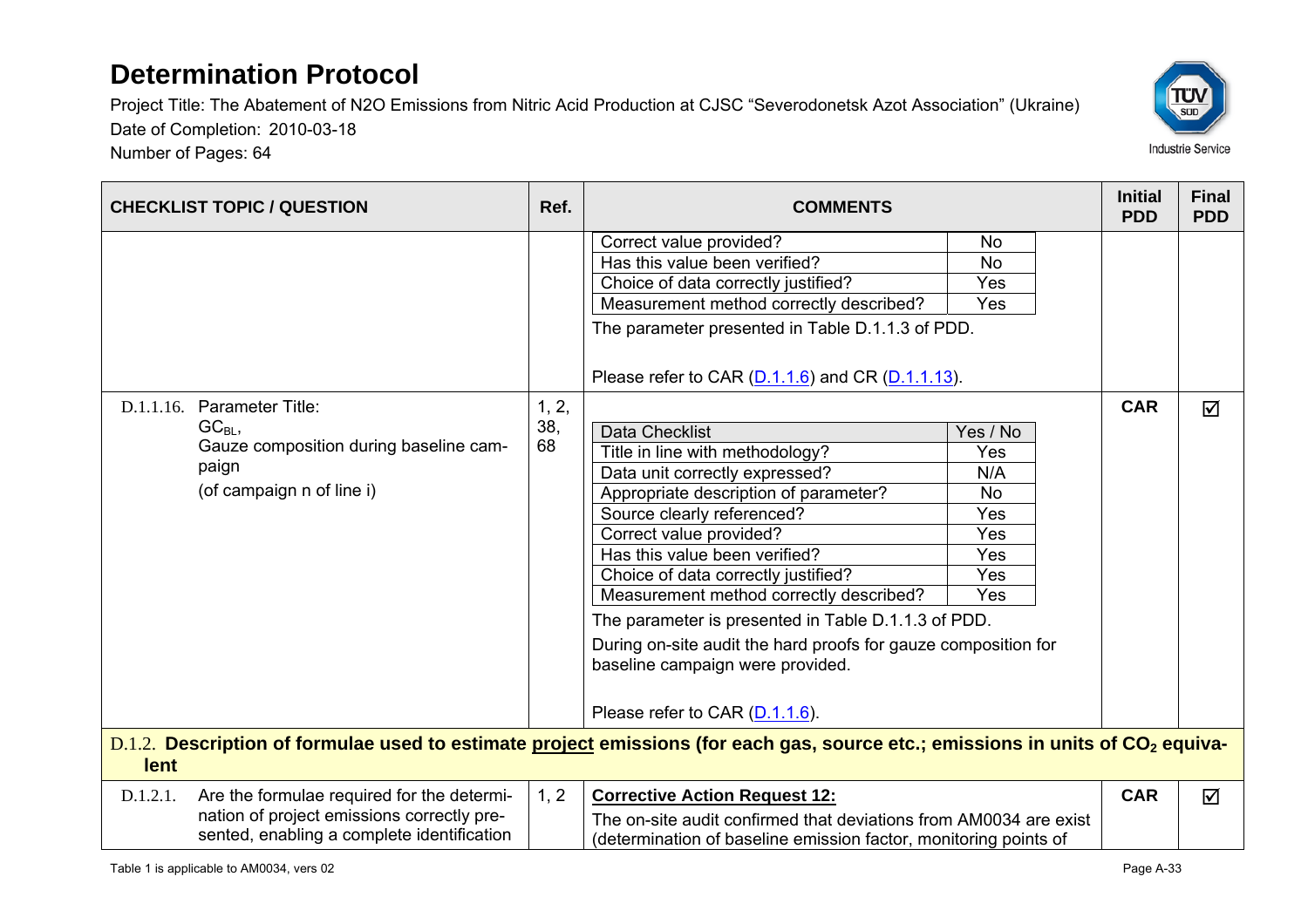# Determination Protocol

Project Title: The Abatement of N2O Emissions from Nitric Acid Production at CJSC "Severodonetsk Azot Association" (Ukraine)

Date of Completion: 2010-03-18

Number of Pages: 64

| CHECKLIST TOPIC / QUESTION | Ref. | COMMENTS | Initial PDD | Final PDD |
|---|---|---|---|---|
| | | Correct value provided? — No<br>Has this value been verified? — No<br>Choice of data correctly justified? — Yes<br>Measurement method correctly described? — Yes<br><br>The parameter presented in Table D.1.1.3 of PDD.<br><br>Please refer to CAR (D.1.1.6) and CR (D.1.1.13). | | |
| D.1.1.16. Parameter Title:<br>$GC_{BL}$,<br>Gauze composition during baseline campaign<br>(of campaign n of line i) | 1, 2, 38, 68 | Data Checklist — Yes / No<br>Title in line with methodology? — Yes<br>Data unit correctly expressed? — N/A<br>Appropriate description of parameter? — No<br>Source clearly referenced? — Yes<br>Correct value provided? — Yes<br>Has this value been verified? — Yes<br>Choice of data correctly justified? — Yes<br>Measurement method correctly described? — Yes<br><br>The parameter is presented in Table D.1.1.3 of PDD.<br><br>During on-site audit the hard proofs for gauze composition for baseline campaign were provided.<br><br>Please refer to CAR (D.1.1.6). | CAR | ☑ |
| **D.1.2. Description of formulae used to estimate project emissions (for each gas, source etc.; emissions in units of $CO_2$ equivalent** | | | | |
| D.1.2.1. Are the formulae required for the determination of project emissions correctly presented, enabling a complete identification | 1, 2 | **Corrective Action Request 12:**<br>The on-site audit confirmed that deviations from AM0034 are exist (determination of baseline emission factor, monitoring points of | CAR | ☑ |

Table 1 is applicable to AM0034, vers 02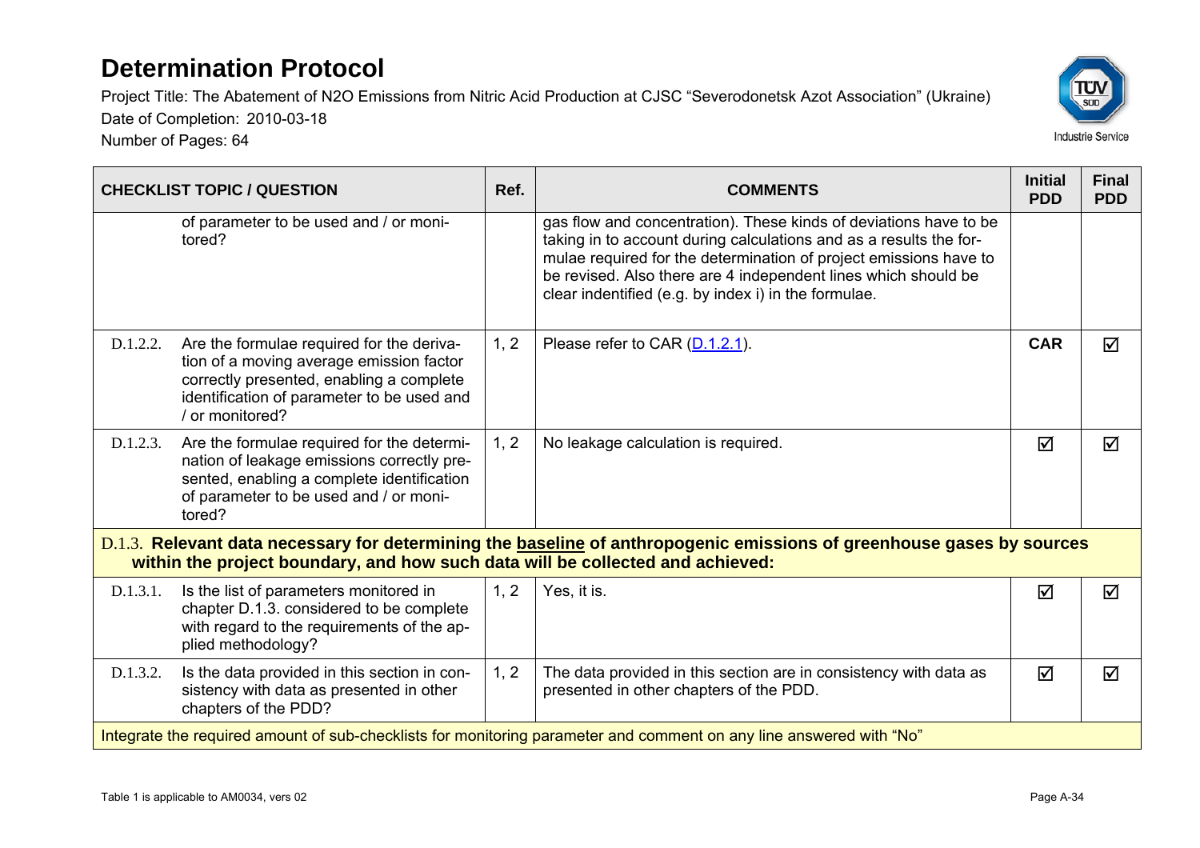| CHECKLIST TOPIC / QUESTION | | Ref. | COMMENTS | Initial PDD | Final PDD |
|---|---|---|---|---|---|
| | of parameter to be used and / or monitored? | | gas flow and concentration). These kinds of deviations have to be taking in to account during calculations and as a results the formulae required for the determination of project emissions have to be revised. Also there are 4 independent lines which should be clear indentified (e.g. by index i) in the formulae. | | |
| D.1.2.2. | Are the formulae required for the derivation of a moving average emission factor correctly presented, enabling a complete identification of parameter to be used and / or monitored? | 1, 2 | Please refer to CAR (D.1.2.1). | **CAR** | ☑ |
| D.1.2.3. | Are the formulae required for the determination of leakage emissions correctly presented, enabling a complete identification of parameter to be used and / or monitored? | 1, 2 | No leakage calculation is required. | ☑ | ☑ |
| D.1.3. | **Relevant data necessary for determining the baseline of anthropogenic emissions of greenhouse gases by sources within the project boundary, and how such data will be collected and achieved:** | | | | |
| D.1.3.1. | Is the list of parameters monitored in chapter D.1.3. considered to be complete with regard to the requirements of the applied methodology? | 1, 2 | Yes, it is. | ☑ | ☑ |
| D.1.3.2. | Is the data provided in this section in consistency with data as presented in other chapters of the PDD? | 1, 2 | The data provided in this section are in consistency with data as presented in other chapters of the PDD. | ☑ | ☑ |
| Integrate the required amount of sub-checklists for monitoring parameter and comment on any line answered with "No" | | | | | |

Table 1 is applicable to AM0034, vers 02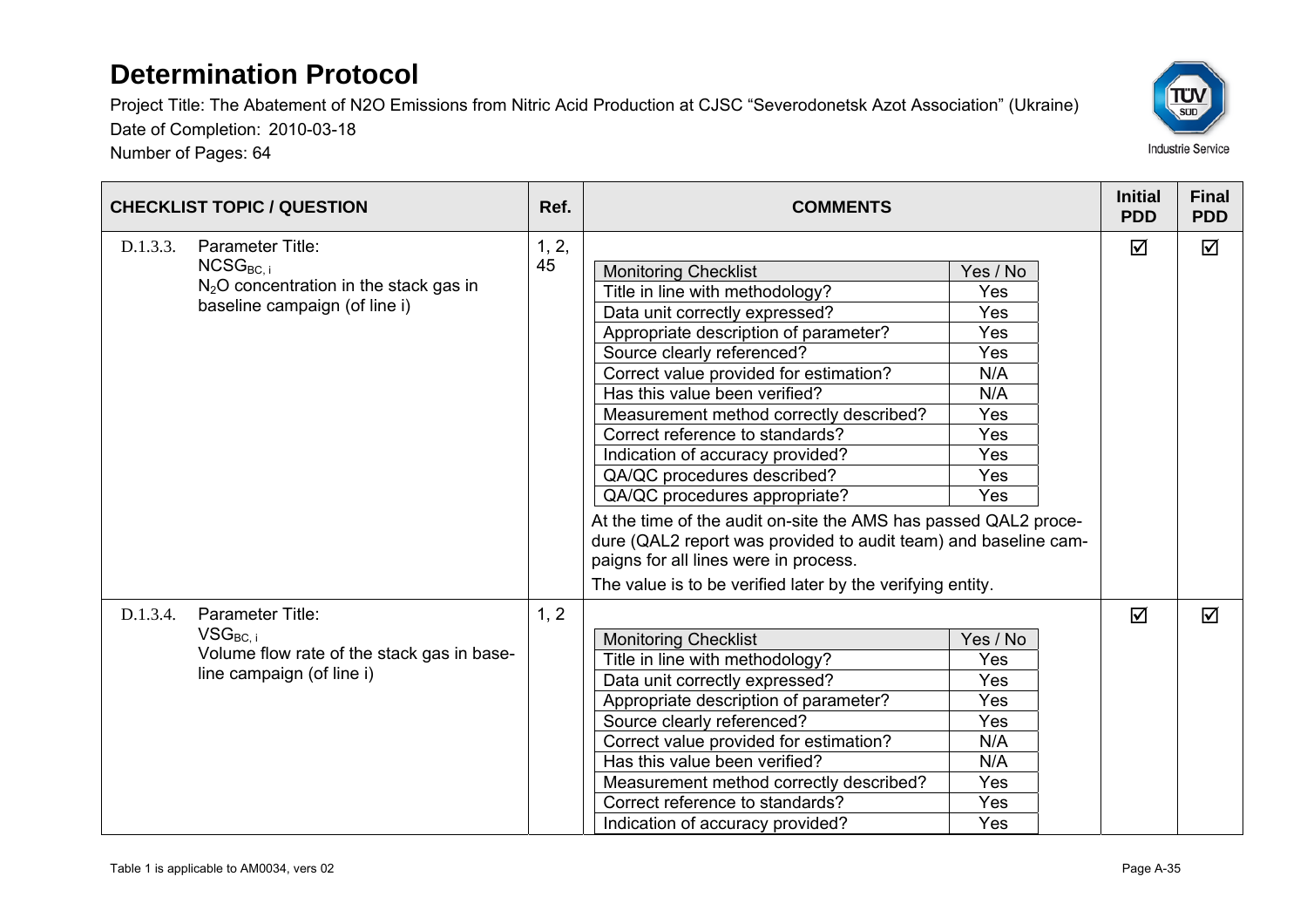# Determination Protocol

Project Title: The Abatement of N2O Emissions from Nitric Acid Production at CJSC "Severodonetsk Azot Association" (Ukraine)

Date of Completion: 2010-03-18

Number of Pages: 64

| CHECKLIST TOPIC / QUESTION | Ref. | COMMENTS | Initial PDD | Final PDD |
|---|---|---|---|---|
| D.1.3.3. Parameter Title: $NCSG_{BC,i}$ $N_2O$ concentration in the stack gas in baseline campaign (of line i) | 1, 2, 45 | Monitoring Checklist – Yes / No; Title in line with methodology? – Yes; Data unit correctly expressed? – Yes; Appropriate description of parameter? – Yes; Source clearly referenced? – Yes; Correct value provided for estimation? – N/A; Has this value been verified? – N/A; Measurement method correctly described? – Yes; Correct reference to standards? – Yes; Indication of accuracy provided? – Yes; QA/QC procedures described? – Yes; QA/QC procedures appropriate? – Yes<br><br>At the time of the audit on-site the AMS has passed QAL2 procedure (QAL2 report was provided to audit team) and baseline campaigns for all lines were in process.<br><br>The value is to be verified later by the verifying entity. | ☑ | ☑ |
| D.1.3.4. Parameter Title: $VSG_{BC,i}$ Volume flow rate of the stack gas in baseline campaign (of line i) | 1, 2 | Monitoring Checklist – Yes / No; Title in line with methodology? – Yes; Data unit correctly expressed? – Yes; Appropriate description of parameter? – Yes; Source clearly referenced? – Yes; Correct value provided for estimation? – N/A; Has this value been verified? – N/A; Measurement method correctly described? – Yes; Correct reference to standards? – Yes; Indication of accuracy provided? – Yes | ☑ | ☑ |

Table 1 is applicable to AM0034, vers 02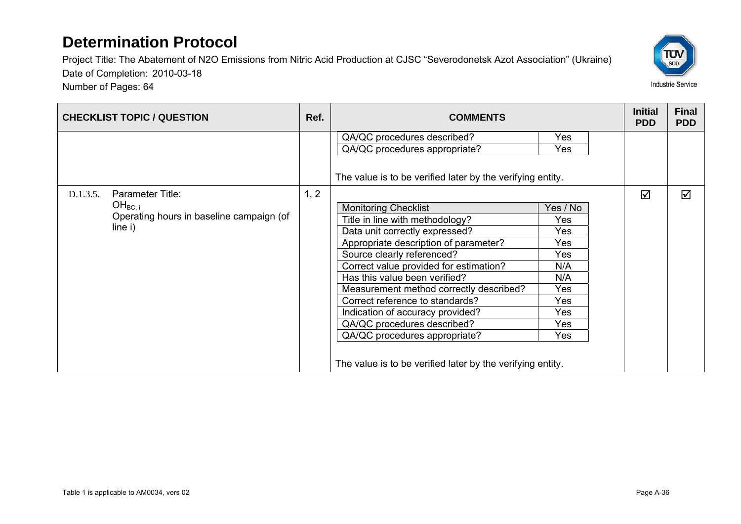# Determination Protocol

Project Title: The Abatement of N2O Emissions from Nitric Acid Production at CJSC "Severodonetsk Azot Association" (Ukraine)
Date of Completion: 2010-03-18
Number of Pages: 64

| CHECKLIST TOPIC / QUESTION | Ref. | COMMENTS | Initial PDD | Final PDD |
|---|---|---|---|---|
| | | QA/QC procedures described? — Yes<br>QA/QC procedures appropriate? — Yes<br><br>The value is to be verified later by the verifying entity. | | |
| D.1.3.5. Parameter Title: $OH_{BC, i}$ Operating hours in baseline campaign (of line i) | 1, 2 | Monitoring Checklist — Yes / No<br>Title in line with methodology? — Yes<br>Data unit correctly expressed? — Yes<br>Appropriate description of parameter? — Yes<br>Source clearly referenced? — Yes<br>Correct value provided for estimation? — N/A<br>Has this value been verified? — N/A<br>Measurement method correctly described? — Yes<br>Correct reference to standards? — Yes<br>Indication of accuracy provided? — Yes<br>QA/QC procedures described? — Yes<br>QA/QC procedures appropriate? — Yes<br><br>The value is to be verified later by the verifying entity. | ☑ | ☑ |

Table 1 is applicable to AM0034, vers 02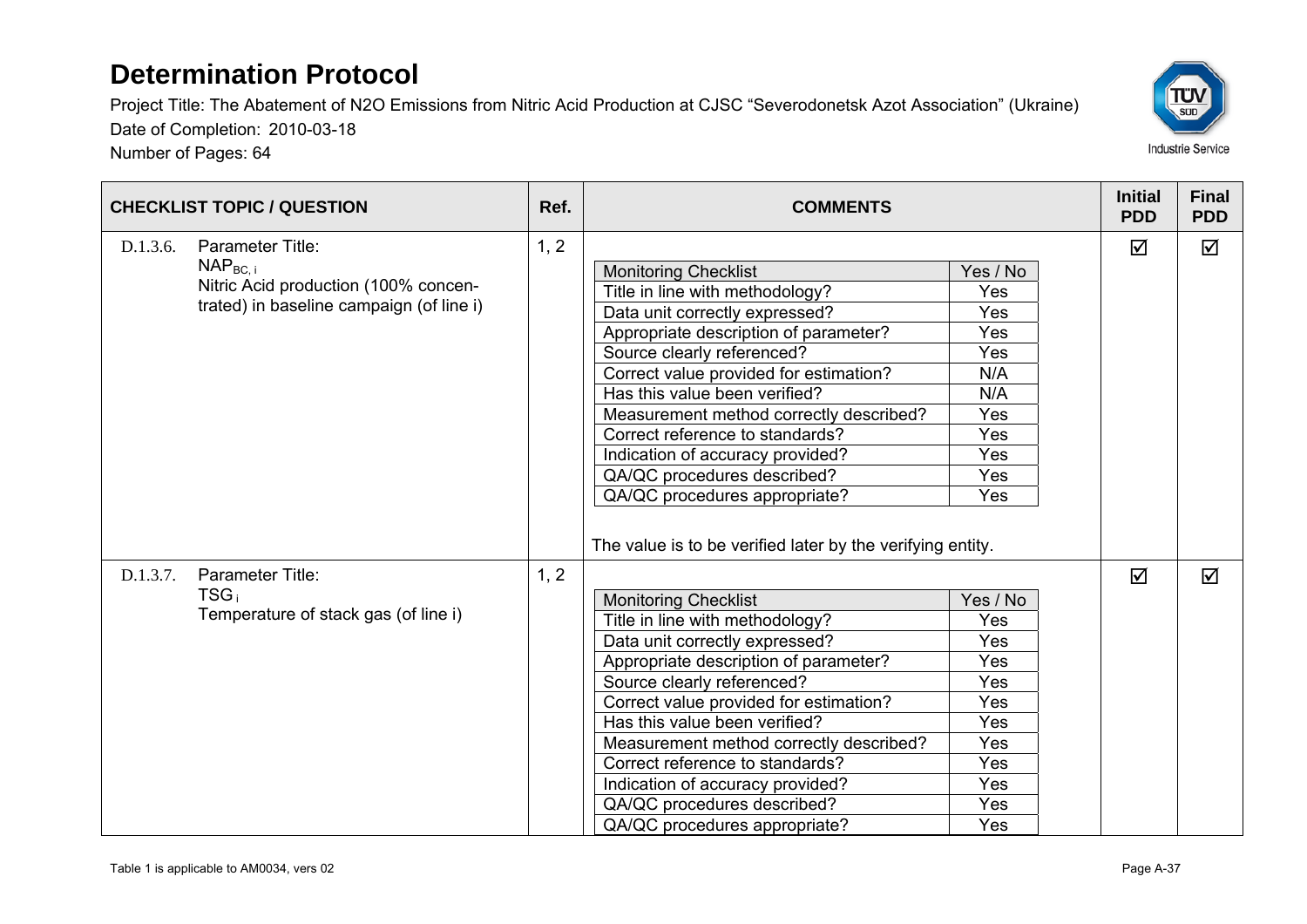# Determination Protocol

Project Title: The Abatement of N2O Emissions from Nitric Acid Production at CJSC "Severodonetsk Azot Association" (Ukraine)

Date of Completion: 2010-03-18

Number of Pages: 64

| CHECKLIST TOPIC / QUESTION | Ref. | COMMENTS | Initial PDD | Final PDD |
|---|---|---|---|---|
| D.1.3.6. Parameter Title: $NAP_{BC,i}$ Nitric Acid production (100% concentrated) in baseline campaign (of line i) | 1, 2 | Monitoring Checklist – Yes / No:<br>Title in line with methodology? – Yes<br>Data unit correctly expressed? – Yes<br>Appropriate description of parameter? – Yes<br>Source clearly referenced? – Yes<br>Correct value provided for estimation? – N/A<br>Has this value been verified? – N/A<br>Measurement method correctly described? – Yes<br>Correct reference to standards? – Yes<br>Indication of accuracy provided? – Yes<br>QA/QC procedures described? – Yes<br>QA/QC procedures appropriate? – Yes<br><br>The value is to be verified later by the verifying entity. | ☑ | ☑ |
| D.1.3.7. Parameter Title: $TSG_i$ Temperature of stack gas (of line i) | 1, 2 | Monitoring Checklist – Yes / No:<br>Title in line with methodology? – Yes<br>Data unit correctly expressed? – Yes<br>Appropriate description of parameter? – Yes<br>Source clearly referenced? – Yes<br>Correct value provided for estimation? – Yes<br>Has this value been verified? – Yes<br>Measurement method correctly described? – Yes<br>Correct reference to standards? – Yes<br>Indication of accuracy provided? – Yes<br>QA/QC procedures described? – Yes<br>QA/QC procedures appropriate? – Yes | ☑ | ☑ |

Table 1 is applicable to AM0034, vers 02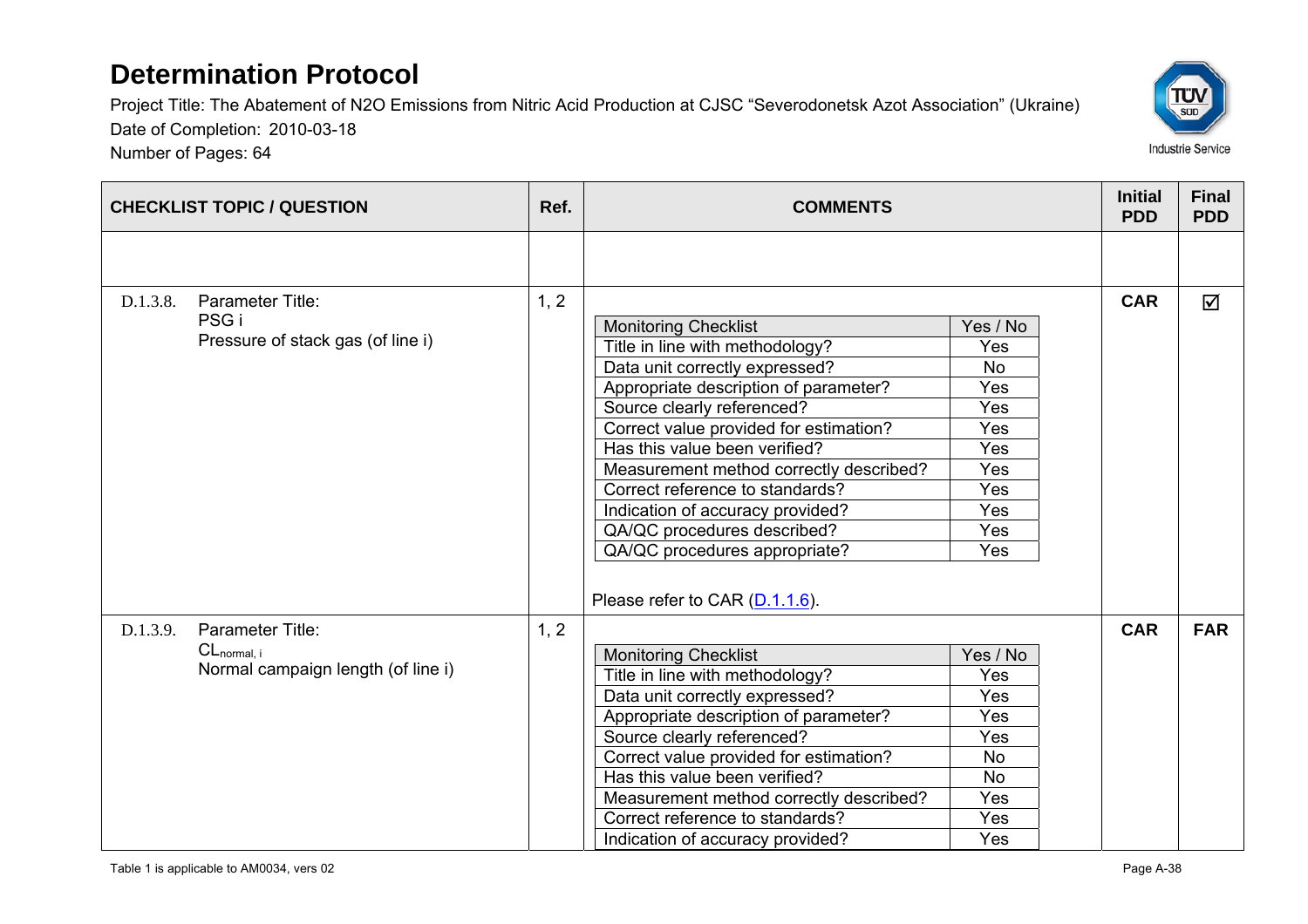# Determination Protocol

Project Title: The Abatement of N2O Emissions from Nitric Acid Production at CJSC "Severodonetsk Azot Association" (Ukraine)

Date of Completion: 2010-03-18

Number of Pages: 64

| CHECKLIST TOPIC / QUESTION | Ref. | COMMENTS | Initial PDD | Final PDD |
|---|---|---|---|---|
| | | | | |
| D.1.3.8. Parameter Title: PSG i Pressure of stack gas (of line i) | 1, 2 | Monitoring Checklist — Yes / No<br>Title in line with methodology? — Yes<br>Data unit correctly expressed? — No<br>Appropriate description of parameter? — Yes<br>Source clearly referenced? — Yes<br>Correct value provided for estimation? — Yes<br>Has this value been verified? — Yes<br>Measurement method correctly described? — Yes<br>Correct reference to standards? — Yes<br>Indication of accuracy provided? — Yes<br>QA/QC procedures described? — Yes<br>QA/QC procedures appropriate? — Yes<br><br>Please refer to CAR (D.1.1.6). | CAR | ☑ |
| D.1.3.9. Parameter Title: $CL_{normal, i}$ Normal campaign length (of line i) | 1, 2 | Monitoring Checklist — Yes / No<br>Title in line with methodology? — Yes<br>Data unit correctly expressed? — Yes<br>Appropriate description of parameter? — Yes<br>Source clearly referenced? — Yes<br>Correct value provided for estimation? — No<br>Has this value been verified? — No<br>Measurement method correctly described? — Yes<br>Correct reference to standards? — Yes<br>Indication of accuracy provided? — Yes | CAR | FAR |

Table 1 is applicable to AM0034, vers 02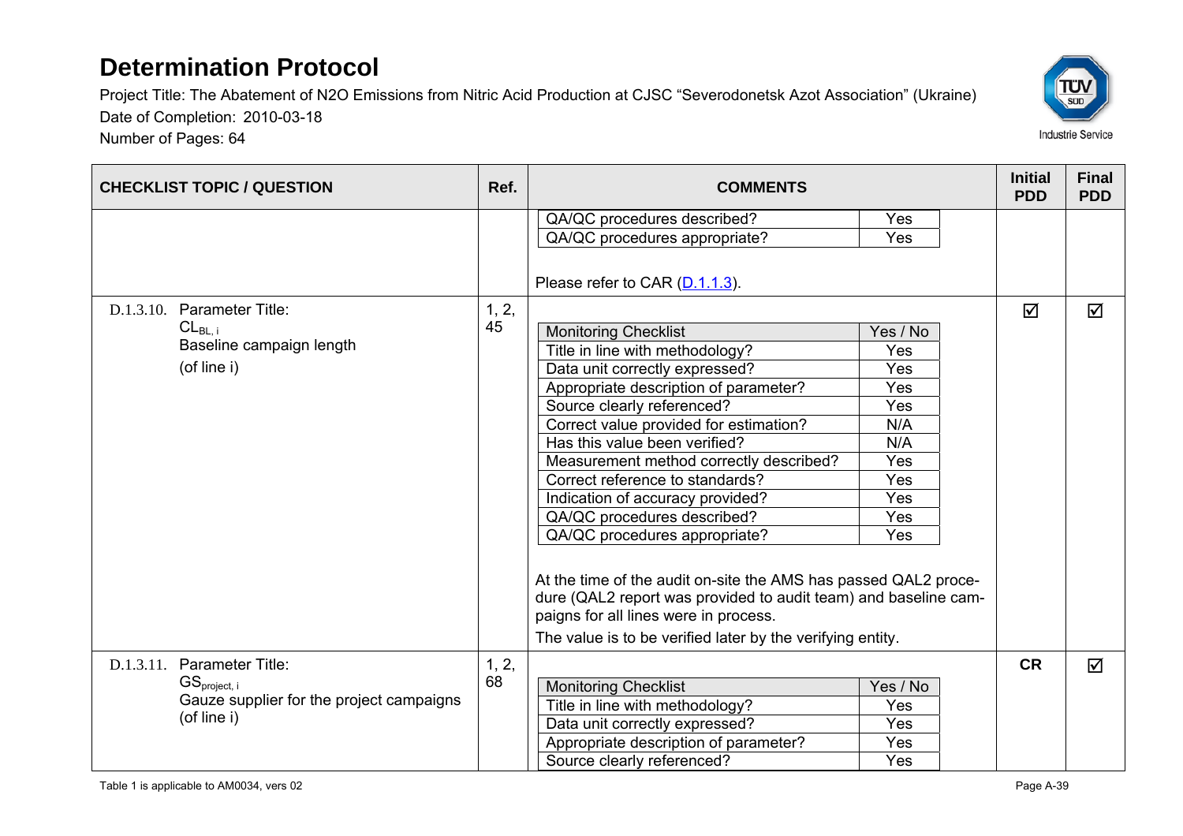# Determination Protocol

Project Title: The Abatement of N2O Emissions from Nitric Acid Production at CJSC "Severodonetsk Azot Association" (Ukraine)

Date of Completion: 2010-03-18

Number of Pages: 64

| CHECKLIST TOPIC / QUESTION | Ref. | COMMENTS | Initial PDD | Final PDD |
|---|---|---|---|---|
| | | QA/QC procedures described? — Yes<br>QA/QC procedures appropriate? — Yes<br><br>Please refer to CAR (D.1.1.3). | | |
| D.1.3.10. Parameter Title:<br>$CL_{BL,\,i}$<br>Baseline campaign length<br>(of line i) | 1, 2, 45 | Monitoring Checklist — Yes / No<br>Title in line with methodology? — Yes<br>Data unit correctly expressed? — Yes<br>Appropriate description of parameter? — Yes<br>Source clearly referenced? — Yes<br>Correct value provided for estimation? — N/A<br>Has this value been verified? — N/A<br>Measurement method correctly described? — Yes<br>Correct reference to standards? — Yes<br>Indication of accuracy provided? — Yes<br>QA/QC procedures described? — Yes<br>QA/QC procedures appropriate? — Yes<br><br>At the time of the audit on-site the AMS has passed QAL2 procedure (QAL2 report was provided to audit team) and baseline campaigns for all lines were in process.<br>The value is to be verified later by the verifying entity. | ☑ | ☑ |
| D.1.3.11. Parameter Title:<br>$GS_{project,\,i}$<br>Gauze supplier for the project campaigns (of line i) | 1, 2, 68 | Monitoring Checklist — Yes / No<br>Title in line with methodology? — Yes<br>Data unit correctly expressed? — Yes<br>Appropriate description of parameter? — Yes<br>Source clearly referenced? — Yes | CR | ☑ |

Table 1 is applicable to AM0034, vers 02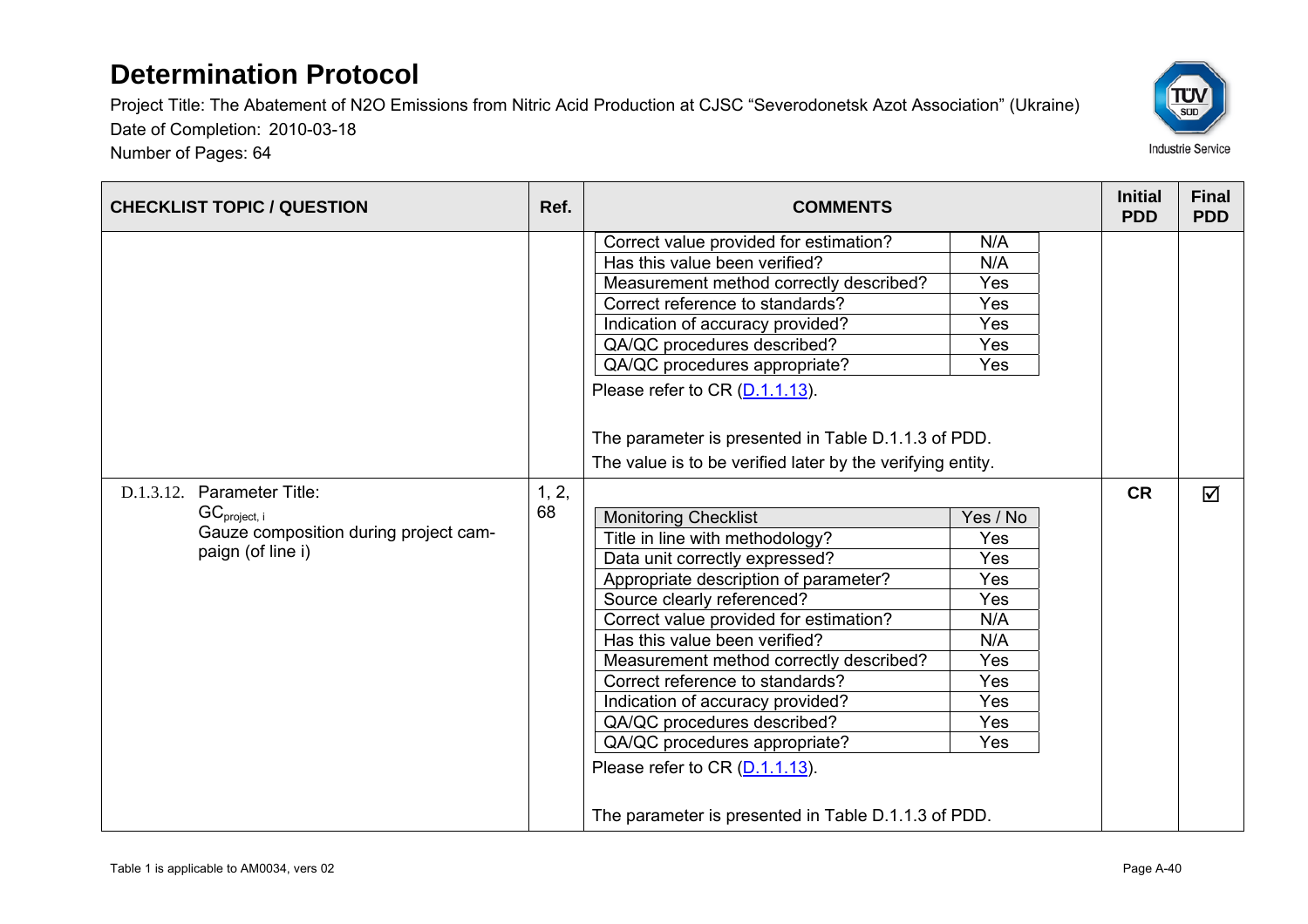# Determination Protocol

Project Title: The Abatement of N2O Emissions from Nitric Acid Production at CJSC "Severodonetsk Azot Association" (Ukraine)
Date of Completion: 2010-03-18
Number of Pages: 64

| CHECKLIST TOPIC / QUESTION | Ref. | COMMENTS | Initial PDD | Final PDD |
|---|---|---|---|---|
| | | Correct value provided for estimation? — N/A<br>Has this value been verified? — N/A<br>Measurement method correctly described? — Yes<br>Correct reference to standards? — Yes<br>Indication of accuracy provided? — Yes<br>QA/QC procedures described? — Yes<br>QA/QC procedures appropriate? — Yes<br><br>Please refer to CR (D.1.1.13).<br><br>The parameter is presented in Table D.1.1.3 of PDD.<br>The value is to be verified later by the verifying entity. | | |
| D.1.3.12. Parameter Title:<br>$GC_{project, i}$<br>Gauze composition during project campaign (of line i) | 1, 2, 68 | **Monitoring Checklist — Yes / No**<br>Title in line with methodology? — Yes<br>Data unit correctly expressed? — Yes<br>Appropriate description of parameter? — Yes<br>Source clearly referenced? — Yes<br>Correct value provided for estimation? — N/A<br>Has this value been verified? — N/A<br>Measurement method correctly described? — Yes<br>Correct reference to standards? — Yes<br>Indication of accuracy provided? — Yes<br>QA/QC procedures described? — Yes<br>QA/QC procedures appropriate? — Yes<br><br>Please refer to CR (D.1.1.13).<br><br>The parameter is presented in Table D.1.1.3 of PDD. | CR | ☑ |

Table 1 is applicable to AM0034, vers 02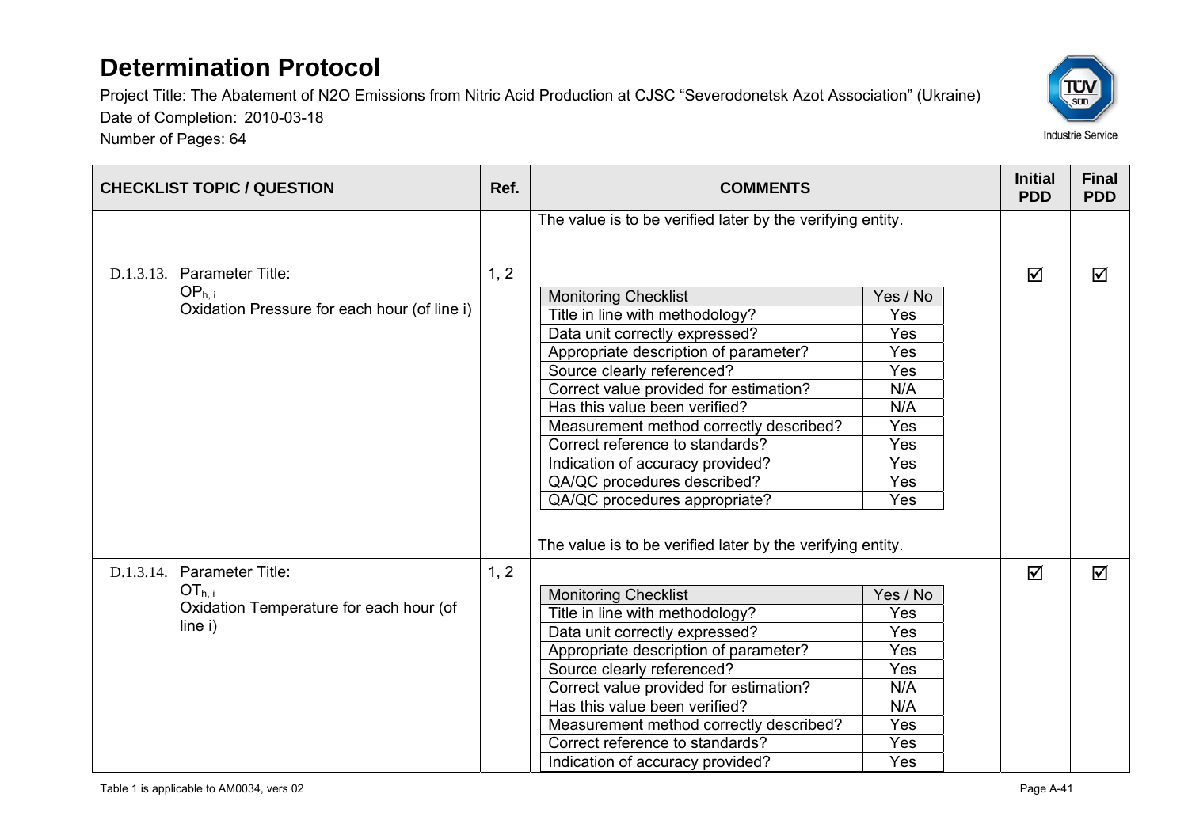# Determination Protocol

Project Title: The Abatement of N2O Emissions from Nitric Acid Production at CJSC "Severodonetsk Azot Association" (Ukraine)

Date of Completion: 2010-03-18

Number of Pages: 64

| CHECKLIST TOPIC / QUESTION | Ref. | COMMENTS | Initial PDD | Final PDD |
|---|---|---|---|---|
| | | The value is to be verified later by the verifying entity. | | |
| D.1.3.13. Parameter Title: $OP_{h,i}$ Oxidation Pressure for each hour (of line i) | 1, 2 | Monitoring Checklist – Yes / No; Title in line with methodology? – Yes; Data unit correctly expressed? – Yes; Appropriate description of parameter? – Yes; Source clearly referenced? – Yes; Correct value provided for estimation? – N/A; Has this value been verified? – N/A; Measurement method correctly described? – Yes; Correct reference to standards? – Yes; Indication of accuracy provided? – Yes; QA/QC procedures described? – Yes; QA/QC procedures appropriate? – Yes<br><br>The value is to be verified later by the verifying entity. | ☑ | ☑ |
| D.1.3.14. Parameter Title: $OT_{h,i}$ Oxidation Temperature for each hour (of line i) | 1, 2 | Monitoring Checklist – Yes / No; Title in line with methodology? – Yes; Data unit correctly expressed? – Yes; Appropriate description of parameter? – Yes; Source clearly referenced? – Yes; Correct value provided for estimation? – N/A; Has this value been verified? – N/A; Measurement method correctly described? – Yes; Correct reference to standards? – Yes; Indication of accuracy provided? – Yes | ☑ | ☑ |

Table 1 is applicable to AM0034, vers 02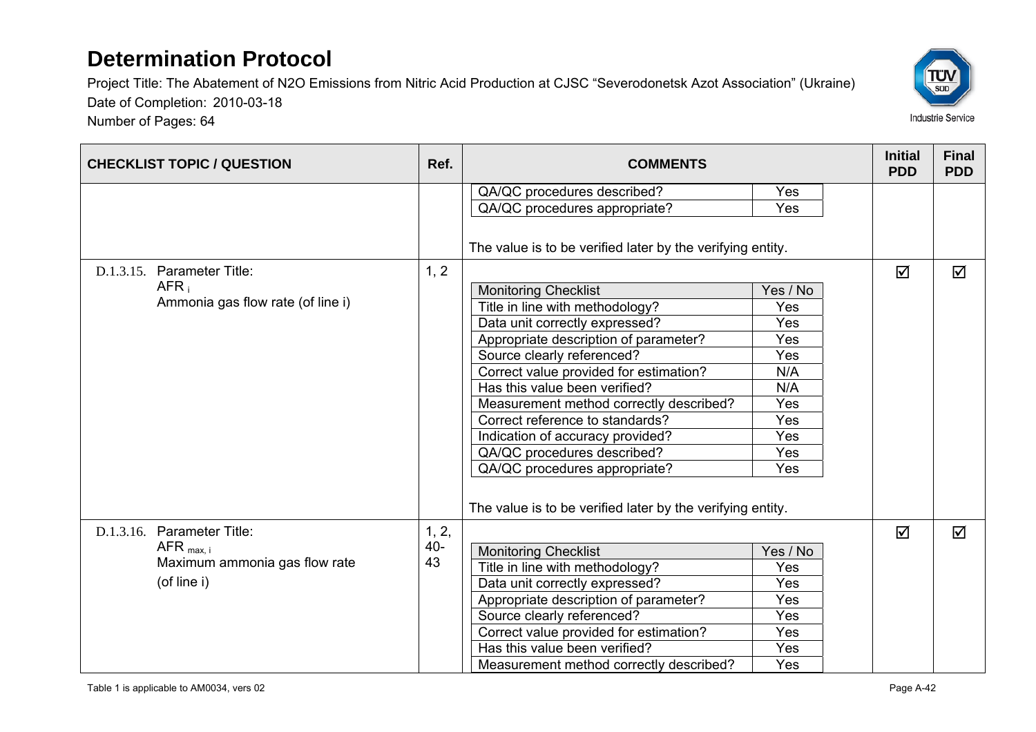# Determination Protocol

Project Title: The Abatement of N2O Emissions from Nitric Acid Production at CJSC “Severodonetsk Azot Association” (Ukraine)

Date of Completion: 2010-03-18

Number of Pages: 64

| CHECKLIST TOPIC / QUESTION | Ref. | COMMENTS | Initial PDD | Final PDD |
|---|---|---|---|---|
| | | QA/QC procedures described? — Yes<br>QA/QC procedures appropriate? — Yes<br><br>The value is to be verified later by the verifying entity. | | |
| D.1.3.15. Parameter Title:<br>$AFR_i$<br>Ammonia gas flow rate (of line i) | 1, 2 | Monitoring Checklist — Yes / No<br>Title in line with methodology? — Yes<br>Data unit correctly expressed? — Yes<br>Appropriate description of parameter? — Yes<br>Source clearly referenced? — Yes<br>Correct value provided for estimation? — N/A<br>Has this value been verified? — N/A<br>Measurement method correctly described? — Yes<br>Correct reference to standards? — Yes<br>Indication of accuracy provided? — Yes<br>QA/QC procedures described? — Yes<br>QA/QC procedures appropriate? — Yes<br><br>The value is to be verified later by the verifying entity. | ☑ | ☑ |
| D.1.3.16. Parameter Title:<br>$AFR_{max, i}$<br>Maximum ammonia gas flow rate (of line i) | 1, 2, 40-43 | Monitoring Checklist — Yes / No<br>Title in line with methodology? — Yes<br>Data unit correctly expressed? — Yes<br>Appropriate description of parameter? — Yes<br>Source clearly referenced? — Yes<br>Correct value provided for estimation? — Yes<br>Has this value been verified? — Yes<br>Measurement method correctly described? — Yes | ☑ | ☑ |

Table 1 is applicable to AM0034, vers 02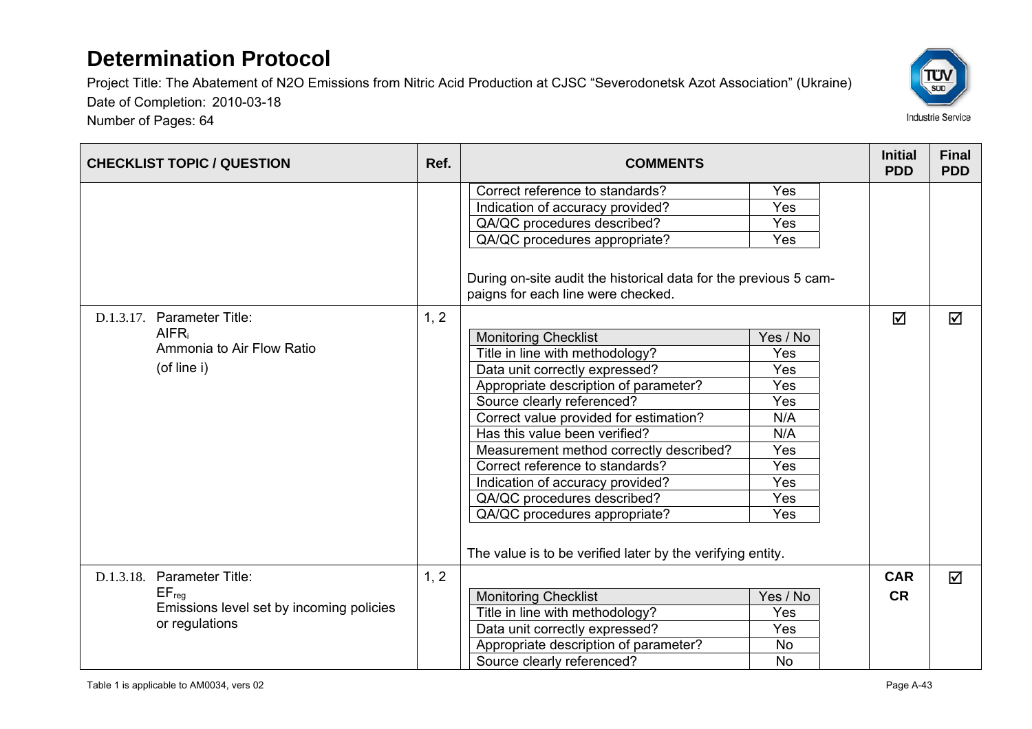# Determination Protocol

Project Title: The Abatement of N2O Emissions from Nitric Acid Production at CJSC "Severodonetsk Azot Association" (Ukraine)

Date of Completion: 2010-03-18

Number of Pages: 64

| CHECKLIST TOPIC / QUESTION | Ref. | COMMENTS | Initial PDD | Final PDD |
|---|---|---|---|---|
| | | Correct reference to standards? — Yes<br>Indication of accuracy provided? — Yes<br>QA/QC procedures described? — Yes<br>QA/QC procedures appropriate? — Yes<br><br>During on-site audit the historical data for the previous 5 campaigns for each line were checked. | | |
| D.1.3.17. Parameter Title:<br>$AIFR_i$<br>Ammonia to Air Flow Ratio<br>(of line i) | 1, 2 | **Monitoring Checklist — Yes / No**<br>Title in line with methodology? — Yes<br>Data unit correctly expressed? — Yes<br>Appropriate description of parameter? — Yes<br>Source clearly referenced? — Yes<br>Correct value provided for estimation? — N/A<br>Has this value been verified? — N/A<br>Measurement method correctly described? — Yes<br>Correct reference to standards? — Yes<br>Indication of accuracy provided? — Yes<br>QA/QC procedures described? — Yes<br>QA/QC procedures appropriate? — Yes<br><br>The value is to be verified later by the verifying entity. | ☑ | ☑ |
| D.1.3.18. Parameter Title:<br>$EF_{reg}$<br>Emissions level set by incoming policies or regulations | 1, 2 | **Monitoring Checklist — Yes / No**<br>Title in line with methodology? — Yes<br>Data unit correctly expressed? — Yes<br>Appropriate description of parameter? — No<br>Source clearly referenced? — No | **CAR**<br>**CR** | ☑ |

Table 1 is applicable to AM0034, vers 02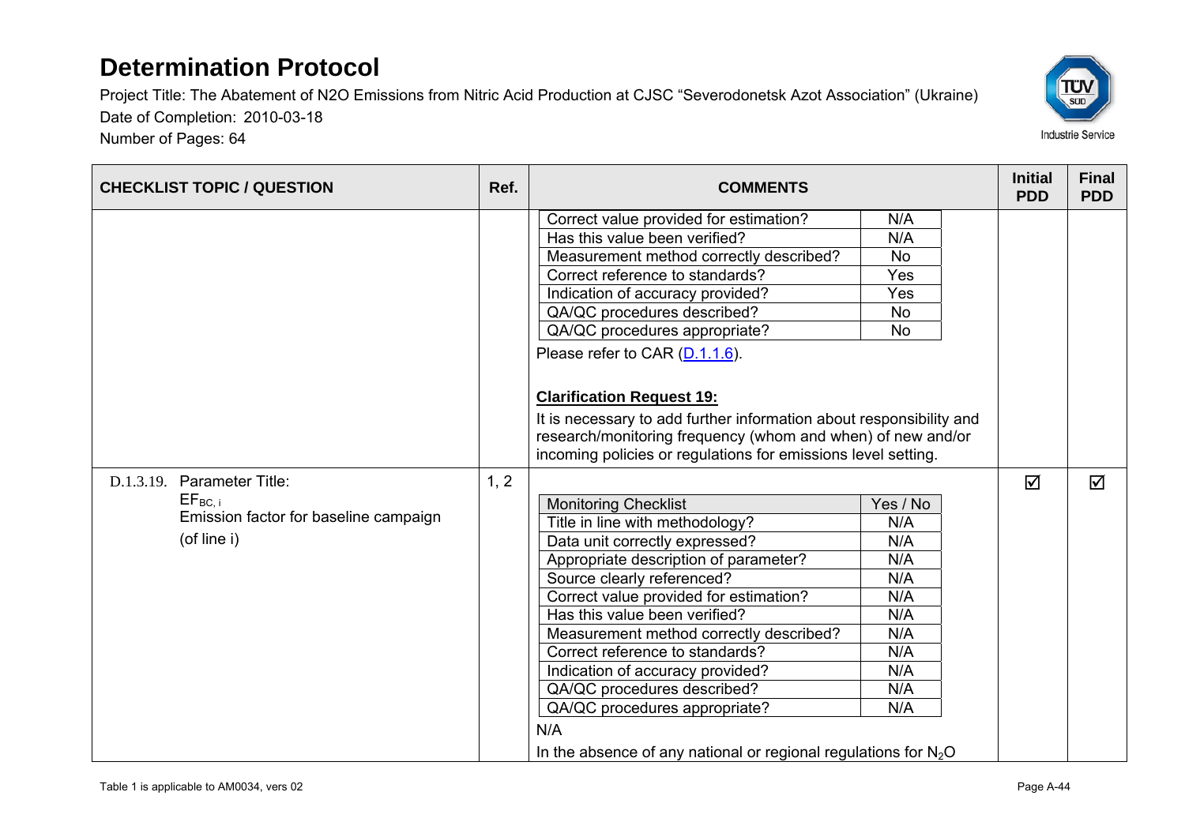# Determination Protocol

Project Title: The Abatement of N2O Emissions from Nitric Acid Production at CJSC "Severodonetsk Azot Association" (Ukraine)
Date of Completion: 2010-03-18
Number of Pages: 64

| CHECKLIST TOPIC / QUESTION | Ref. | COMMENTS | Initial PDD | Final PDD |
|---|---|---|---|---|
| | | Correct value provided for estimation? — N/A<br>Has this value been verified? — N/A<br>Measurement method correctly described? — No<br>Correct reference to standards? — Yes<br>Indication of accuracy provided? — Yes<br>QA/QC procedures described? — No<br>QA/QC procedures appropriate? — No<br><br>Please refer to CAR (D.1.1.6).<br><br>**Clarification Request 19:**<br>It is necessary to add further information about responsibility and research/monitoring frequency (whom and when) of new and/or incoming policies or regulations for emissions level setting. | | |
| D.1.3.19. Parameter Title: $EF_{BC,i}$ Emission factor for baseline campaign (of line i) | 1, 2 | Monitoring Checklist — Yes / No<br>Title in line with methodology? — N/A<br>Data unit correctly expressed? — N/A<br>Appropriate description of parameter? — N/A<br>Source clearly referenced? — N/A<br>Correct value provided for estimation? — N/A<br>Has this value been verified? — N/A<br>Measurement method correctly described? — N/A<br>Correct reference to standards? — N/A<br>Indication of accuracy provided? — N/A<br>QA/QC procedures described? — N/A<br>QA/QC procedures appropriate? — N/A<br><br>N/A<br>In the absence of any national or regional regulations for $N_2O$ | ☑ | ☑ |

Table 1 is applicable to AM0034, vers 02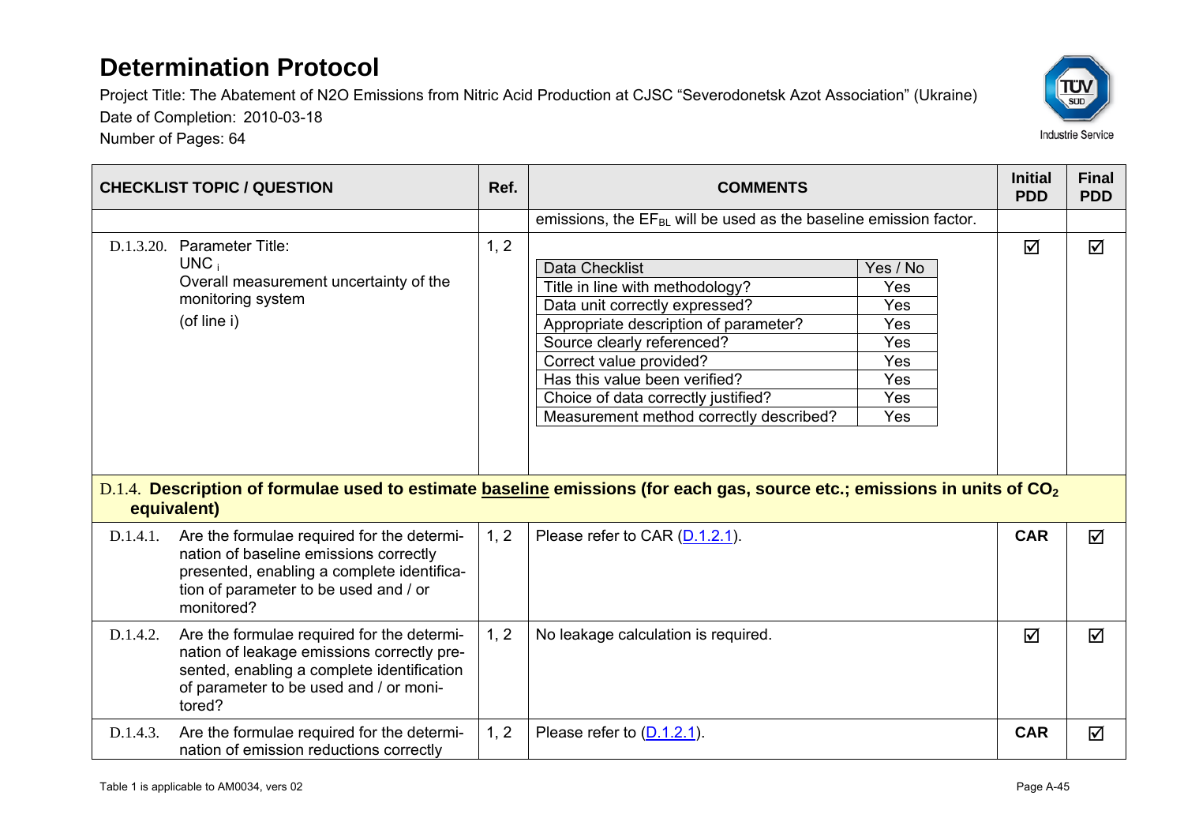| CHECKLIST TOPIC / QUESTION | Ref. | COMMENTS | Initial PDD | Final PDD |
|---|---|---|---|---|
| | | emissions, the $EF_{BL}$ will be used as the baseline emission factor. | | |
| D.1.3.20. Parameter Title: $UNC_i$ Overall measurement uncertainty of the monitoring system (of line i) | 1, 2 | Data Checklist – Yes / No<br>Title in line with methodology? – Yes<br>Data unit correctly expressed? – Yes<br>Appropriate description of parameter? – Yes<br>Source clearly referenced? – Yes<br>Correct value provided? – Yes<br>Has this value been verified? – Yes<br>Choice of data correctly justified? – Yes<br>Measurement method correctly described? – Yes | ☑ | ☑ |
| **D.1.4. Description of formulae used to estimate baseline emissions (for each gas, source etc.; emissions in units of $CO_2$ equivalent)** | | | | |
| D.1.4.1. Are the formulae required for the determination of baseline emissions correctly presented, enabling a complete identification of parameter to be used and / or monitored? | 1, 2 | Please refer to CAR (D.1.2.1). | **CAR** | ☑ |
| D.1.4.2. Are the formulae required for the determination of leakage emissions correctly presented, enabling a complete identification of parameter to be used and / or monitored? | 1, 2 | No leakage calculation is required. | ☑ | ☑ |
| D.1.4.3. Are the formulae required for the determination of emission reductions correctly | 1, 2 | Please refer to (D.1.2.1). | **CAR** | ☑ |

Table 1 is applicable to AM0034, vers 02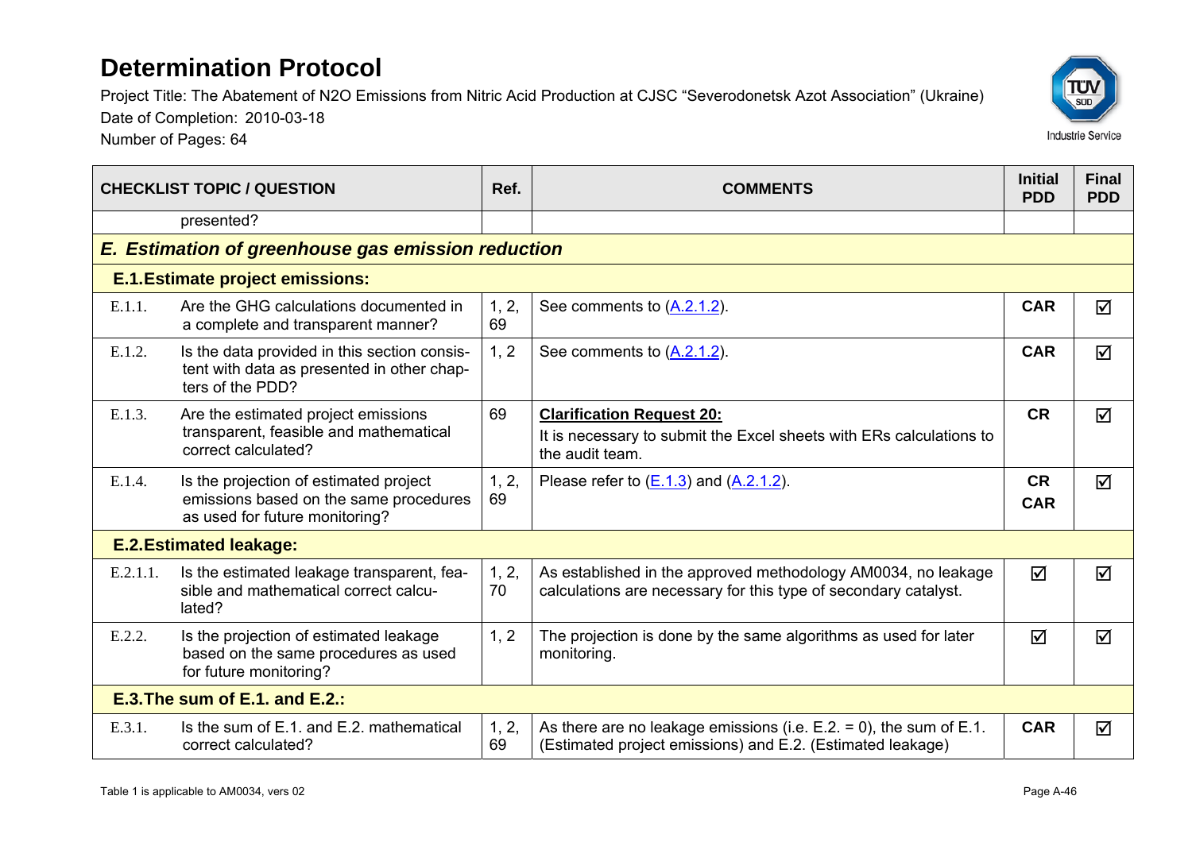# Determination Protocol

Project Title: The Abatement of N2O Emissions from Nitric Acid Production at CJSC "Severodonetsk Azot Association" (Ukraine)
Date of Completion: 2010-03-18
Number of Pages: 64

| CHECKLIST TOPIC / QUESTION | | Ref. | COMMENTS | Initial PDD | Final PDD |
|---|---|---|---|---|---|
| | presented? | | | | |
| ***E. Estimation of greenhouse gas emission reduction*** | | | | | |
| **E.1.Estimate project emissions:** | | | | | |
| E.1.1. | Are the GHG calculations documented in a complete and transparent manner? | 1, 2, 69 | See comments to (A.2.1.2). | **CAR** | ☑ |
| E.1.2. | Is the data provided in this section consistent with data as presented in other chapters of the PDD? | 1, 2 | See comments to (A.2.1.2). | **CAR** | ☑ |
| E.1.3. | Are the estimated project emissions transparent, feasible and mathematical correct calculated? | 69 | **Clarification Request 20:**<br>It is necessary to submit the Excel sheets with ERs calculations to the audit team. | **CR** | ☑ |
| E.1.4. | Is the projection of estimated project emissions based on the same procedures as used for future monitoring? | 1, 2, 69 | Please refer to (E.1.3) and (A.2.1.2). | **CR**<br>**CAR** | ☑ |
| **E.2.Estimated leakage:** | | | | | |
| E.2.1.1. | Is the estimated leakage transparent, feasible and mathematical correct calculated? | 1, 2, 70 | As established in the approved methodology AM0034, no leakage calculations are necessary for this type of secondary catalyst. | ☑ | ☑ |
| E.2.2. | Is the projection of estimated leakage based on the same procedures as used for future monitoring? | 1, 2 | The projection is done by the same algorithms as used for later monitoring. | ☑ | ☑ |
| **E.3.The sum of E.1. and E.2.:** | | | | | |
| E.3.1. | Is the sum of E.1. and E.2. mathematical correct calculated? | 1, 2, 69 | As there are no leakage emissions (i.e. E.2. = 0), the sum of E.1. (Estimated project emissions) and E.2. (Estimated leakage) | **CAR** | ☑ |

Table 1 is applicable to AM0034, vers 02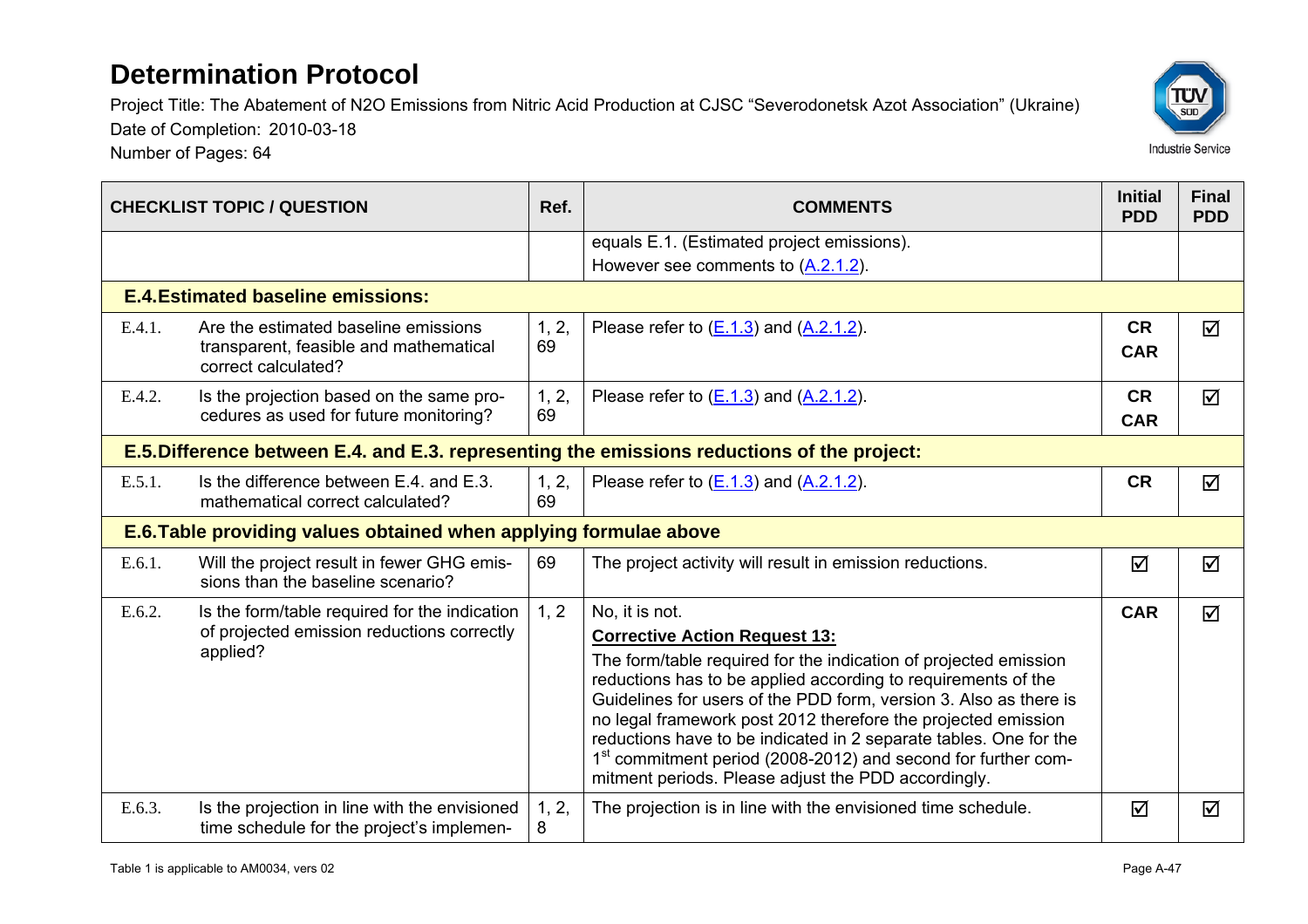# Determination Protocol

Project Title: The Abatement of N2O Emissions from Nitric Acid Production at CJSC "Severodonetsk Azot Association" (Ukraine)

Date of Completion: 2010-03-18

Number of Pages: 64

| CHECKLIST TOPIC / QUESTION | | Ref. | COMMENTS | Initial PDD | Final PDD |
|---|---|---|---|---|---|
| | | | equals E.1. (Estimated project emissions). However see comments to (A.2.1.2). | | |
| **E.4. Estimated baseline emissions:** | | | | | |
| E.4.1. | Are the estimated baseline emissions transparent, feasible and mathematical correct calculated? | 1, 2, 69 | Please refer to (E.1.3) and (A.2.1.2). | **CR** **CAR** | ☑ |
| E.4.2. | Is the projection based on the same procedures as used for future monitoring? | 1, 2, 69 | Please refer to (E.1.3) and (A.2.1.2). | **CR** **CAR** | ☑ |
| **E.5. Difference between E.4. and E.3. representing the emissions reductions of the project:** | | | | | |
| E.5.1. | Is the difference between E.4. and E.3. mathematical correct calculated? | 1, 2, 69 | Please refer to (E.1.3) and (A.2.1.2). | **CR** | ☑ |
| **E.6. Table providing values obtained when applying formulae above** | | | | | |
| E.6.1. | Will the project result in fewer GHG emissions than the baseline scenario? | 69 | The project activity will result in emission reductions. | ☑ | ☑ |
| E.6.2. | Is the form/table required for the indication of projected emission reductions correctly applied? | 1, 2 | No, it is not. **Corrective Action Request 13:** The form/table required for the indication of projected emission reductions has to be applied according to requirements of the Guidelines for users of the PDD form, version 3. Also as there is no legal framework post 2012 therefore the projected emission reductions have to be indicated in 2 separate tables. One for the 1st commitment period (2008-2012) and second for further commitment periods. Please adjust the PDD accordingly. | **CAR** | ☑ |
| E.6.3. | Is the projection in line with the envisioned time schedule for the project's implemen- | 1, 2, 8 | The projection is in line with the envisioned time schedule. | ☑ | ☑ |

Table 1 is applicable to AM0034, vers 02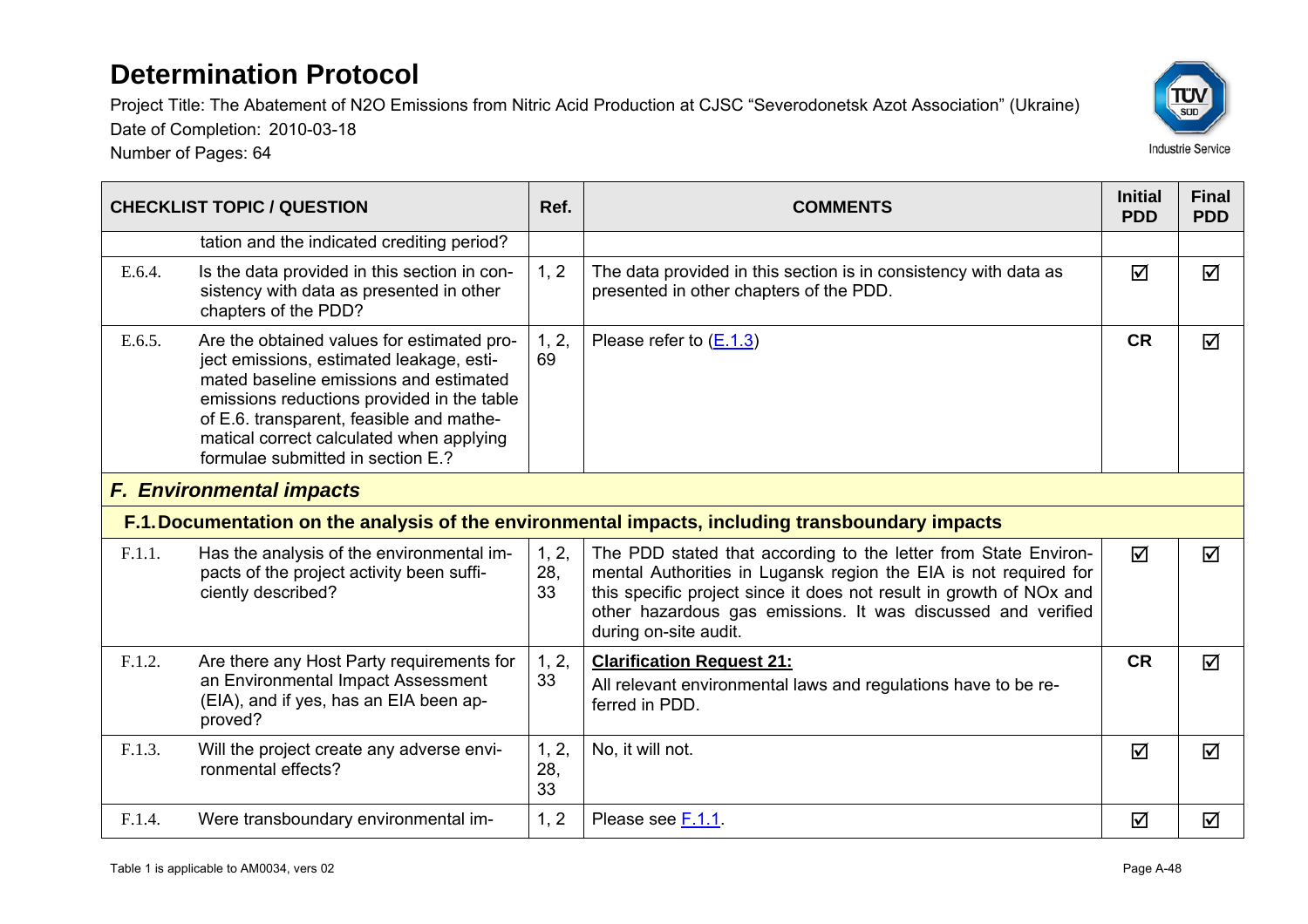# Determination Protocol

Project Title: The Abatement of N2O Emissions from Nitric Acid Production at CJSC "Severodonetsk Azot Association" (Ukraine)

Date of Completion: 2010-03-18

Number of Pages: 64

| CHECKLIST TOPIC / QUESTION | | Ref. | COMMENTS | Initial PDD | Final PDD |
|---|---|---|---|---|---|
| | tation and the indicated crediting period? | | | | |
| E.6.4. | Is the data provided in this section in consistency with data as presented in other chapters of the PDD? | 1, 2 | The data provided in this section is in consistency with data as presented in other chapters of the PDD. | ☑ | ☑ |
| E.6.5. | Are the obtained values for estimated project emissions, estimated leakage, estimated baseline emissions and estimated emissions reductions provided in the table of E.6. transparent, feasible and mathematical correct calculated when applying formulae submitted in section E.? | 1, 2, 69 | Please refer to (E.1.3) | **CR** | ☑ |
| ***F. Environmental impacts*** | | | | | |
| **F.1. Documentation on the analysis of the environmental impacts, including transboundary impacts** | | | | | |
| F.1.1. | Has the analysis of the environmental impacts of the project activity been sufficiently described? | 1, 2, 28, 33 | The PDD stated that according to the letter from State Environmental Authorities in Lugansk region the EIA is not required for this specific project since it does not result in growth of NOx and other hazardous gas emissions. It was discussed and verified during on-site audit. | ☑ | ☑ |
| F.1.2. | Are there any Host Party requirements for an Environmental Impact Assessment (EIA), and if yes, has an EIA been approved? | 1, 2, 33 | **Clarification Request 21:** All relevant environmental laws and regulations have to be referred in PDD. | **CR** | ☑ |
| F.1.3. | Will the project create any adverse environmental effects? | 1, 2, 28, 33 | No, it will not. | ☑ | ☑ |
| F.1.4. | Were transboundary environmental im- | 1, 2 | Please see F.1.1. | ☑ | ☑ |

Table 1 is applicable to AM0034, vers 02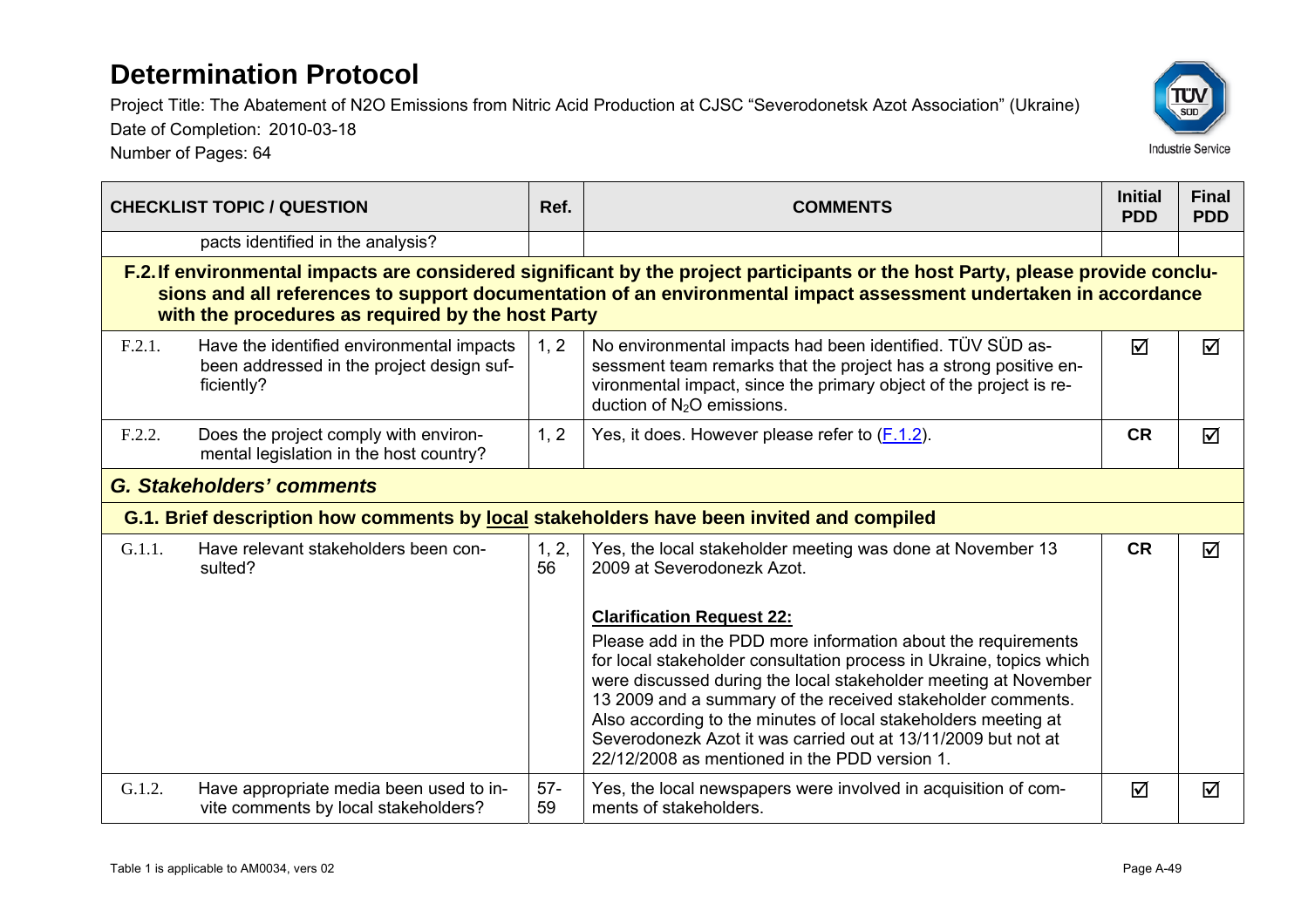# Determination Protocol

Project Title: The Abatement of N2O Emissions from Nitric Acid Production at CJSC "Severodonetsk Azot Association" (Ukraine)

Date of Completion: 2010-03-18

Number of Pages: 64

| CHECKLIST TOPIC / QUESTION | | Ref. | COMMENTS | Initial PDD | Final PDD |
|---|---|---|---|---|---|
| | pacts identified in the analysis? | | | | |
| **F.2. If environmental impacts are considered significant by the project participants or the host Party, please provide conclusions and all references to support documentation of an environmental impact assessment undertaken in accordance with the procedures as required by the host Party** | | | | | |
| F.2.1. | Have the identified environmental impacts been addressed in the project design sufficiently? | 1, 2 | No environmental impacts had been identified. TÜV SÜD assessment team remarks that the project has a strong positive environmental impact, since the primary object of the project is reduction of $N_2O$ emissions. | ☑ | ☑ |
| F.2.2. | Does the project comply with environmental legislation in the host country? | 1, 2 | Yes, it does. However please refer to (F.1.2). | **CR** | ☑ |
| ***G. Stakeholders' comments*** | | | | | |
| **G.1. Brief description how comments by local stakeholders have been invited and compiled** | | | | | |
| G.1.1. | Have relevant stakeholders been consulted? | 1, 2, 56 | Yes, the local stakeholder meeting was done at November 13 2009 at Severodonezk Azot.<br><br>**Clarification Request 22:**<br>Please add in the PDD more information about the requirements for local stakeholder consultation process in Ukraine, topics which were discussed during the local stakeholder meeting at November 13 2009 and a summary of the received stakeholder comments. Also according to the minutes of local stakeholders meeting at Severodonezk Azot it was carried out at 13/11/2009 but not at 22/12/2008 as mentioned in the PDD version 1. | **CR** | ☑ |
| G.1.2. | Have appropriate media been used to invite comments by local stakeholders? | 57-59 | Yes, the local newspapers were involved in acquisition of comments of stakeholders. | ☑ | ☑ |

Table 1 is applicable to AM0034, vers 02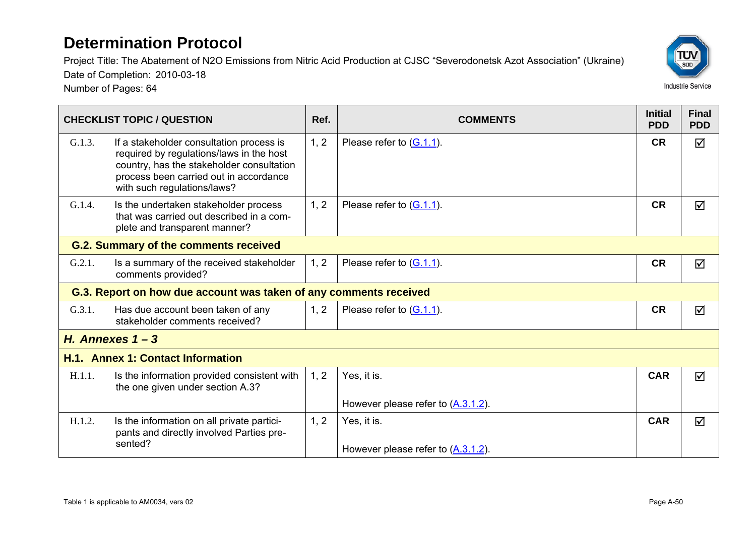# Determination Protocol

Project Title: The Abatement of N2O Emissions from Nitric Acid Production at CJSC "Severodonetsk Azot Association" (Ukraine)

Date of Completion: 2010-03-18

Number of Pages: 64

| CHECKLIST TOPIC / QUESTION | Ref. | COMMENTS | Initial PDD | Final PDD |
|---|---|---|---|---|
| G.1.3. If a stakeholder consultation process is required by regulations/laws in the host country, has the stakeholder consultation process been carried out in accordance with such regulations/laws? | 1, 2 | Please refer to (G.1.1). | CR | ☑ |
| G.1.4. Is the undertaken stakeholder process that was carried out described in a complete and transparent manner? | 1, 2 | Please refer to (G.1.1). | CR | ☑ |
| **G.2. Summary of the comments received** | | | | |
| G.2.1. Is a summary of the received stakeholder comments provided? | 1, 2 | Please refer to (G.1.1). | CR | ☑ |
| **G.3. Report on how due account was taken of any comments received** | | | | |
| G.3.1. Has due account been taken of any stakeholder comments received? | 1, 2 | Please refer to (G.1.1). | CR | ☑ |
| ***H. Annexes 1 – 3*** | | | | |
| **H.1. Annex 1: Contact Information** | | | | |
| H.1.1. Is the information provided consistent with the one given under section A.3? | 1, 2 | Yes, it is.<br><br>However please refer to (A.3.1.2). | CAR | ☑ |
| H.1.2. Is the information on all private participants and directly involved Parties presented? | 1, 2 | Yes, it is.<br><br>However please refer to (A.3.1.2). | CAR | ☑ |

Table 1 is applicable to AM0034, vers 02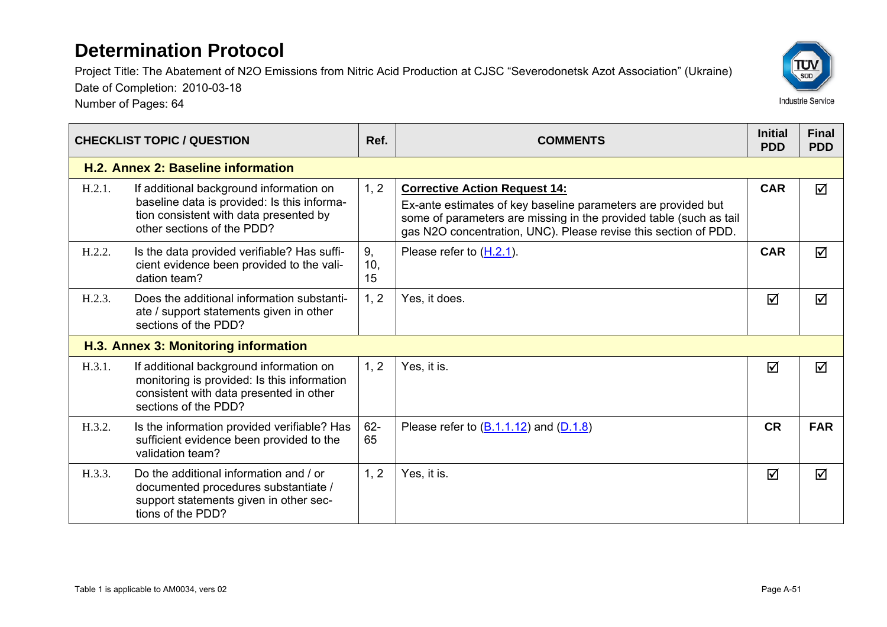# Determination Protocol

Project Title: The Abatement of N2O Emissions from Nitric Acid Production at CJSC "Severodonetsk Azot Association" (Ukraine)
Date of Completion: 2010-03-18
Number of Pages: 64

| CHECKLIST TOPIC / QUESTION | | Ref. | COMMENTS | Initial PDD | Final PDD |
|---|---|---|---|---|---|
| **H.2. Annex 2: Baseline information** | | | | | |
| H.2.1. | If additional background information on baseline data is provided: Is this information consistent with data presented by other sections of the PDD? | 1, 2 | **Corrective Action Request 14:** Ex-ante estimates of key baseline parameters are provided but some of parameters are missing in the provided table (such as tail gas N2O concentration, UNC). Please revise this section of PDD. | **CAR** | ☑ |
| H.2.2. | Is the data provided verifiable? Has sufficient evidence been provided to the validation team? | 9, 10, 15 | Please refer to (H.2.1). | **CAR** | ☑ |
| H.2.3. | Does the additional information substantiate / support statements given in other sections of the PDD? | 1, 2 | Yes, it does. | ☑ | ☑ |
| **H.3. Annex 3: Monitoring information** | | | | | |
| H.3.1. | If additional background information on monitoring is provided: Is this information consistent with data presented in other sections of the PDD? | 1, 2 | Yes, it is. | ☑ | ☑ |
| H.3.2. | Is the information provided verifiable? Has sufficient evidence been provided to the validation team? | 62-65 | Please refer to (B.1.1.12) and (D.1.8) | **CR** | **FAR** |
| H.3.3. | Do the additional information and / or documented procedures substantiate / support statements given in other sections of the PDD? | 1, 2 | Yes, it is. | ☑ | ☑ |

Table 1 is applicable to AM0034, vers 02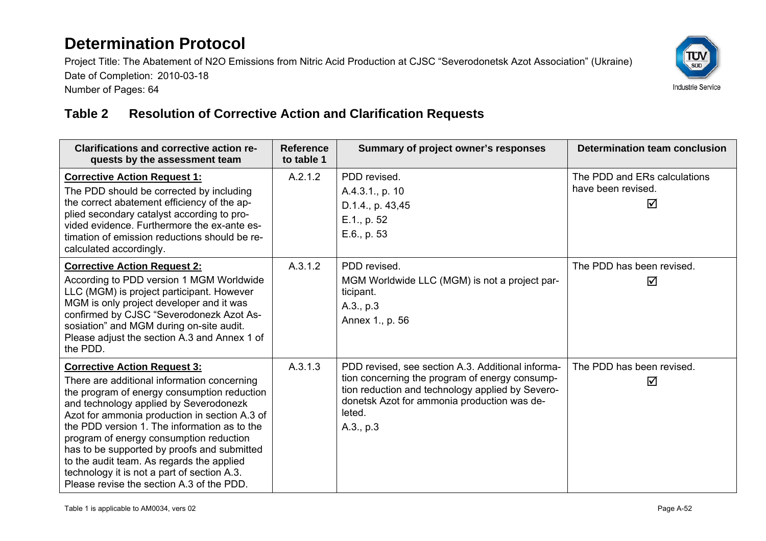## Table 2 Resolution of Corrective Action and Clarification Requests

| Clarifications and corrective action requests by the assessment team | Reference to table 1 | Summary of project owner's responses | Determination team conclusion |
|---|---|---|---|
| **Corrective Action Request 1:**<br>The PDD should be corrected by including the correct abatement efficiency of the applied secondary catalyst according to provided evidence. Furthermore the ex-ante estimation of emission reductions should be recalculated accordingly. | A.2.1.2 | PDD revised.<br>A.4.3.1., p. 10<br>D.1.4., p. 43,45<br>E.1., p. 52<br>E.6., p. 53 | The PDD and ERs calculations have been revised.<br>☑ |
| **Corrective Action Request 2:**<br>According to PDD version 1 MGM Worldwide LLC (MGM) is project participant. However MGM is only project developer and it was confirmed by CJSC "Severodonezk Azot Association" and MGM during on-site audit. Please adjust the section A.3 and Annex 1 of the PDD. | A.3.1.2 | PDD revised.<br>MGM Worldwide LLC (MGM) is not a project participant.<br>A.3., p.3<br>Annex 1., p. 56 | The PDD has been revised.<br>☑ |
| **Corrective Action Request 3:**<br>There are additional information concerning the program of energy consumption reduction and technology applied by Severodonezk Azot for ammonia production in section A.3 of the PDD version 1. The information as to the program of energy consumption reduction has to be supported by proofs and submitted to the audit team. As regards the applied technology it is not a part of section A.3. Please revise the section A.3 of the PDD. | A.3.1.3 | PDD revised, see section A.3. Additional information concerning the program of energy consumption reduction and technology applied by Severodonetsk Azot for ammonia production was deleted.<br>A.3., p.3 | The PDD has been revised.<br>☑ |

Table 1 is applicable to AM0034, vers 02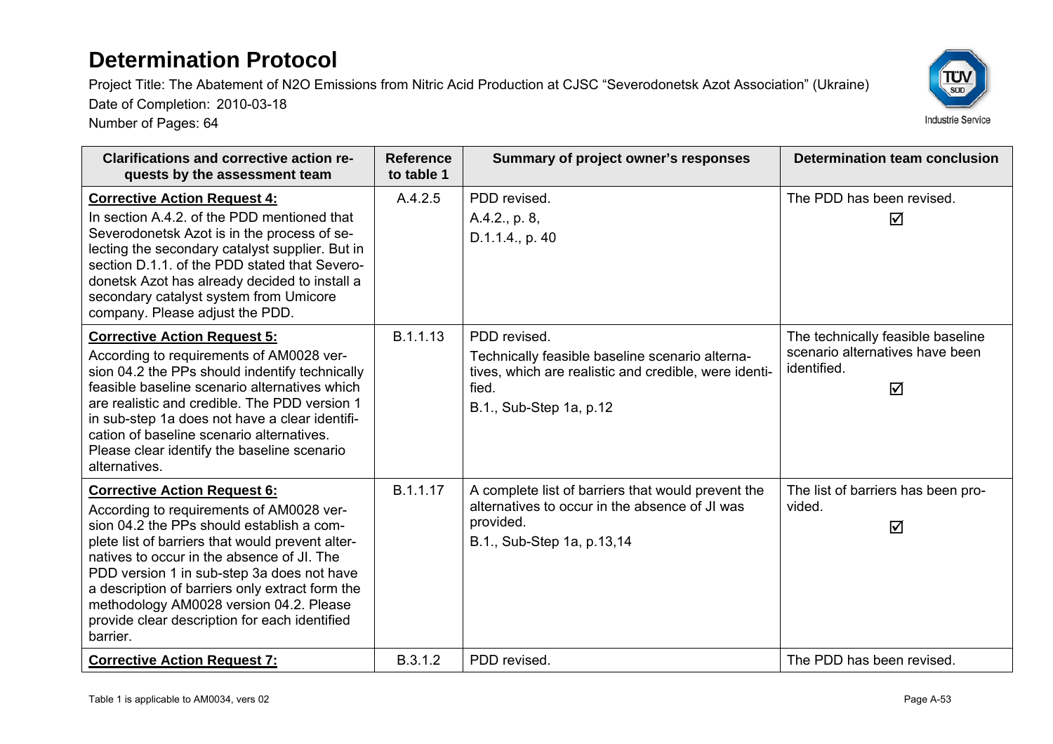# Determination Protocol

Project Title: The Abatement of N2O Emissions from Nitric Acid Production at CJSC "Severodonetsk Azot Association" (Ukraine)

Date of Completion: 2010-03-18

Number of Pages: 64

| Clarifications and corrective action requests by the assessment team | Reference to table 1 | Summary of project owner's responses | Determination team conclusion |
|---|---|---|---|
| **Corrective Action Request 4:** In section A.4.2. of the PDD mentioned that Severodonetsk Azot is in the process of selecting the secondary catalyst supplier. But in section D.1.1. of the PDD stated that Severodonetsk Azot has already decided to install a secondary catalyst system from Umicore company. Please adjust the PDD. | A.4.2.5 | PDD revised. A.4.2., p. 8, D.1.1.4., p. 40 | The PDD has been revised. ☑ |
| **Corrective Action Request 5:** According to requirements of AM0028 version 04.2 the PPs should indentify technically feasible baseline scenario alternatives which are realistic and credible. The PDD version 1 in sub-step 1a does not have a clear identification of baseline scenario alternatives. Please clear identify the baseline scenario alternatives. | B.1.1.13 | PDD revised. Technically feasible baseline scenario alternatives, which are realistic and credible, were identified. B.1., Sub-Step 1a, p.12 | The technically feasible baseline scenario alternatives have been identified. ☑ |
| **Corrective Action Request 6:** According to requirements of AM0028 version 04.2 the PPs should establish a complete list of barriers that would prevent alternatives to occur in the absence of JI. The PDD version 1 in sub-step 3a does not have a description of barriers only extract form the methodology AM0028 version 04.2. Please provide clear description for each identified barrier. | B.1.1.17 | A complete list of barriers that would prevent the alternatives to occur in the absence of JI was provided. B.1., Sub-Step 1a, p.13,14 | The list of barriers has been provided. ☑ |
| **Corrective Action Request 7:** | B.3.1.2 | PDD revised. | The PDD has been revised. |

Table 1 is applicable to AM0034, vers 02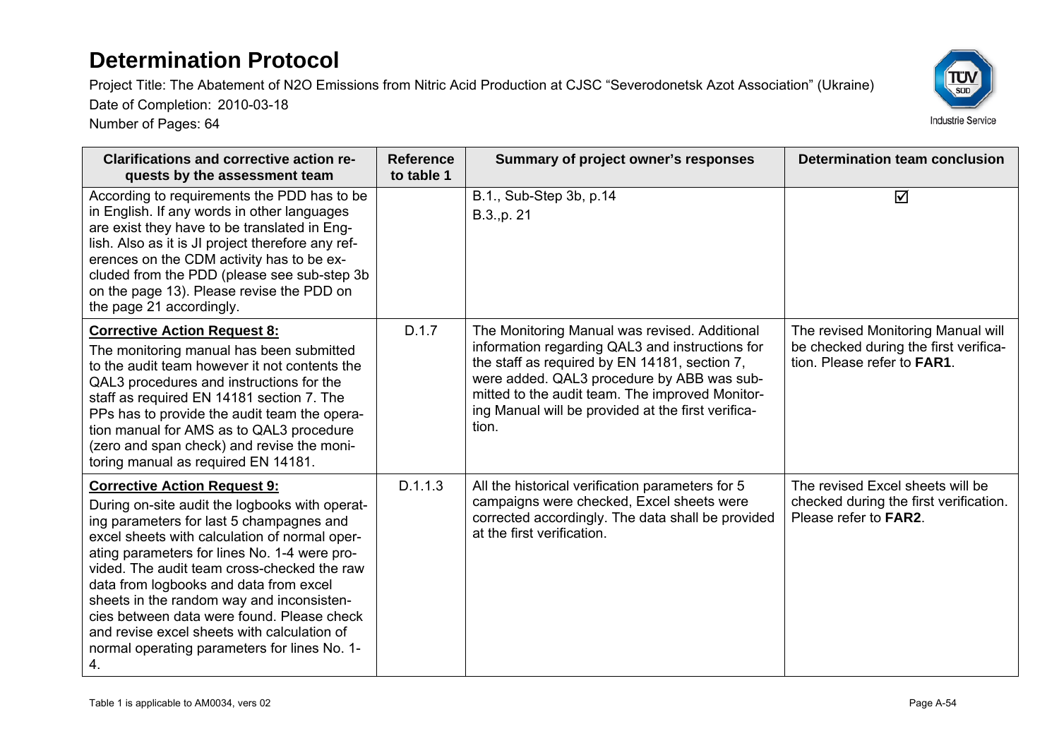# Determination Protocol

Project Title: The Abatement of N2O Emissions from Nitric Acid Production at CJSC "Severodonetsk Azot Association" (Ukraine)

Date of Completion: 2010-03-18

Number of Pages: 64

| Clarifications and corrective action requests by the assessment team | Reference to table 1 | Summary of project owner's responses | Determination team conclusion |
|---|---|---|---|
| According to requirements the PDD has to be in English. If any words in other languages are exist they have to be translated in English. Also as it is JI project therefore any references on the CDM activity has to be excluded from the PDD (please see sub-step 3b on the page 13). Please revise the PDD on the page 21 accordingly. | | B.1., Sub-Step 3b, p.14<br>B.3.,p. 21 | ☑ |
| **Corrective Action Request 8:**<br>The monitoring manual has been submitted to the audit team however it not contents the QAL3 procedures and instructions for the staff as required EN 14181 section 7. The PPs has to provide the audit team the operation manual for AMS as to QAL3 procedure (zero and span check) and revise the monitoring manual as required EN 14181. | D.1.7 | The Monitoring Manual was revised. Additional information regarding QAL3 and instructions for the staff as required by EN 14181, section 7, were added. QAL3 procedure by ABB was submitted to the audit team. The improved Monitoring Manual will be provided at the first verification. | The revised Monitoring Manual will be checked during the first verification. Please refer to **FAR1**. |
| **Corrective Action Request 9:**<br>During on-site audit the logbooks with operating parameters for last 5 champagnes and excel sheets with calculation of normal operating parameters for lines No. 1-4 were provided. The audit team cross-checked the raw data from logbooks and data from excel sheets in the random way and inconsistencies between data were found. Please check and revise excel sheets with calculation of normal operating parameters for lines No. 1-4. | D.1.1.3 | All the historical verification parameters for 5 campaigns were checked, Excel sheets were corrected accordingly. The data shall be provided at the first verification. | The revised Excel sheets will be checked during the first verification. Please refer to **FAR2**. |

Table 1 is applicable to AM0034, vers 02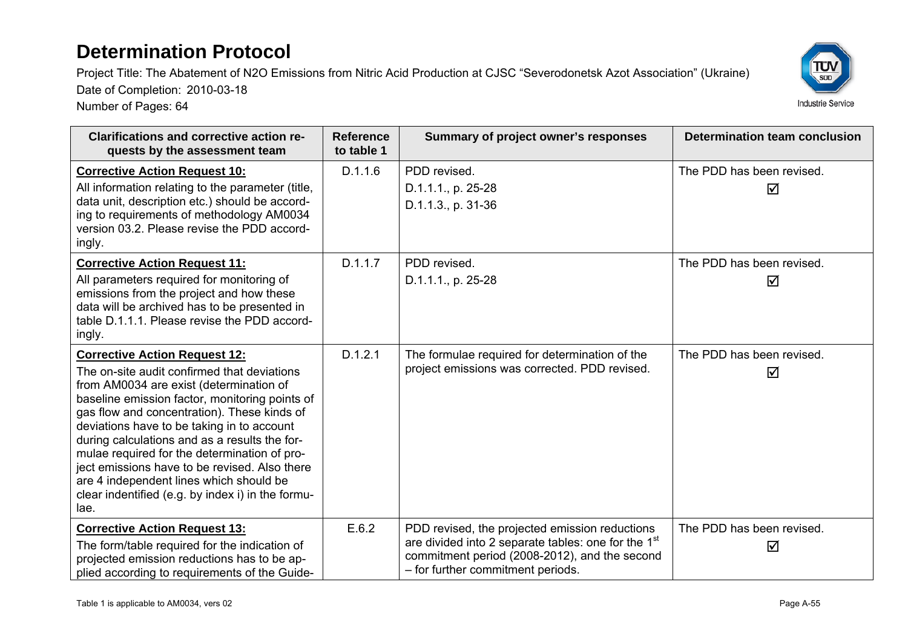# Determination Protocol

Project Title: The Abatement of N2O Emissions from Nitric Acid Production at CJSC "Severodonetsk Azot Association" (Ukraine)

Date of Completion: 2010-03-18

Number of Pages: 64

| Clarifications and corrective action requests by the assessment team | Reference to table 1 | Summary of project owner's responses | Determination team conclusion |
|---|---|---|---|
| **Corrective Action Request 10:**<br>All information relating to the parameter (title, data unit, description etc.) should be according to requirements of methodology AM0034 version 03.2. Please revise the PDD accordingly. | D.1.1.6 | PDD revised.<br>D.1.1.1., p. 25-28<br>D.1.1.3., p. 31-36 | The PDD has been revised.<br>☑ |
| **Corrective Action Request 11:**<br>All parameters required for monitoring of emissions from the project and how these data will be archived has to be presented in table D.1.1.1. Please revise the PDD accordingly. | D.1.1.7 | PDD revised.<br>D.1.1.1., p. 25-28 | The PDD has been revised.<br>☑ |
| **Corrective Action Request 12:**<br>The on-site audit confirmed that deviations from AM0034 are exist (determination of baseline emission factor, monitoring points of gas flow and concentration). These kinds of deviations have to be taking in to account during calculations and as a results the formulae required for the determination of project emissions have to be revised. Also there are 4 independent lines which should be clear indentified (e.g. by index i) in the formulae. | D.1.2.1 | The formulae required for determination of the project emissions was corrected. PDD revised. | The PDD has been revised.<br>☑ |
| **Corrective Action Request 13:**<br>The form/table required for the indication of projected emission reductions has to be applied according to requirements of the Guide- | E.6.2 | PDD revised, the projected emission reductions are divided into 2 separate tables: one for the 1st commitment period (2008-2012), and the second – for further commitment periods. | The PDD has been revised.<br>☑ |

Table 1 is applicable to AM0034, vers 02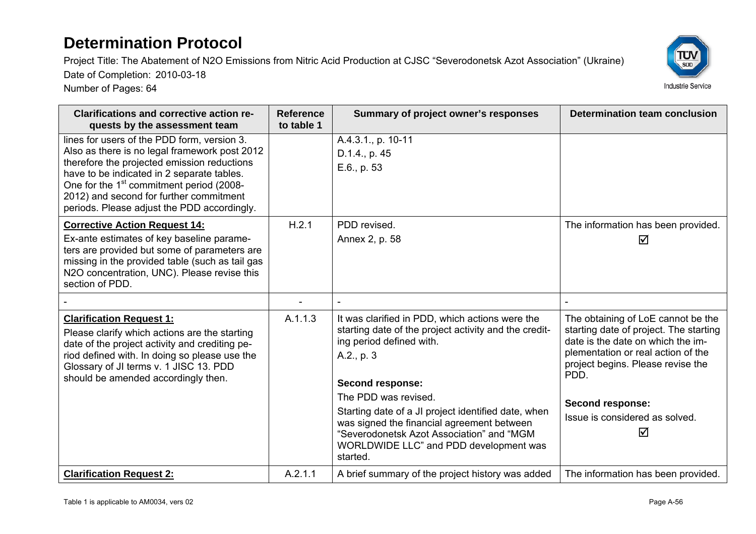# Determination Protocol

Project Title: The Abatement of N2O Emissions from Nitric Acid Production at CJSC "Severodonetsk Azot Association" (Ukraine)

Date of Completion: 2010-03-18

Number of Pages: 64

| Clarifications and corrective action requests by the assessment team | Reference to table 1 | Summary of project owner's responses | Determination team conclusion |
|---|---|---|---|
| lines for users of the PDD form, version 3. Also as there is no legal framework post 2012 therefore the projected emission reductions have to be indicated in 2 separate tables. One for the 1st commitment period (2008-2012) and second for further commitment periods. Please adjust the PDD accordingly. | | A.4.3.1., p. 10-11<br>D.1.4., p. 45<br>E.6., p. 53 | |
| **Corrective Action Request 14:**<br>Ex-ante estimates of key baseline parameters are provided but some of parameters are missing in the provided table (such as tail gas N2O concentration, UNC). Please revise this section of PDD. | H.2.1 | PDD revised.<br>Annex 2, p. 58 | The information has been provided.<br>☑ |
| - | - | - | - |
| **Clarification Request 1:**<br>Please clarify which actions are the starting date of the project activity and crediting period defined with. In doing so please use the Glossary of JI terms v. 1 JISC 13. PDD should be amended accordingly then. | A.1.1.3 | It was clarified in PDD, which actions were the starting date of the project activity and the crediting period defined with.<br>A.2., p. 3<br><br>**Second response:**<br>The PDD was revised.<br>Starting date of a JI project identified date, when was signed the financial agreement between "Severodonetsk Azot Association" and "MGM WORLDWIDE LLC" and PDD development was started. | The obtaining of LoE cannot be the starting date of project. The starting date is the date on which the implementation or real action of the project begins. Please revise the PDD.<br><br>**Second response:**<br>Issue is considered as solved.<br>☑ |
| **Clarification Request 2:** | A.2.1.1 | A brief summary of the project history was added | The information has been provided. |

Table 1 is applicable to AM0034, vers 02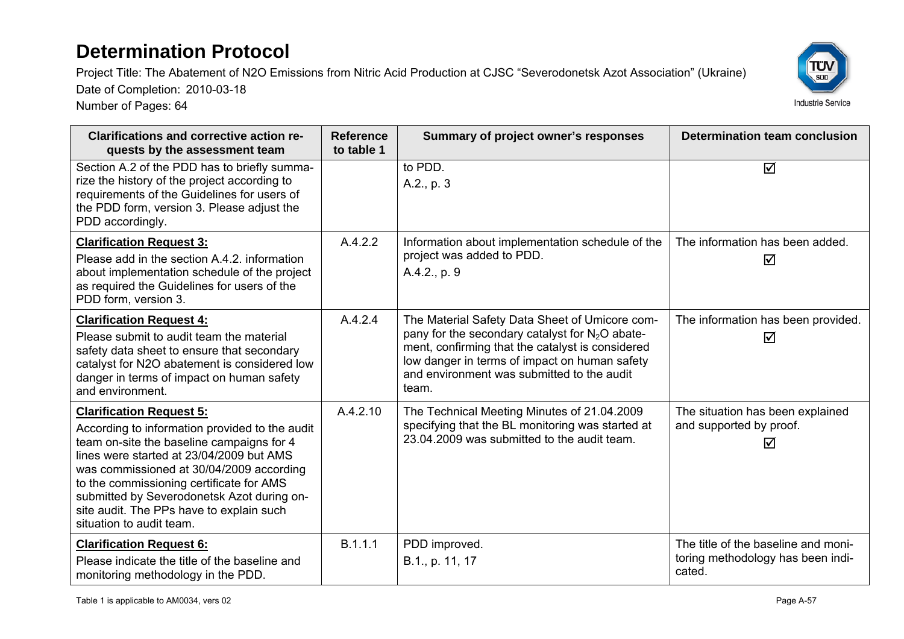# Determination Protocol

Project Title: The Abatement of N2O Emissions from Nitric Acid Production at CJSC "Severodonetsk Azot Association" (Ukraine)

Date of Completion: 2010-03-18

Number of Pages: 64

| Clarifications and corrective action requests by the assessment team | Reference to table 1 | Summary of project owner's responses | Determination team conclusion |
|---|---|---|---|
| Section A.2 of the PDD has to briefly summarize the history of the project according to requirements of the Guidelines for users of the PDD form, version 3. Please adjust the PDD accordingly. | | to PDD.<br>A.2., p. 3 | ☑ |
| **Clarification Request 3:**<br>Please add in the section A.4.2. information about implementation schedule of the project as required the Guidelines for users of the PDD form, version 3. | A.4.2.2 | Information about implementation schedule of the project was added to PDD.<br>A.4.2., p. 9 | The information has been added.<br>☑ |
| **Clarification Request 4:**<br>Please submit to audit team the material safety data sheet to ensure that secondary catalyst for N2O abatement is considered low danger in terms of impact on human safety and environment. | A.4.2.4 | The Material Safety Data Sheet of Umicore company for the secondary catalyst for $N_2O$ abatement, confirming that the catalyst is considered low danger in terms of impact on human safety and environment was submitted to the audit team. | The information has been provided.<br>☑ |
| **Clarification Request 5:**<br>According to information provided to the audit team on-site the baseline campaigns for 4 lines were started at 23/04/2009 but AMS was commissioned at 30/04/2009 according to the commissioning certificate for AMS submitted by Severodonetsk Azot during on-site audit. The PPs have to explain such situation to audit team. | A.4.2.10 | The Technical Meeting Minutes of 21.04.2009 specifying that the BL monitoring was started at 23.04.2009 was submitted to the audit team. | The situation has been explained and supported by proof.<br>☑ |
| **Clarification Request 6:**<br>Please indicate the title of the baseline and monitoring methodology in the PDD. | B.1.1.1 | PDD improved.<br>B.1., p. 11, 17 | The title of the baseline and monitoring methodology has been indicated. |

Table 1 is applicable to AM0034, vers 02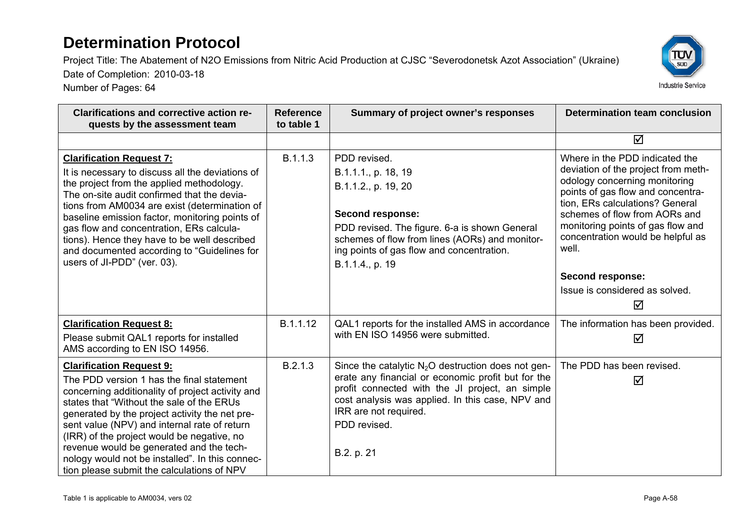# Determination Protocol

Project Title: The Abatement of N2O Emissions from Nitric Acid Production at CJSC "Severodonetsk Azot Association" (Ukraine)

Date of Completion: 2010-03-18

Number of Pages: 64

| Clarifications and corrective action requests by the assessment team | Reference to table 1 | Summary of project owner's responses | Determination team conclusion |
|---|---|---|---|
| | | | ☑ |
| **Clarification Request 7:**<br>It is necessary to discuss all the deviations of the project from the applied methodology. The on-site audit confirmed that the deviations from AM0034 are exist (determination of baseline emission factor, monitoring points of gas flow and concentration, ERs calculations). Hence they have to be well described and documented according to "Guidelines for users of JI-PDD" (ver. 03). | B.1.1.3 | PDD revised.<br>B.1.1.1., p. 18, 19<br>B.1.1.2., p. 19, 20<br><br>**Second response:**<br>PDD revised. The figure. 6-a is shown General schemes of flow from lines (AORs) and monitoring points of gas flow and concentration.<br>B.1.1.4., p. 19 | Where in the PDD indicated the deviation of the project from methodology concerning monitoring points of gas flow and concentration, ERs calculations? General schemes of flow from AORs and monitoring points of gas flow and concentration would be helpful as well.<br><br>**Second response:**<br>Issue is considered as solved.<br>☑ |
| **Clarification Request 8:**<br>Please submit QAL1 reports for installed AMS according to EN ISO 14956. | B.1.1.12 | QAL1 reports for the installed AMS in accordance with EN ISO 14956 were submitted. | The information has been provided.<br>☑ |
| **Clarification Request 9:**<br>The PDD version 1 has the final statement concerning additionality of project activity and states that "Without the sale of the ERUs generated by the project activity the net present value (NPV) and internal rate of return (IRR) of the project would be negative, no revenue would be generated and the technology would not be installed". In this connection please submit the calculations of NPV | B.2.1.3 | Since the catalytic $N_2O$ destruction does not generate any financial or economic profit but for the profit connected with the JI project, an simple cost analysis was applied. In this case, NPV and IRR are not required.<br>PDD revised.<br><br>B.2. p. 21 | The PDD has been revised.<br>☑ |

Table 1 is applicable to AM0034, vers 02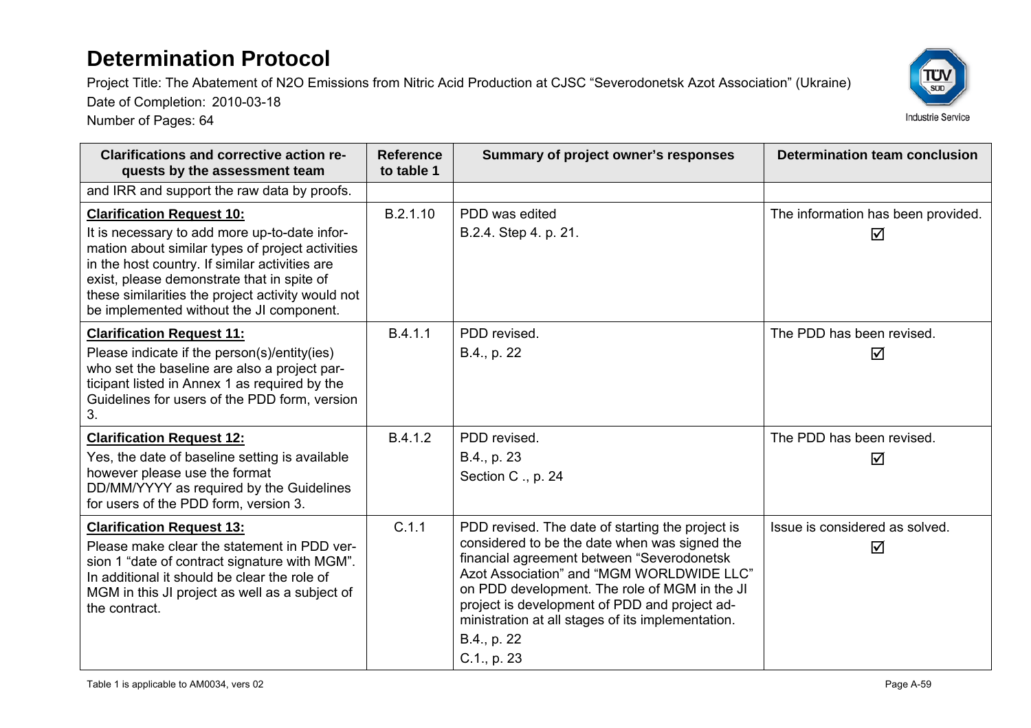# Determination Protocol

Project Title: The Abatement of N2O Emissions from Nitric Acid Production at CJSC "Severodonetsk Azot Association" (Ukraine)

Date of Completion: 2010-03-18

Number of Pages: 64

| Clarifications and corrective action requests by the assessment team | Reference to table 1 | Summary of project owner's responses | Determination team conclusion |
|---|---|---|---|
| and IRR and support the raw data by proofs. | | | |
| **Clarification Request 10:** It is necessary to add more up-to-date information about similar types of project activities in the host country. If similar activities are exist, please demonstrate that in spite of these similarities the project activity would not be implemented without the JI component. | B.2.1.10 | PDD was edited B.2.4. Step 4. p. 21. | The information has been provided. ☑ |
| **Clarification Request 11:** Please indicate if the person(s)/entity(ies) who set the baseline are also a project participant listed in Annex 1 as required by the Guidelines for users of the PDD form, version 3. | B.4.1.1 | PDD revised. B.4., p. 22 | The PDD has been revised. ☑ |
| **Clarification Request 12:** Yes, the date of baseline setting is available however please use the format DD/MM/YYYY as required by the Guidelines for users of the PDD form, version 3. | B.4.1.2 | PDD revised. B.4., p. 23 Section C ., p. 24 | The PDD has been revised. ☑ |
| **Clarification Request 13:** Please make clear the statement in PDD version 1 "date of contract signature with MGM". In additional it should be clear the role of MGM in this JI project as well as a subject of the contract. | C.1.1 | PDD revised. The date of starting the project is considered to be the date when was signed the financial agreement between "Severodonetsk Azot Association" and "MGM WORLDWIDE LLC" on PDD development. The role of MGM in the JI project is development of PDD and project administration at all stages of its implementation. B.4., p. 22 C.1., p. 23 | Issue is considered as solved. ☑ |

Table 1 is applicable to AM0034, vers 02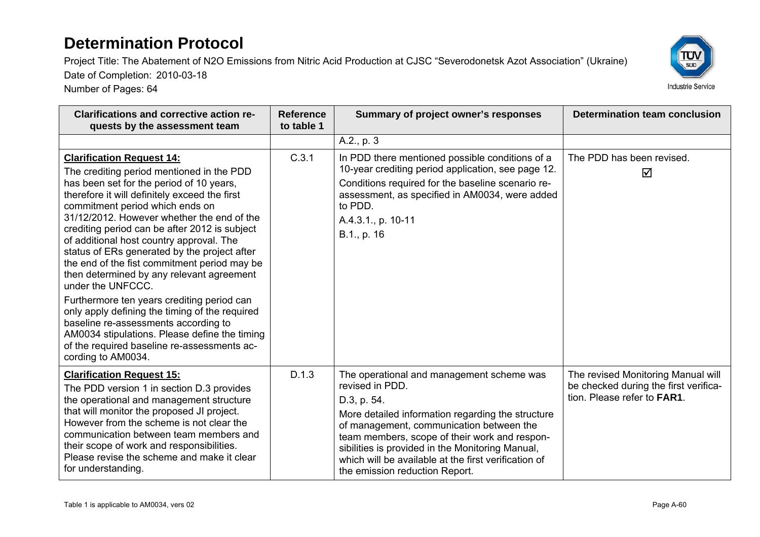| Clarifications and corrective action requests by the assessment team | Reference to table 1 | Summary of project owner's responses | Determination team conclusion |
|---|---|---|---|
| | | A.2., p. 3 | |
| **Clarification Request 14:**<br>The crediting period mentioned in the PDD has been set for the period of 10 years, therefore it will definitely exceed the first commitment period which ends on 31/12/2012. However whether the end of the crediting period can be after 2012 is subject of additional host country approval. The status of ERs generated by the project after the end of the fist commitment period may be then determined by any relevant agreement under the UNFCCC.<br>Furthermore ten years crediting period can only apply defining the timing of the required baseline re-assessments according to AM0034 stipulations. Please define the timing of the required baseline re-assessments according to AM0034. | C.3.1 | In PDD there mentioned possible conditions of a 10-year crediting period application, see page 12.<br>Conditions required for the baseline scenario re-assessment, as specified in AM0034, were added to PDD.<br>A.4.3.1., p. 10-11<br>B.1., p. 16 | The PDD has been revised.<br>☑ |
| **Clarification Request 15:**<br>The PDD version 1 in section D.3 provides the operational and management structure that will monitor the proposed JI project. However from the scheme is not clear the communication between team members and their scope of work and responsibilities. Please revise the scheme and make it clear for understanding. | D.1.3 | The operational and management scheme was revised in PDD.<br>D.3, p. 54.<br>More detailed information regarding the structure of management, communication between the team members, scope of their work and responsibilities is provided in the Monitoring Manual, which will be available at the first verification of the emission reduction Report. | The revised Monitoring Manual will be checked during the first verification. Please refer to **FAR1**. |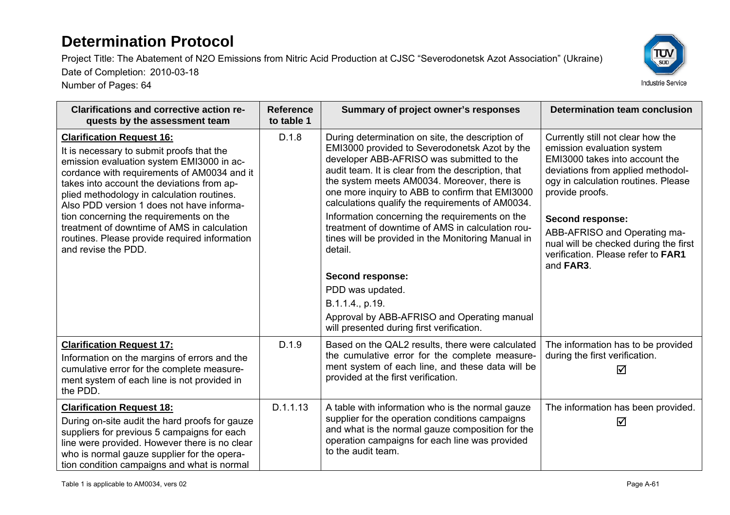| Clarifications and corrective action requests by the assessment team | Reference to table 1 | Summary of project owner's responses | Determination team conclusion |
|---|---|---|---|
| **Clarification Request 16:**<br>It is necessary to submit proofs that the emission evaluation system EMI3000 in accordance with requirements of AM0034 and it takes into account the deviations from applied methodology in calculation routines. Also PDD version 1 does not have information concerning the requirements on the treatment of downtime of AMS in calculation routines. Please provide required information and revise the PDD. | D.1.8 | During determination on site, the description of EMI3000 provided to Severodonetsk Azot by the developer ABB-AFRISO was submitted to the audit team. It is clear from the description, that the system meets AM0034. Moreover, there is one more inquiry to ABB to confirm that EMI3000 calculations qualify the requirements of AM0034.<br>Information concerning the requirements on the treatment of downtime of AMS in calculation routines will be provided in the Monitoring Manual in detail.<br><br>**Second response:**<br>PDD was updated.<br>B.1.1.4., p.19.<br>Approval by ABB-AFRISO and Operating manual will presented during first verification. | Currently still not clear how the emission evaluation system EMI3000 takes into account the deviations from applied methodology in calculation routines. Please provide proofs.<br><br>**Second response:**<br>ABB-AFRISO and Operating manual will be checked during the first verification. Please refer to **FAR1** and **FAR3**. |
| **Clarification Request 17:**<br>Information on the margins of errors and the cumulative error for the complete measurement system of each line is not provided in the PDD. | D.1.9 | Based on the QAL2 results, there were calculated the cumulative error for the complete measurement system of each line, and these data will be provided at the first verification. | The information has to be provided during the first verification.<br>☑ |
| **Clarification Request 18:**<br>During on-site audit the hard proofs for gauze suppliers for previous 5 campaigns for each line were provided. However there is no clear who is normal gauze supplier for the operation condition campaigns and what is normal | D.1.1.13 | A table with information who is the normal gauze supplier for the operation conditions campaigns and what is the normal gauze composition for the operation campaigns for each line was provided to the audit team. | The information has been provided.<br>☑ |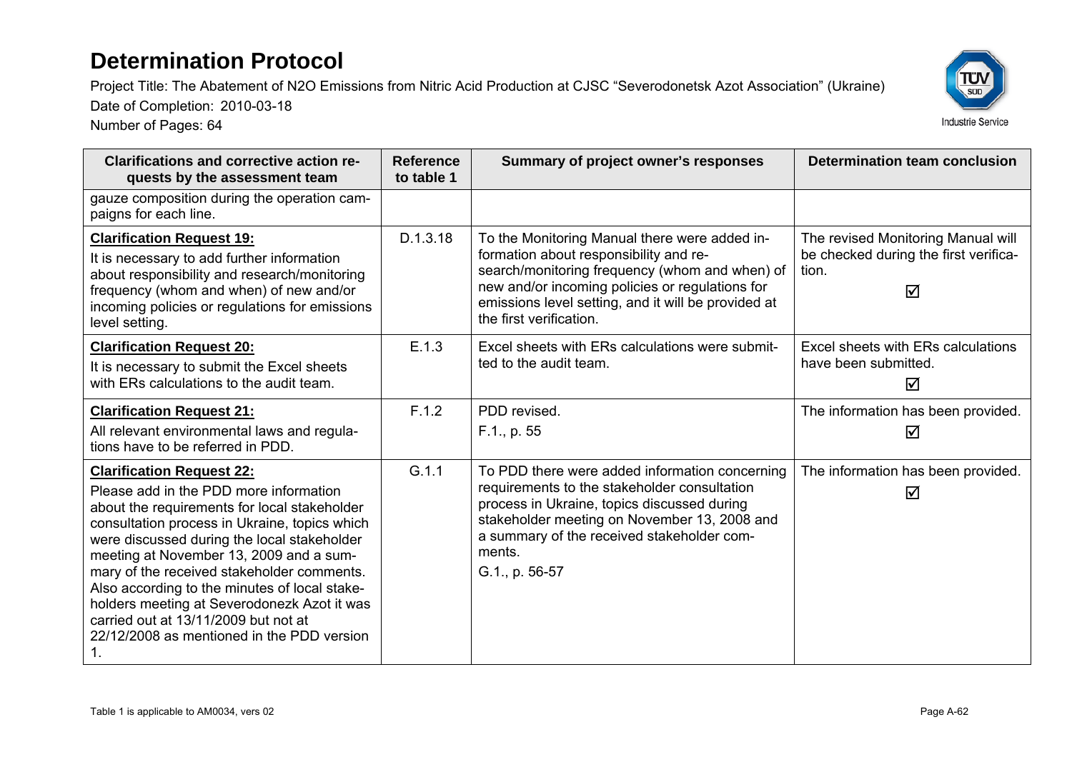# Determination Protocol

Project Title: The Abatement of N2O Emissions from Nitric Acid Production at CJSC "Severodonetsk Azot Association" (Ukraine)

Date of Completion: 2010-03-18

Number of Pages: 64

| Clarifications and corrective action requests by the assessment team | Reference to table 1 | Summary of project owner's responses | Determination team conclusion |
|---|---|---|---|
| gauze composition during the operation campaigns for each line. | | | |
| **Clarification Request 19:** It is necessary to add further information about responsibility and research/monitoring frequency (whom and when) of new and/or incoming policies or regulations for emissions level setting. | D.1.3.18 | To the Monitoring Manual there were added information about responsibility and research/monitoring frequency (whom and when) of new and/or incoming policies or regulations for emissions level setting, and it will be provided at the first verification. | The revised Monitoring Manual will be checked during the first verification. ☑ |
| **Clarification Request 20:** It is necessary to submit the Excel sheets with ERs calculations to the audit team. | E.1.3 | Excel sheets with ERs calculations were submitted to the audit team. | Excel sheets with ERs calculations have been submitted. ☑ |
| **Clarification Request 21:** All relevant environmental laws and regulations have to be referred in PDD. | F.1.2 | PDD revised. F.1., p. 55 | The information has been provided. ☑ |
| **Clarification Request 22:** Please add in the PDD more information about the requirements for local stakeholder consultation process in Ukraine, topics which were discussed during the local stakeholder meeting at November 13, 2009 and a summary of the received stakeholder comments. Also according to the minutes of local stakeholders meeting at Severodonezk Azot it was carried out at 13/11/2009 but not at 22/12/2008 as mentioned in the PDD version 1. | G.1.1 | To PDD there were added information concerning requirements to the stakeholder consultation process in Ukraine, topics discussed during stakeholder meeting on November 13, 2008 and a summary of the received stakeholder comments. G.1., p. 56-57 | The information has been provided. ☑ |

Table 1 is applicable to AM0034, vers 02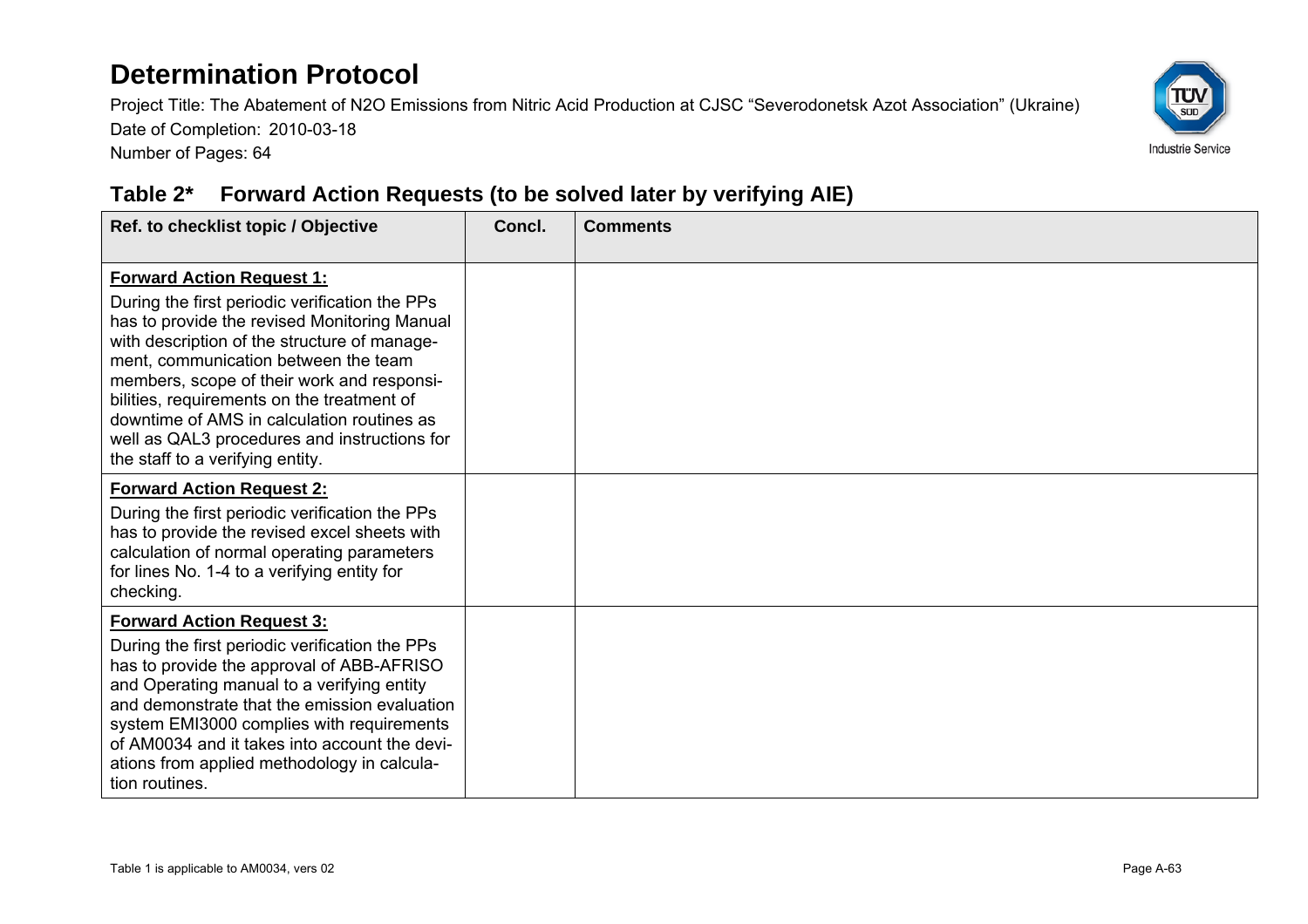## Table 2* Forward Action Requests (to be solved later by verifying AIE)

| Ref. to checklist topic / Objective | Concl. | Comments |
|---|---|---|
| **Forward Action Request 1:** During the first periodic verification the PPs has to provide the revised Monitoring Manual with description of the structure of management, communication between the team members, scope of their work and responsibilities, requirements on the treatment of downtime of AMS in calculation routines as well as QAL3 procedures and instructions for the staff to a verifying entity. | | |
| **Forward Action Request 2:** During the first periodic verification the PPs has to provide the revised excel sheets with calculation of normal operating parameters for lines No. 1-4 to a verifying entity for checking. | | |
| **Forward Action Request 3:** During the first periodic verification the PPs has to provide the approval of ABB-AFRISO and Operating manual to a verifying entity and demonstrate that the emission evaluation system EMI3000 complies with requirements of AM0034 and it takes into account the deviations from applied methodology in calculation routines. | | |

Table 1 is applicable to AM0034, vers 02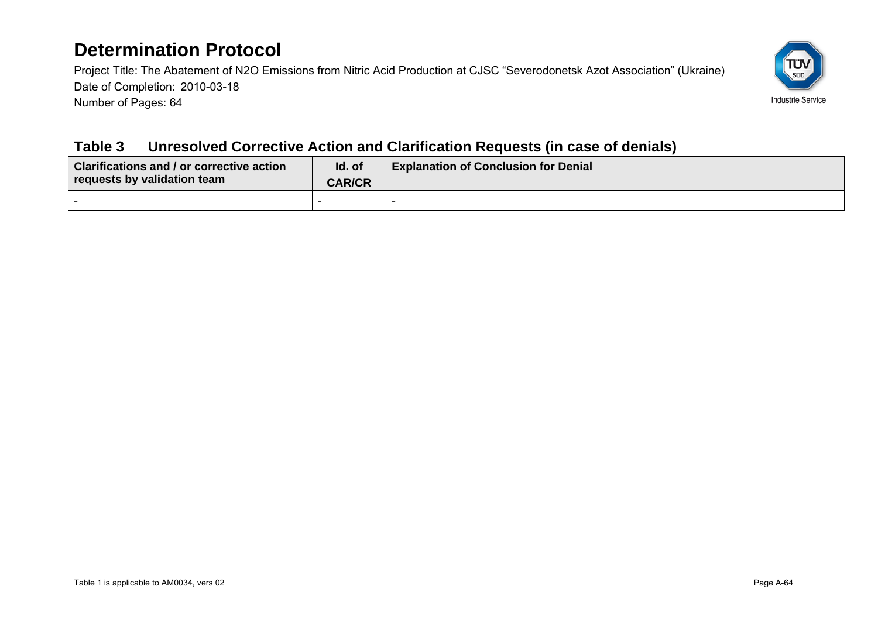# Determination Protocol

Project Title: The Abatement of N2O Emissions from Nitric Acid Production at CJSC "Severodonetsk Azot Association" (Ukraine)

Date of Completion: 2010-03-18

Number of Pages: 64

## Table 3 Unresolved Corrective Action and Clarification Requests (in case of denials)

| Clarifications and / or corrective action requests by validation team | Id. of CAR/CR | Explanation of Conclusion for Denial |
|---|---|---|
| - | - | - |

Table 1 is applicable to AM0034, vers 02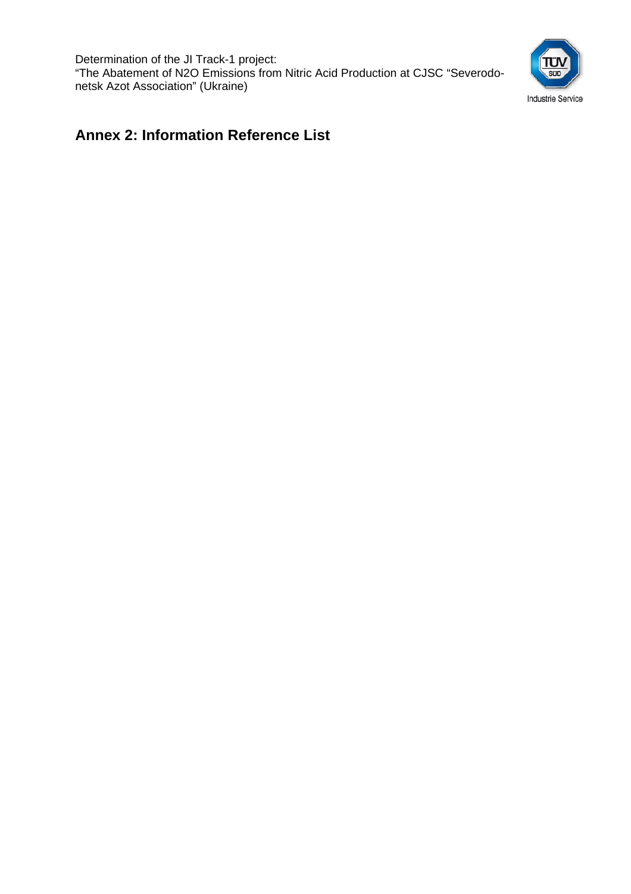## Annex 2: Information Reference List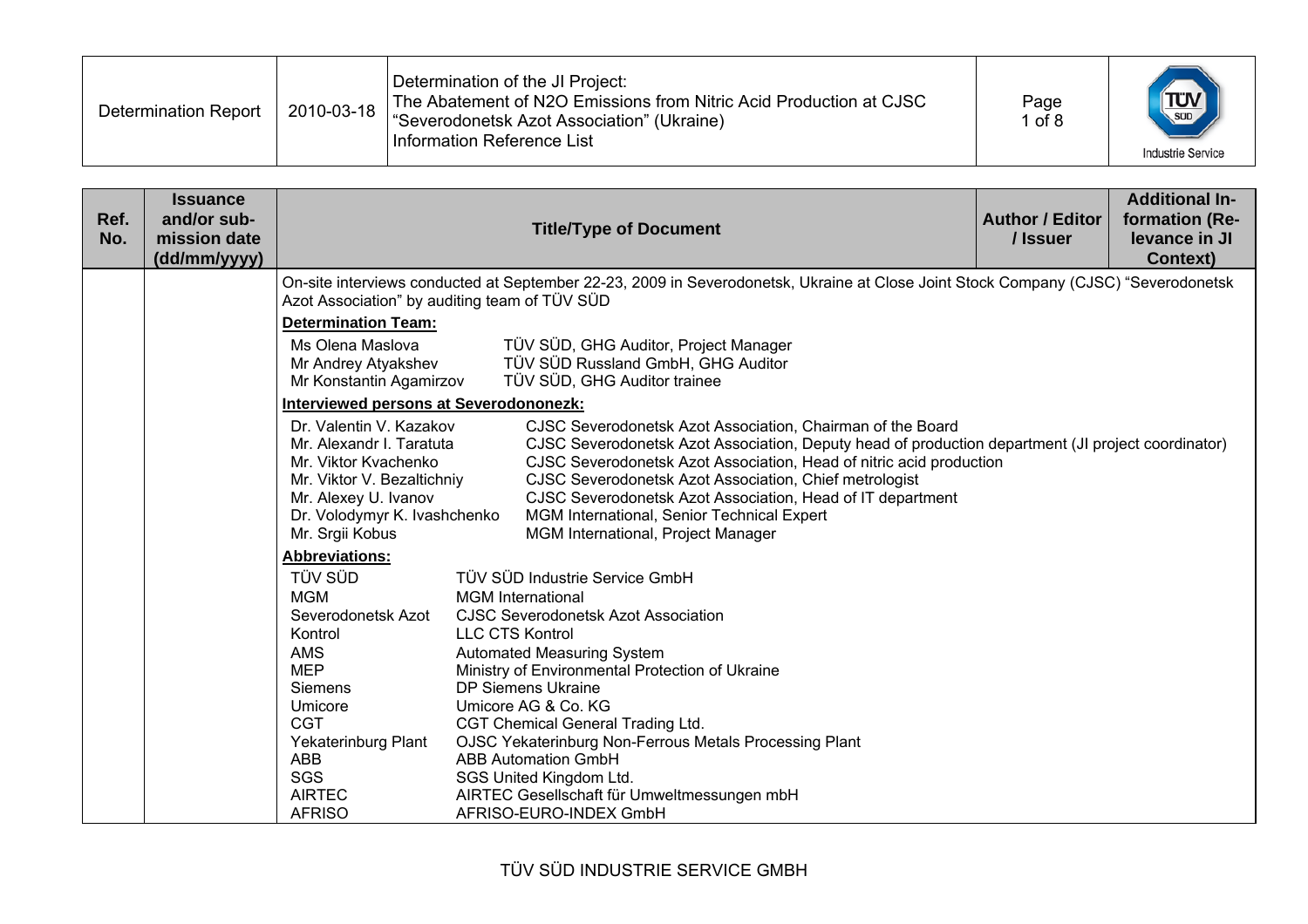| Ref. No. | Issuance and/or sub-mission date (dd/mm/yyyy) | Title/Type of Document | Author / Editor / Issuer | Additional In-formation (Re-levance in JI Context) |
|---|---|---|---|---|

On-site interviews conducted at September 22-23, 2009 in Severodonetsk, Ukraine at Close Joint Stock Company (CJSC) "Severodonetsk Azot Association" by auditing team of TÜV SÜD

**Determination Team:**

| | |
|---|---|
| Ms Olena Maslova | TÜV SÜD, GHG Auditor, Project Manager |
| Mr Andrey Atyakshev | TÜV SÜD Russland GmbH, GHG Auditor |
| Mr Konstantin Agamirzov | TÜV SÜD, GHG Auditor trainee |

**Interviewed persons at Severodononezk:**

| | |
|---|---|
| Dr. Valentin V. Kazakov | CJSC Severodonetsk Azot Association, Chairman of the Board |
| Mr. Alexandr I. Taratuta | CJSC Severodonetsk Azot Association, Deputy head of production department (JI project coordinator) |
| Mr. Viktor Kvachenko | CJSC Severodonetsk Azot Association, Head of nitric acid production |
| Mr. Viktor V. Bezaltichniy | CJSC Severodonetsk Azot Association, Chief metrologist |
| Mr. Alexey U. Ivanov | CJSC Severodonetsk Azot Association, Head of IT department |
| Dr. Volodymyr K. Ivashchenko | MGM International, Senior Technical Expert |
| Mr. Srgii Kobus | MGM International, Project Manager |

**Abbreviations:**

| | |
|---|---|
| TÜV SÜD | TÜV SÜD Industrie Service GmbH |
| MGM | MGM International |
| Severodonetsk Azot | CJSC Severodonetsk Azot Association |
| Kontrol | LLC CTS Kontrol |
| AMS | Automated Measuring System |
| MEP | Ministry of Environmental Protection of Ukraine |
| Siemens | DP Siemens Ukraine |
| Umicore | Umicore AG & Co. KG |
| CGT | CGT Chemical General Trading Ltd. |
| Yekaterinburg Plant | OJSC Yekaterinburg Non-Ferrous Metals Processing Plant |
| ABB | ABB Automation GmbH |
| SGS | SGS United Kingdom Ltd. |
| AIRTEC | AIRTEC Gesellschaft für Umweltmessungen mbH |
| AFRISO | AFRISO-EURO-INDEX GmbH |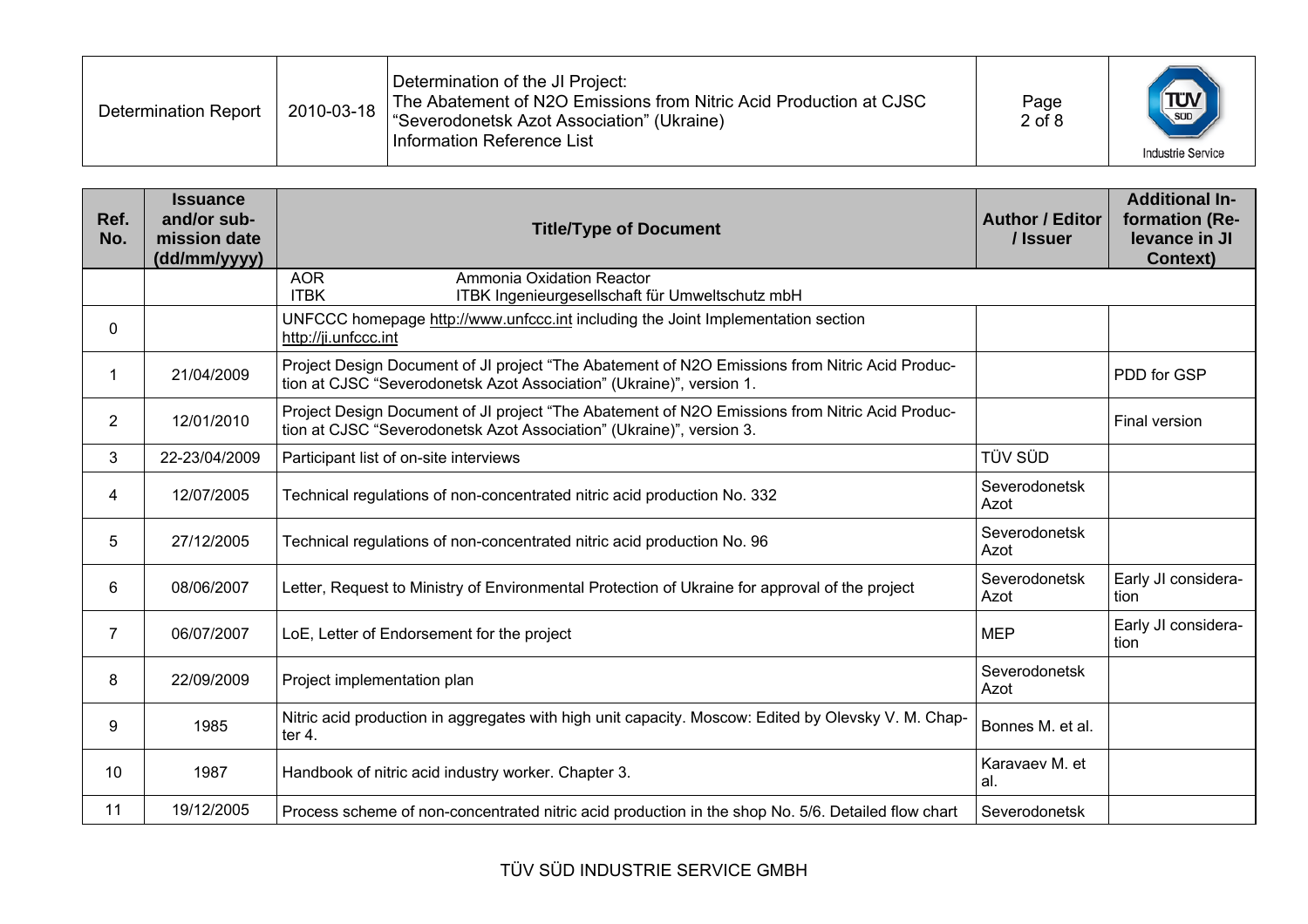| Ref. No. | Issuance and/or submission date (dd/mm/yyyy) | Title/Type of Document | Author / Editor / Issuer | Additional Information (Relevance in JI Context) |
|---|---|---|---|---|
| | | AOR Ammonia Oxidation Reactor<br>ITBK ITBK Ingenieurgesellschaft für Umweltschutz mbH | | |
| 0 | | UNFCCC homepage http://www.unfccc.int including the Joint Implementation section http://ji.unfccc.int | | |
| 1 | 21/04/2009 | Project Design Document of JI project "The Abatement of N2O Emissions from Nitric Acid Production at CJSC "Severodonetsk Azot Association" (Ukraine)", version 1. | | PDD for GSP |
| 2 | 12/01/2010 | Project Design Document of JI project "The Abatement of N2O Emissions from Nitric Acid Production at CJSC "Severodonetsk Azot Association" (Ukraine)", version 3. | | Final version |
| 3 | 22-23/04/2009 | Participant list of on-site interviews | TÜV SÜD | |
| 4 | 12/07/2005 | Technical regulations of non-concentrated nitric acid production No. 332 | Severodonetsk Azot | |
| 5 | 27/12/2005 | Technical regulations of non-concentrated nitric acid production No. 96 | Severodonetsk Azot | |
| 6 | 08/06/2007 | Letter, Request to Ministry of Environmental Protection of Ukraine for approval of the project | Severodonetsk Azot | Early JI consideration |
| 7 | 06/07/2007 | LoE, Letter of Endorsement for the project | MEP | Early JI consideration |
| 8 | 22/09/2009 | Project implementation plan | Severodonetsk Azot | |
| 9 | 1985 | Nitric acid production in aggregates with high unit capacity. Moscow: Edited by Olevsky V. M. Chapter 4. | Bonnes M. et al. | |
| 10 | 1987 | Handbook of nitric acid industry worker. Chapter 3. | Karavaev M. et al. | |
| 11 | 19/12/2005 | Process scheme of non-concentrated nitric acid production in the shop No. 5/6. Detailed flow chart | Severodonetsk | |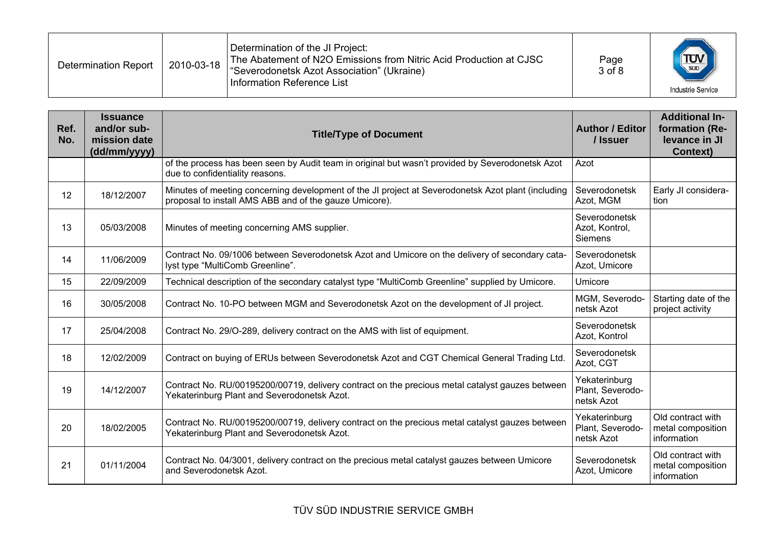| Ref. No. | Issuance and/or submission date (dd/mm/yyyy) | Title/Type of Document | Author / Editor / Issuer | Additional Information (Relevance in JI Context) |
|---|---|---|---|---|
| | | of the process has been seen by Audit team in original but wasn't provided by Severodonetsk Azot due to confidentiality reasons. | Azot | |
| 12 | 18/12/2007 | Minutes of meeting concerning development of the JI project at Severodonetsk Azot plant (including proposal to install AMS ABB and of the gauze Umicore). | Severodonetsk Azot, MGM | Early JI consideration |
| 13 | 05/03/2008 | Minutes of meeting concerning AMS supplier. | Severodonetsk Azot, Kontrol, Siemens | |
| 14 | 11/06/2009 | Contract No. 09/1006 between Severodonetsk Azot and Umicore on the delivery of secondary catalyst type "MultiComb Greenline". | Severodonetsk Azot, Umicore | |
| 15 | 22/09/2009 | Technical description of the secondary catalyst type "MultiComb Greenline" supplied by Umicore. | Umicore | |
| 16 | 30/05/2008 | Contract No. 10-PO between MGM and Severodonetsk Azot on the development of JI project. | MGM, Severodonetsk Azot | Starting date of the project activity |
| 17 | 25/04/2008 | Contract No. 29/O-289, delivery contract on the AMS with list of equipment. | Severodonetsk Azot, Kontrol | |
| 18 | 12/02/2009 | Contract on buying of ERUs between Severodonetsk Azot and CGT Chemical General Trading Ltd. | Severodonetsk Azot, CGT | |
| 19 | 14/12/2007 | Contract No. RU/00195200/00719, delivery contract on the precious metal catalyst gauzes between Yekaterinburg Plant and Severodonetsk Azot. | Yekaterinburg Plant, Severodonetsk Azot | |
| 20 | 18/02/2005 | Contract No. RU/00195200/00719, delivery contract on the precious metal catalyst gauzes between Yekaterinburg Plant and Severodonetsk Azot. | Yekaterinburg Plant, Severodonetsk Azot | Old contract with metal composition information |
| 21 | 01/11/2004 | Contract No. 04/3001, delivery contract on the precious metal catalyst gauzes between Umicore and Severodonetsk Azot. | Severodonetsk Azot, Umicore | Old contract with metal composition information |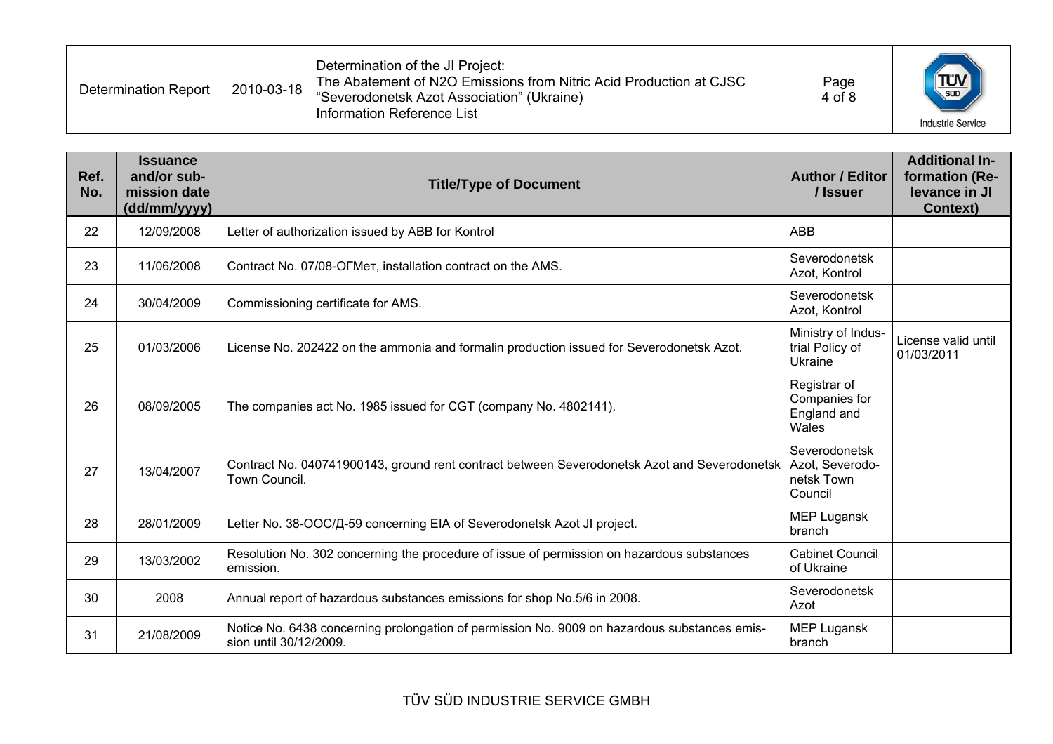| Ref. No. | Issuance and/or submission date (dd/mm/yyyy) | Title/Type of Document | Author / Editor / Issuer | Additional Information (Relevance in JI Context) |
|---|---|---|---|---|
| 22 | 12/09/2008 | Letter of authorization issued by ABB for Kontrol | ABB | |
| 23 | 11/06/2008 | Contract No. 07/08-ОГМет, installation contract on the AMS. | Severodonetsk Azot, Kontrol | |
| 24 | 30/04/2009 | Commissioning certificate for AMS. | Severodonetsk Azot, Kontrol | |
| 25 | 01/03/2006 | License No. 202422 on the ammonia and formalin production issued for Severodonetsk Azot. | Ministry of Industrial Policy of Ukraine | License valid until 01/03/2011 |
| 26 | 08/09/2005 | The companies act No. 1985 issued for CGT (company No. 4802141). | Registrar of Companies for England and Wales | |
| 27 | 13/04/2007 | Contract No. 040741900143, ground rent contract between Severodonetsk Azot and Severodonetsk Town Council. | Severodonetsk Azot, Severodonetsk Town Council | |
| 28 | 28/01/2009 | Letter No. 38-ООС/Д-59 concerning EIA of Severodonetsk Azot JI project. | MEP Lugansk branch | |
| 29 | 13/03/2002 | Resolution No. 302 concerning the procedure of issue of permission on hazardous substances emission. | Cabinet Council of Ukraine | |
| 30 | 2008 | Annual report of hazardous substances emissions for shop No.5/6 in 2008. | Severodonetsk Azot | |
| 31 | 21/08/2009 | Notice No. 6438 concerning prolongation of permission No. 9009 on hazardous substances emission until 30/12/2009. | MEP Lugansk branch | |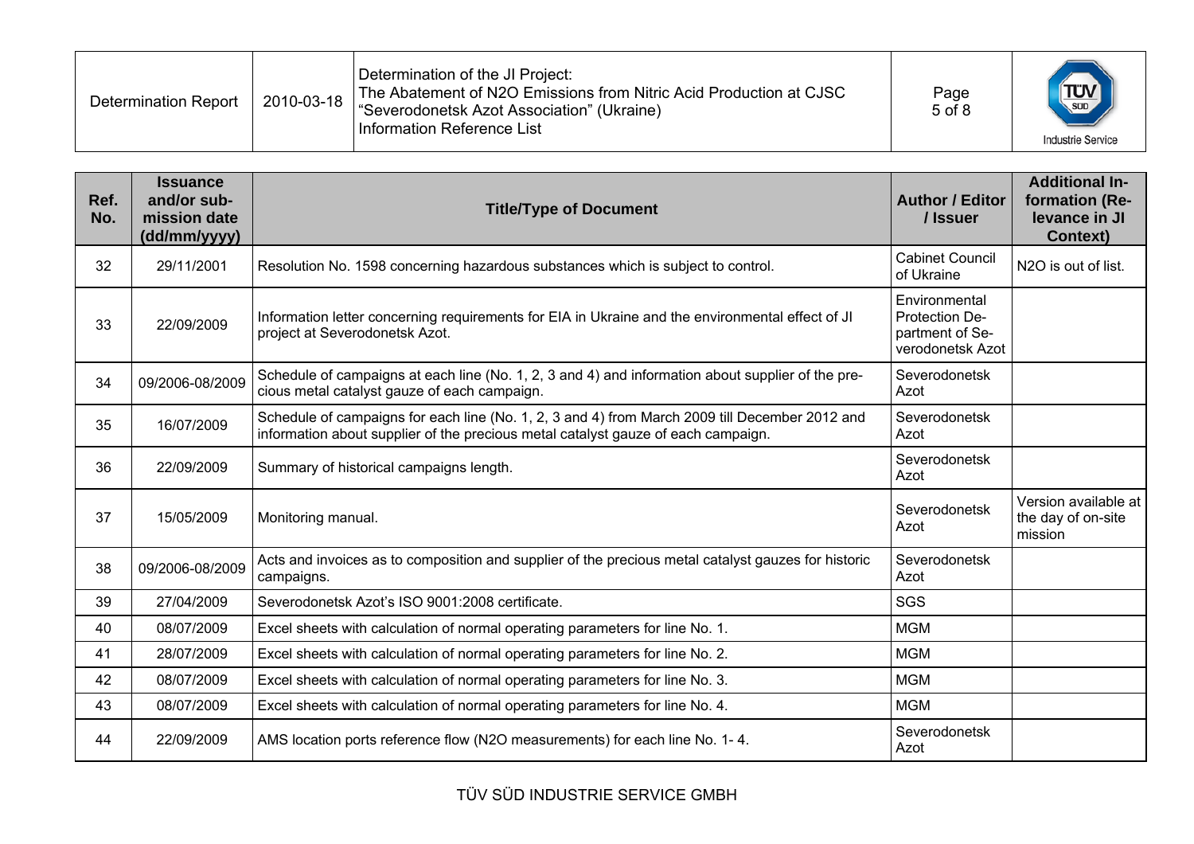| Ref. No. | Issuance and/or sub-mission date (dd/mm/yyyy) | Title/Type of Document | Author / Editor / Issuer | Additional In-formation (Re-levance in JI Context) |
|---|---|---|---|---|
| 32 | 29/11/2001 | Resolution No. 1598 concerning hazardous substances which is subject to control. | Cabinet Council of Ukraine | $N_2O$ is out of list. |
| 33 | 22/09/2009 | Information letter concerning requirements for EIA in Ukraine and the environmental effect of JI project at Severodonetsk Azot. | Environmental Protection De-partment of Se-verodonetsk Azot | |
| 34 | 09/2006-08/2009 | Schedule of campaigns at each line (No. 1, 2, 3 and 4) and information about supplier of the pre-cious metal catalyst gauze of each campaign. | Severodonetsk Azot | |
| 35 | 16/07/2009 | Schedule of campaigns for each line (No. 1, 2, 3 and 4) from March 2009 till December 2012 and information about supplier of the precious metal catalyst gauze of each campaign. | Severodonetsk Azot | |
| 36 | 22/09/2009 | Summary of historical campaigns length. | Severodonetsk Azot | |
| 37 | 15/05/2009 | Monitoring manual. | Severodonetsk Azot | Version available at the day of on-site mission |
| 38 | 09/2006-08/2009 | Acts and invoices as to composition and supplier of the precious metal catalyst gauzes for historic campaigns. | Severodonetsk Azot | |
| 39 | 27/04/2009 | Severodonetsk Azot's ISO 9001:2008 certificate. | SGS | |
| 40 | 08/07/2009 | Excel sheets with calculation of normal operating parameters for line No. 1. | MGM | |
| 41 | 28/07/2009 | Excel sheets with calculation of normal operating parameters for line No. 2. | MGM | |
| 42 | 08/07/2009 | Excel sheets with calculation of normal operating parameters for line No. 3. | MGM | |
| 43 | 08/07/2009 | Excel sheets with calculation of normal operating parameters for line No. 4. | MGM | |
| 44 | 22/09/2009 | AMS location ports reference flow ($N_2O$ measurements) for each line No. 1- 4. | Severodonetsk Azot | |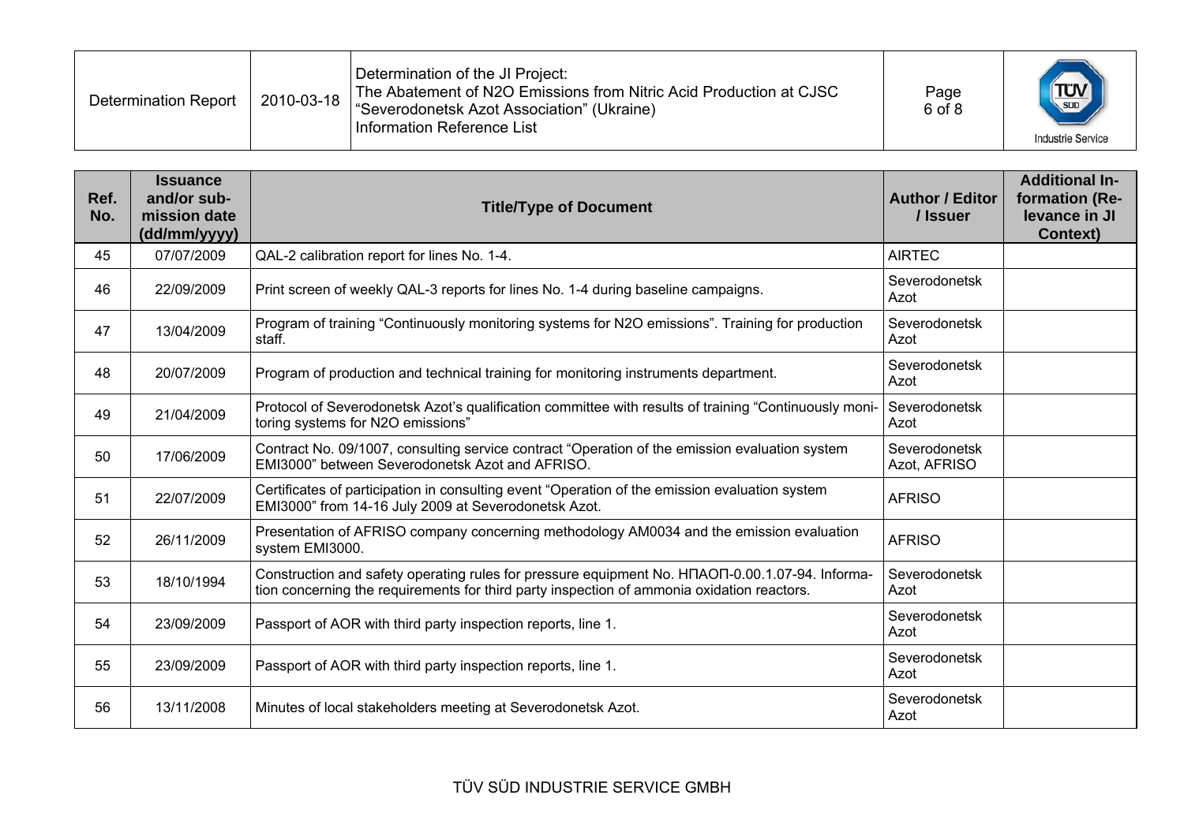| Ref. No. | Issuance and/or sub-mission date (dd/mm/yyyy) | Title/Type of Document | Author / Editor / Issuer | Additional In-formation (Re-levance in JI Context) |
|---|---|---|---|---|
| 45 | 07/07/2009 | QAL-2 calibration report for lines No. 1-4. | AIRTEC | |
| 46 | 22/09/2009 | Print screen of weekly QAL-3 reports for lines No. 1-4 during baseline campaigns. | Severodonetsk Azot | |
| 47 | 13/04/2009 | Program of training “Continuously monitoring systems for N2O emissions”. Training for production staff. | Severodonetsk Azot | |
| 48 | 20/07/2009 | Program of production and technical training for monitoring instruments department. | Severodonetsk Azot | |
| 49 | 21/04/2009 | Protocol of Severodonetsk Azot’s qualification committee with results of training “Continuously monitoring systems for N2O emissions” | Severodonetsk Azot | |
| 50 | 17/06/2009 | Contract No. 09/1007, consulting service contract “Operation of the emission evaluation system EMI3000” between Severodonetsk Azot and AFRISO. | Severodonetsk Azot, AFRISO | |
| 51 | 22/07/2009 | Certificates of participation in consulting event “Operation of the emission evaluation system EMI3000” from 14-16 July 2009 at Severodonetsk Azot. | AFRISO | |
| 52 | 26/11/2009 | Presentation of AFRISO company concerning methodology AM0034 and the emission evaluation system EMI3000. | AFRISO | |
| 53 | 18/10/1994 | Construction and safety operating rules for pressure equipment No. НПАОП-0.00.1.07-94. Information concerning the requirements for third party inspection of ammonia oxidation reactors. | Severodonetsk Azot | |
| 54 | 23/09/2009 | Passport of AOR with third party inspection reports, line 1. | Severodonetsk Azot | |
| 55 | 23/09/2009 | Passport of AOR with third party inspection reports, line 1. | Severodonetsk Azot | |
| 56 | 13/11/2008 | Minutes of local stakeholders meeting at Severodonetsk Azot. | Severodonetsk Azot | |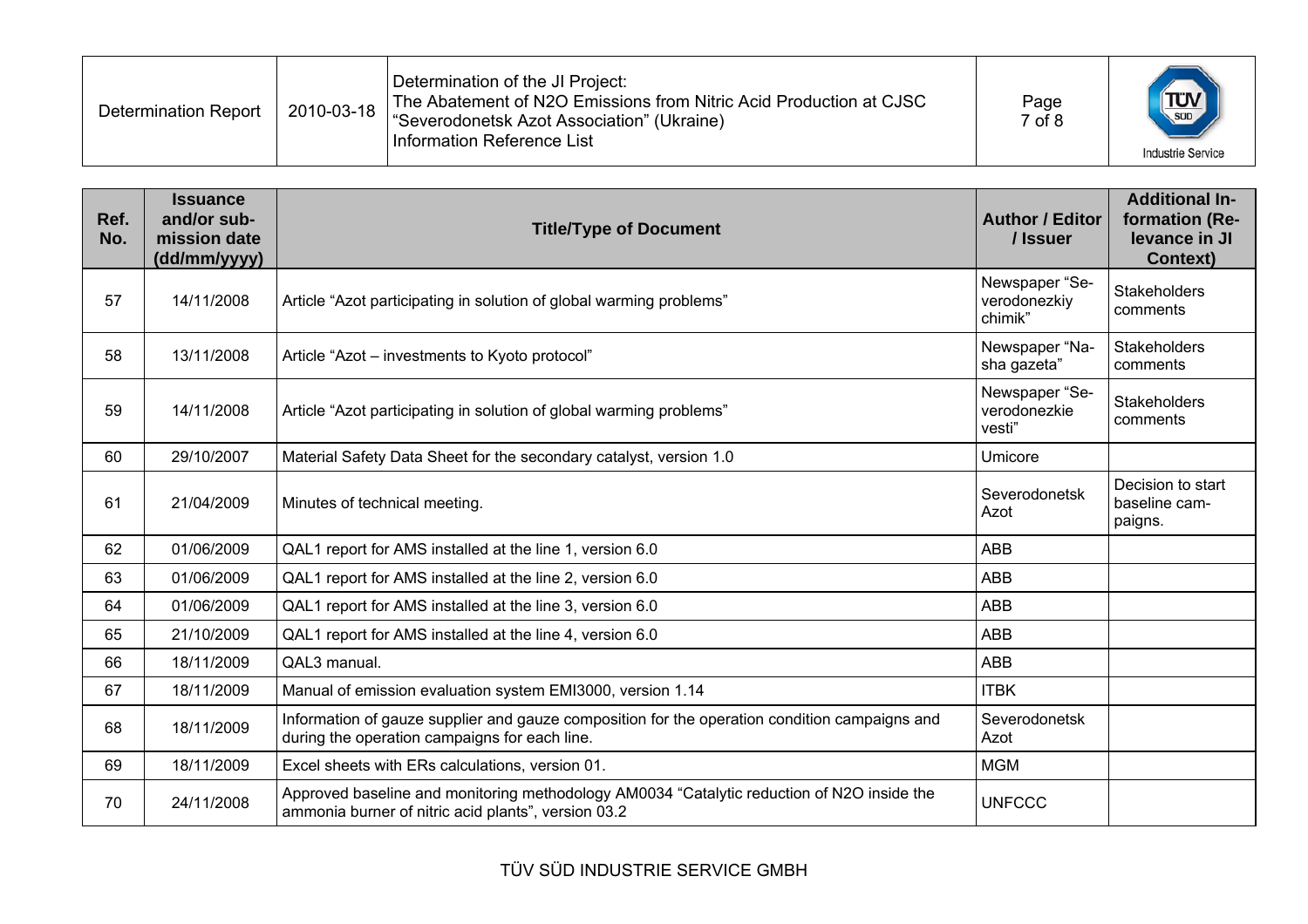| Ref. No. | Issuance and/or sub-mission date (dd/mm/yyyy) | Title/Type of Document | Author / Editor / Issuer | Additional In-formation (Re-levance in JI Context) |
|---|---|---|---|---|
| 57 | 14/11/2008 | Article "Azot participating in solution of global warming problems" | Newspaper "Se-verodonezkiy chimik" | Stakeholders comments |
| 58 | 13/11/2008 | Article "Azot – investments to Kyoto protocol" | Newspaper "Na-sha gazeta" | Stakeholders comments |
| 59 | 14/11/2008 | Article "Azot participating in solution of global warming problems" | Newspaper "Se-verodonezkie vesti" | Stakeholders comments |
| 60 | 29/10/2007 | Material Safety Data Sheet for the secondary catalyst, version 1.0 | Umicore | |
| 61 | 21/04/2009 | Minutes of technical meeting. | Severodonetsk Azot | Decision to start baseline cam-paigns. |
| 62 | 01/06/2009 | QAL1 report for AMS installed at the line 1, version 6.0 | ABB | |
| 63 | 01/06/2009 | QAL1 report for AMS installed at the line 2, version 6.0 | ABB | |
| 64 | 01/06/2009 | QAL1 report for AMS installed at the line 3, version 6.0 | ABB | |
| 65 | 21/10/2009 | QAL1 report for AMS installed at the line 4, version 6.0 | ABB | |
| 66 | 18/11/2009 | QAL3 manual. | ABB | |
| 67 | 18/11/2009 | Manual of emission evaluation system EMI3000, version 1.14 | ITBK | |
| 68 | 18/11/2009 | Information of gauze supplier and gauze composition for the operation condition campaigns and during the operation campaigns for each line. | Severodonetsk Azot | |
| 69 | 18/11/2009 | Excel sheets with ERs calculations, version 01. | MGM | |
| 70 | 24/11/2008 | Approved baseline and monitoring methodology AM0034 "Catalytic reduction of N2O inside the ammonia burner of nitric acid plants", version 03.2 | UNFCCC | |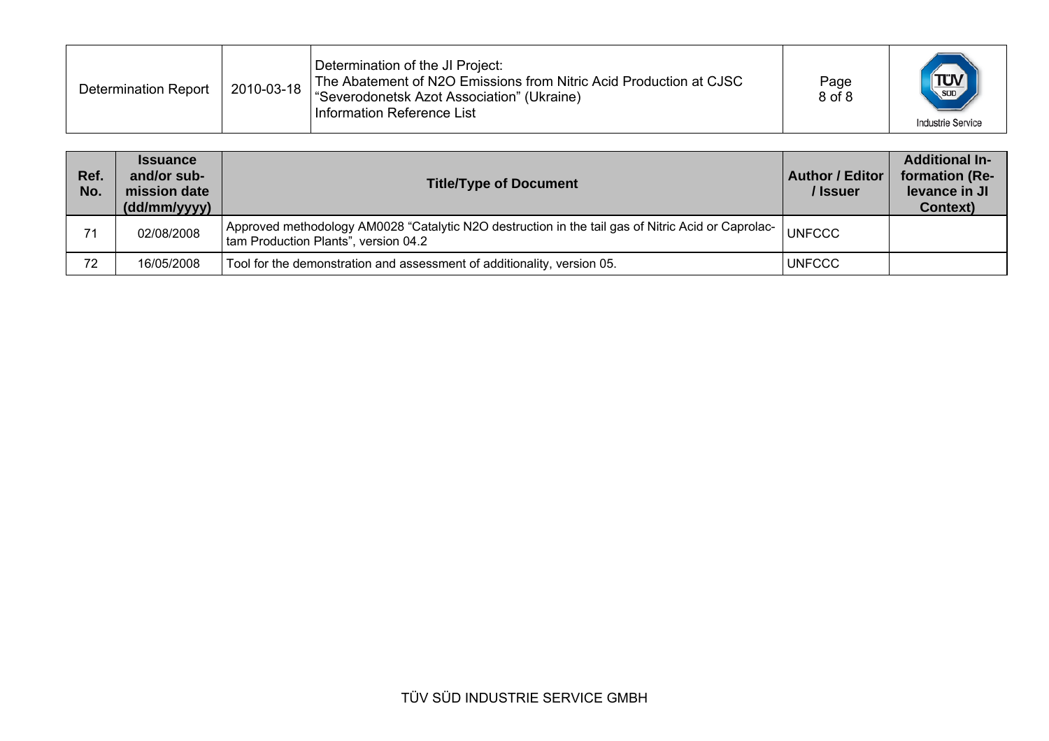| Ref. No. | Issuance and/or submission date (dd/mm/yyyy) | Title/Type of Document | Author / Editor / Issuer | Additional Information (Relevance in JI Context) |
|---|---|---|---|---|
| 71 | 02/08/2008 | Approved methodology AM0028 "Catalytic N2O destruction in the tail gas of Nitric Acid or Caprolactam Production Plants", version 04.2 | UNFCCC | |
| 72 | 16/05/2008 | Tool for the demonstration and assessment of additionality, version 05. | UNFCCC | |